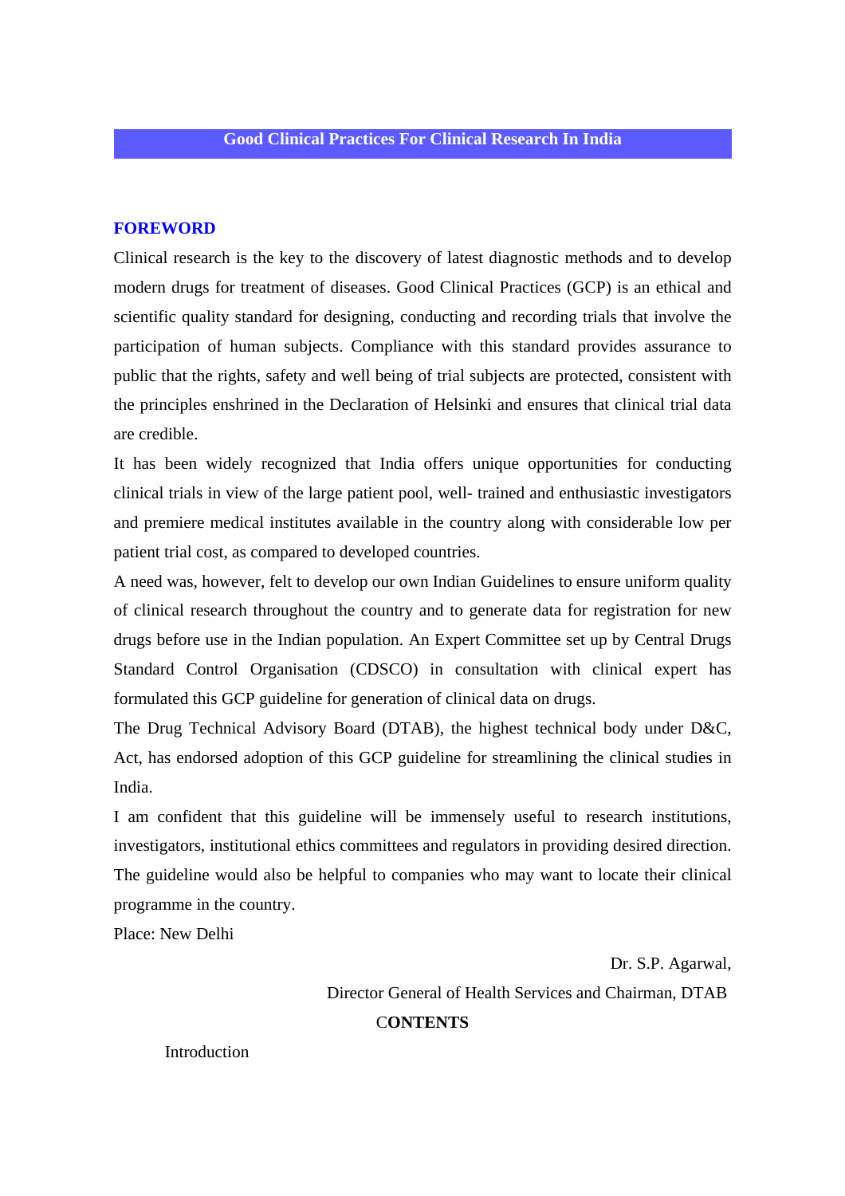# Good Clinical Practices For Clinical Research In India

## FOREWORD

Clinical research is the key to the discovery of latest diagnostic methods and to develop modern drugs for treatment of diseases. Good Clinical Practices (GCP) is an ethical and scientific quality standard for designing, conducting and recording trials that involve the participation of human subjects. Compliance with this standard provides assurance to public that the rights, safety and well being of trial subjects are protected, consistent with the principles enshrined in the Declaration of Helsinki and ensures that clinical trial data are credible.

It has been widely recognized that India offers unique opportunities for conducting clinical trials in view of the large patient pool, well- trained and enthusiastic investigators and premiere medical institutes available in the country along with considerable low per patient trial cost, as compared to developed countries.

A need was, however, felt to develop our own Indian Guidelines to ensure uniform quality of clinical research throughout the country and to generate data for registration for new drugs before use in the Indian population. An Expert Committee set up by Central Drugs Standard Control Organisation (CDSCO) in consultation with clinical expert has formulated this GCP guideline for generation of clinical data on drugs.

The Drug Technical Advisory Board (DTAB), the highest technical body under D&C, Act, has endorsed adoption of this GCP guideline for streamlining the clinical studies in India.

I am confident that this guideline will be immensely useful to research institutions, investigators, institutional ethics committees and regulators in providing desired direction. The guideline would also be helpful to companies who may want to locate their clinical programme in the country.

Place: New Delhi

Dr. S.P. Agarwal,
Director General of Health Services and Chairman, DTAB

## CONTENTS

Introduction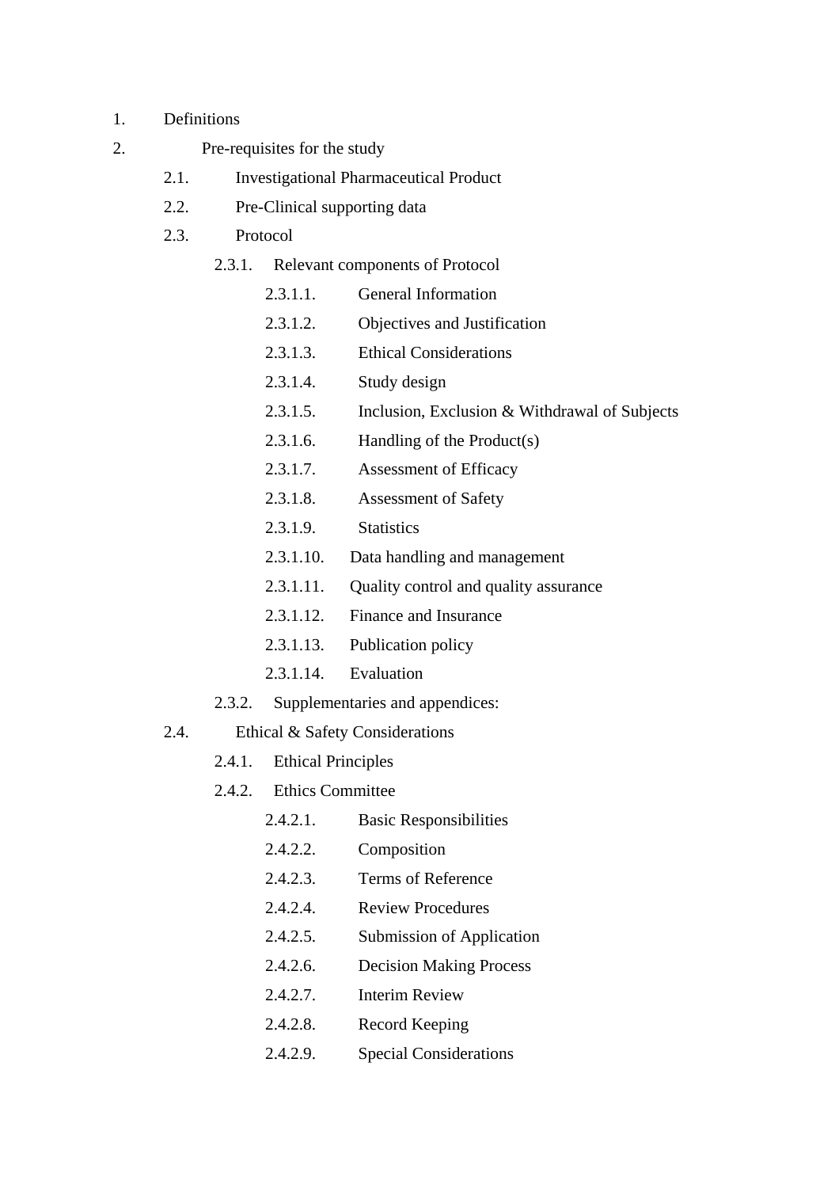1. Definitions
2. Pre-requisites for the study
    - 2.1. Investigational Pharmaceutical Product
    - 2.2. Pre-Clinical supporting data
    - 2.3. Protocol
        - 2.3.1. Relevant components of Protocol
            - 2.3.1.1. General Information
            - 2.3.1.2. Objectives and Justification
            - 2.3.1.3. Ethical Considerations
            - 2.3.1.4. Study design
            - 2.3.1.5. Inclusion, Exclusion & Withdrawal of Subjects
            - 2.3.1.6. Handling of the Product(s)
            - 2.3.1.7. Assessment of Efficacy
            - 2.3.1.8. Assessment of Safety
            - 2.3.1.9. Statistics
            - 2.3.1.10. Data handling and management
            - 2.3.1.11. Quality control and quality assurance
            - 2.3.1.12. Finance and Insurance
            - 2.3.1.13. Publication policy
            - 2.3.1.14. Evaluation
        - 2.3.2. Supplementaries and appendices:
    - 2.4. Ethical & Safety Considerations
        - 2.4.1. Ethical Principles
        - 2.4.2. Ethics Committee
            - 2.4.2.1. Basic Responsibilities
            - 2.4.2.2. Composition
            - 2.4.2.3. Terms of Reference
            - 2.4.2.4. Review Procedures
            - 2.4.2.5. Submission of Application
            - 2.4.2.6. Decision Making Process
            - 2.4.2.7. Interim Review
            - 2.4.2.8. Record Keeping
            - 2.4.2.9. Special Considerations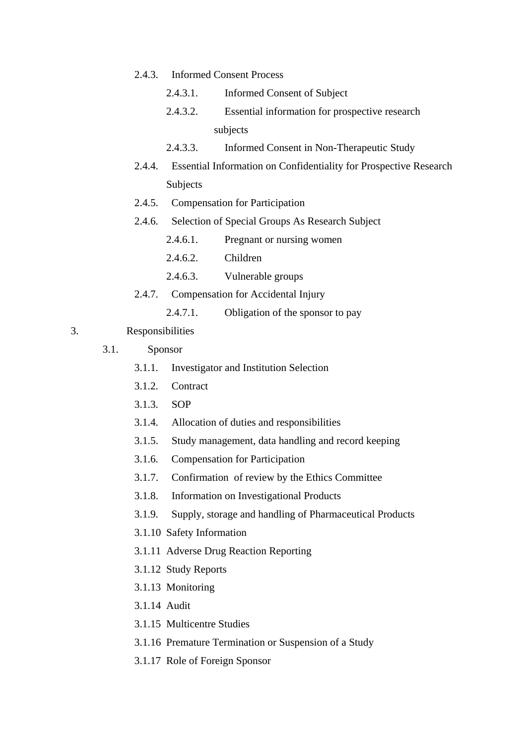- 2.4.3. Informed Consent Process
  - 2.4.3.1. Informed Consent of Subject
  - 2.4.3.2. Essential information for prospective research subjects
  - 2.4.3.3. Informed Consent in Non-Therapeutic Study
- 2.4.4. Essential Information on Confidentiality for Prospective Research Subjects
- 2.4.5. Compensation for Participation
- 2.4.6. Selection of Special Groups As Research Subject
  - 2.4.6.1. Pregnant or nursing women
  - 2.4.6.2. Children
  - 2.4.6.3. Vulnerable groups
- 2.4.7. Compensation for Accidental Injury
  - 2.4.7.1. Obligation of the sponsor to pay

3. Responsibilities

- 3.1. Sponsor
  - 3.1.1. Investigator and Institution Selection
  - 3.1.2. Contract
  - 3.1.3. SOP
  - 3.1.4. Allocation of duties and responsibilities
  - 3.1.5. Study management, data handling and record keeping
  - 3.1.6. Compensation for Participation
  - 3.1.7. Confirmation of review by the Ethics Committee
  - 3.1.8. Information on Investigational Products
  - 3.1.9. Supply, storage and handling of Pharmaceutical Products
  - 3.1.10 Safety Information
  - 3.1.11 Adverse Drug Reaction Reporting
  - 3.1.12 Study Reports
  - 3.1.13 Monitoring
  - 3.1.14 Audit
  - 3.1.15 Multicentre Studies
  - 3.1.16 Premature Termination or Suspension of a Study
  - 3.1.17 Role of Foreign Sponsor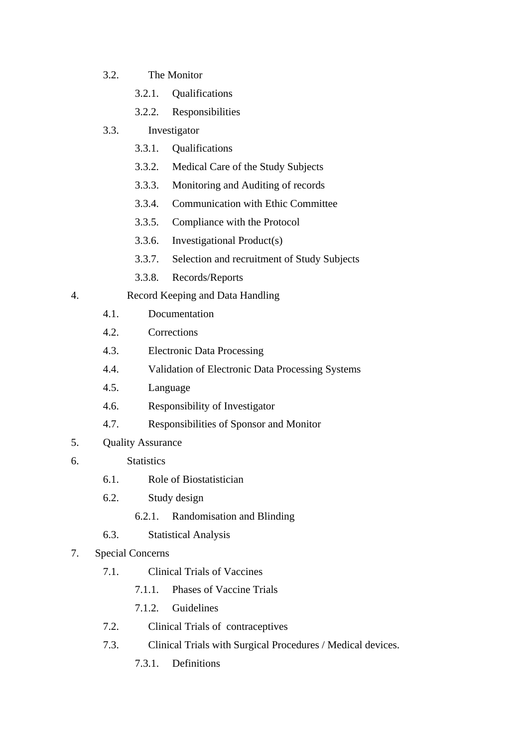- 3.2. The Monitor
  - 3.2.1. Qualifications
  - 3.2.2. Responsibilities
- 3.3. Investigator
  - 3.3.1. Qualifications
  - 3.3.2. Medical Care of the Study Subjects
  - 3.3.3. Monitoring and Auditing of records
  - 3.3.4. Communication with Ethic Committee
  - 3.3.5. Compliance with the Protocol
  - 3.3.6. Investigational Product(s)
  - 3.3.7. Selection and recruitment of Study Subjects
  - 3.3.8. Records/Reports

4. Record Keeping and Data Handling
   - 4.1. Documentation
   - 4.2. Corrections
   - 4.3. Electronic Data Processing
   - 4.4. Validation of Electronic Data Processing Systems
   - 4.5. Language
   - 4.6. Responsibility of Investigator
   - 4.7. Responsibilities of Sponsor and Monitor
5. Quality Assurance
6. Statistics
   - 6.1. Role of Biostatistician
   - 6.2. Study design
     - 6.2.1. Randomisation and Blinding
   - 6.3. Statistical Analysis
7. Special Concerns
   - 7.1. Clinical Trials of Vaccines
     - 7.1.1. Phases of Vaccine Trials
     - 7.1.2. Guidelines
   - 7.2. Clinical Trials of contraceptives
   - 7.3. Clinical Trials with Surgical Procedures / Medical devices.
     - 7.3.1. Definitions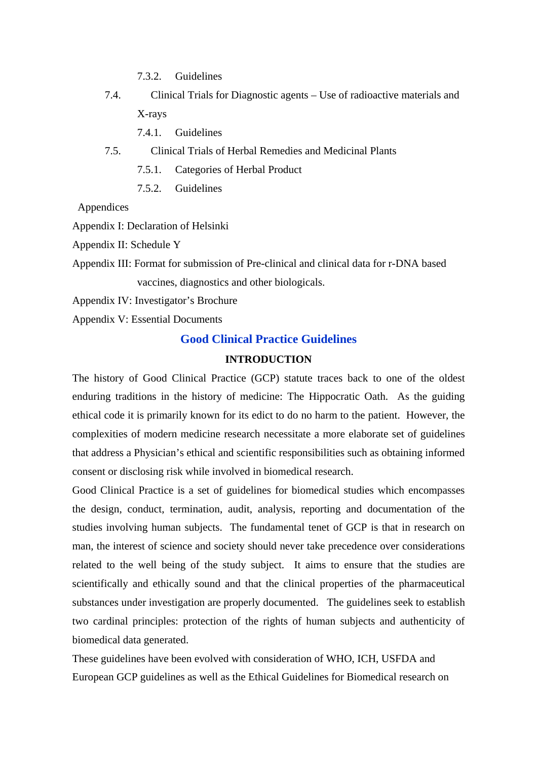7.3.2. Guidelines

7.4. Clinical Trials for Diagnostic agents – Use of radioactive materials and X-rays

7.4.1. Guidelines

7.5. Clinical Trials of Herbal Remedies and Medicinal Plants

7.5.1. Categories of Herbal Product

7.5.2. Guidelines

Appendices

Appendix I: Declaration of Helsinki

Appendix II: Schedule Y

Appendix III: Format for submission of Pre-clinical and clinical data for r-DNA based vaccines, diagnostics and other biologicals.

Appendix IV: Investigator's Brochure

Appendix V: Essential Documents

# Good Clinical Practice Guidelines

## INTRODUCTION

The history of Good Clinical Practice (GCP) statute traces back to one of the oldest enduring traditions in the history of medicine: The Hippocratic Oath. As the guiding ethical code it is primarily known for its edict to do no harm to the patient. However, the complexities of modern medicine research necessitate a more elaborate set of guidelines that address a Physician's ethical and scientific responsibilities such as obtaining informed consent or disclosing risk while involved in biomedical research.

Good Clinical Practice is a set of guidelines for biomedical studies which encompasses the design, conduct, termination, audit, analysis, reporting and documentation of the studies involving human subjects. The fundamental tenet of GCP is that in research on man, the interest of science and society should never take precedence over considerations related to the well being of the study subject. It aims to ensure that the studies are scientifically and ethically sound and that the clinical properties of the pharmaceutical substances under investigation are properly documented. The guidelines seek to establish two cardinal principles: protection of the rights of human subjects and authenticity of biomedical data generated.

These guidelines have been evolved with consideration of WHO, ICH, USFDA and European GCP guidelines as well as the Ethical Guidelines for Biomedical research on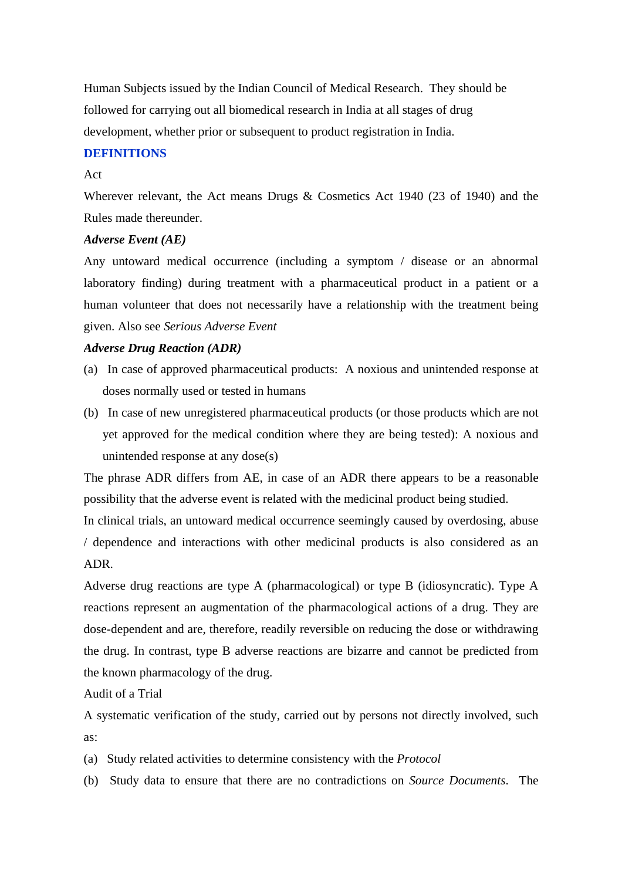Human Subjects issued by the Indian Council of Medical Research. They should be followed for carrying out all biomedical research in India at all stages of drug development, whether prior or subsequent to product registration in India.

## DEFINITIONS

Act

Wherever relevant, the Act means Drugs & Cosmetics Act 1940 (23 of 1940) and the Rules made thereunder.

***Adverse Event (AE)***

Any untoward medical occurrence (including a symptom / disease or an abnormal laboratory finding) during treatment with a pharmaceutical product in a patient or a human volunteer that does not necessarily have a relationship with the treatment being given. Also see *Serious Adverse Event*

***Adverse Drug Reaction (ADR)***

(a) In case of approved pharmaceutical products: A noxious and unintended response at doses normally used or tested in humans

(b) In case of new unregistered pharmaceutical products (or those products which are not yet approved for the medical condition where they are being tested): A noxious and unintended response at any dose(s)

The phrase ADR differs from AE, in case of an ADR there appears to be a reasonable possibility that the adverse event is related with the medicinal product being studied.

In clinical trials, an untoward medical occurrence seemingly caused by overdosing, abuse / dependence and interactions with other medicinal products is also considered as an ADR.

Adverse drug reactions are type A (pharmacological) or type B (idiosyncratic). Type A reactions represent an augmentation of the pharmacological actions of a drug. They are dose-dependent and are, therefore, readily reversible on reducing the dose or withdrawing the drug. In contrast, type B adverse reactions are bizarre and cannot be predicted from the known pharmacology of the drug.

Audit of a Trial

A systematic verification of the study, carried out by persons not directly involved, such as:

(a) Study related activities to determine consistency with the *Protocol*

(b) Study data to ensure that there are no contradictions on *Source Documents*. The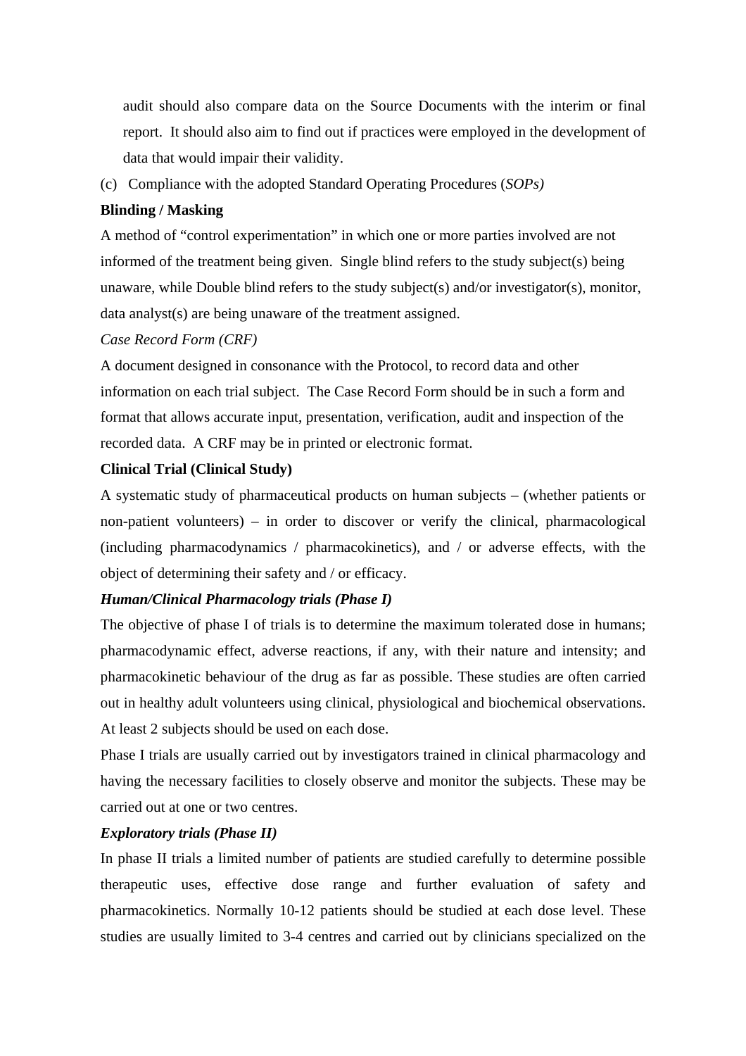audit should also compare data on the Source Documents with the interim or final report. It should also aim to find out if practices were employed in the development of data that would impair their validity.

(c) Compliance with the adopted Standard Operating Procedures (*SOPs)*

**Blinding / Masking**

A method of "control experimentation" in which one or more parties involved are not informed of the treatment being given. Single blind refers to the study subject(s) being unaware, while Double blind refers to the study subject(s) and/or investigator(s), monitor, data analyst(s) are being unaware of the treatment assigned.

*Case Record Form (CRF)*

A document designed in consonance with the Protocol, to record data and other information on each trial subject. The Case Record Form should be in such a form and format that allows accurate input, presentation, verification, audit and inspection of the recorded data. A CRF may be in printed or electronic format.

**Clinical Trial (Clinical Study)**

A systematic study of pharmaceutical products on human subjects – (whether patients or non-patient volunteers) – in order to discover or verify the clinical, pharmacological (including pharmacodynamics / pharmacokinetics), and / or adverse effects, with the object of determining their safety and / or efficacy.

***Human/Clinical Pharmacology trials (Phase I)***

The objective of phase I of trials is to determine the maximum tolerated dose in humans; pharmacodynamic effect, adverse reactions, if any, with their nature and intensity; and pharmacokinetic behaviour of the drug as far as possible. These studies are often carried out in healthy adult volunteers using clinical, physiological and biochemical observations. At least 2 subjects should be used on each dose.

Phase I trials are usually carried out by investigators trained in clinical pharmacology and having the necessary facilities to closely observe and monitor the subjects. These may be carried out at one or two centres.

***Exploratory trials (Phase II)***

In phase II trials a limited number of patients are studied carefully to determine possible therapeutic uses, effective dose range and further evaluation of safety and pharmacokinetics. Normally 10-12 patients should be studied at each dose level. These studies are usually limited to 3-4 centres and carried out by clinicians specialized on the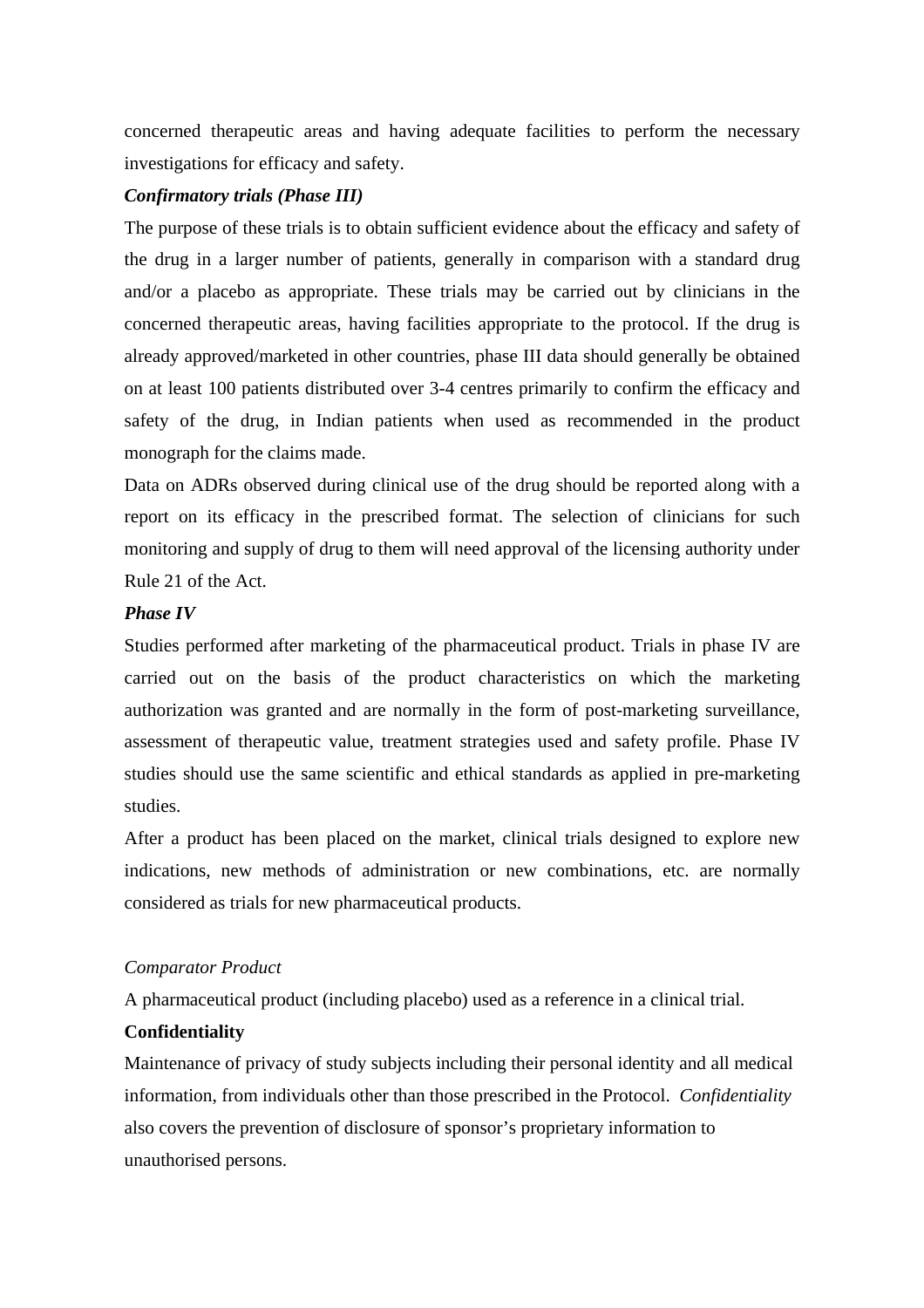concerned therapeutic areas and having adequate facilities to perform the necessary investigations for efficacy and safety.

***Confirmatory trials (Phase III)***

The purpose of these trials is to obtain sufficient evidence about the efficacy and safety of the drug in a larger number of patients, generally in comparison with a standard drug and/or a placebo as appropriate. These trials may be carried out by clinicians in the concerned therapeutic areas, having facilities appropriate to the protocol. If the drug is already approved/marketed in other countries, phase III data should generally be obtained on at least 100 patients distributed over 3-4 centres primarily to confirm the efficacy and safety of the drug, in Indian patients when used as recommended in the product monograph for the claims made.

Data on ADRs observed during clinical use of the drug should be reported along with a report on its efficacy in the prescribed format. The selection of clinicians for such monitoring and supply of drug to them will need approval of the licensing authority under Rule 21 of the Act.

***Phase IV***

Studies performed after marketing of the pharmaceutical product. Trials in phase IV are carried out on the basis of the product characteristics on which the marketing authorization was granted and are normally in the form of post-marketing surveillance, assessment of therapeutic value, treatment strategies used and safety profile. Phase IV studies should use the same scientific and ethical standards as applied in pre-marketing studies.

After a product has been placed on the market, clinical trials designed to explore new indications, new methods of administration or new combinations, etc. are normally considered as trials for new pharmaceutical products.

*Comparator Product*

A pharmaceutical product (including placebo) used as a reference in a clinical trial.

**Confidentiality**

Maintenance of privacy of study subjects including their personal identity and all medical information, from individuals other than those prescribed in the Protocol. *Confidentiality* also covers the prevention of disclosure of sponsor's proprietary information to unauthorised persons.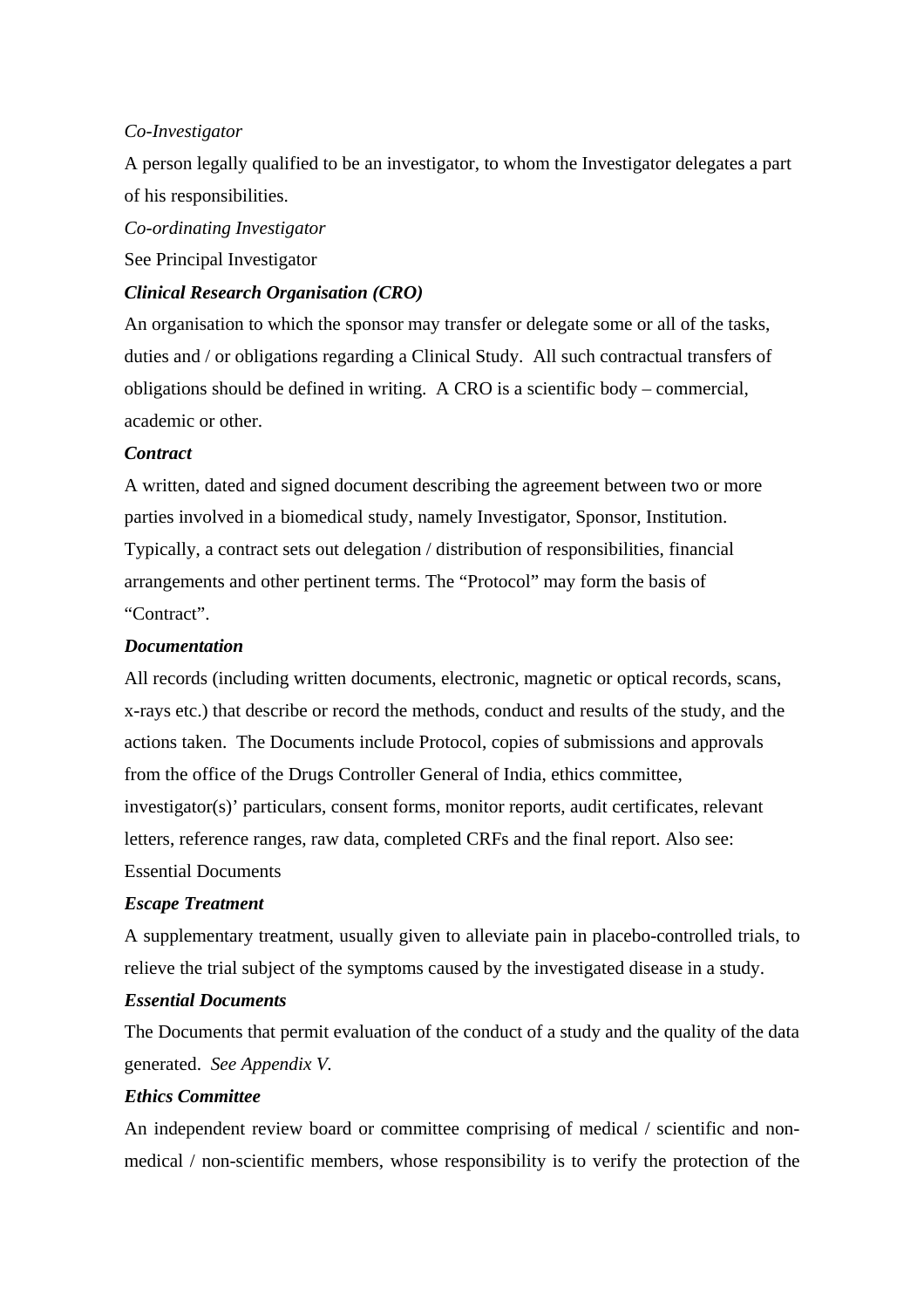*Co-Investigator*

A person legally qualified to be an investigator, to whom the Investigator delegates a part of his responsibilities.

*Co-ordinating Investigator*

See Principal Investigator

***Clinical Research Organisation (CRO)***

An organisation to which the sponsor may transfer or delegate some or all of the tasks, duties and / or obligations regarding a Clinical Study. All such contractual transfers of obligations should be defined in writing. A CRO is a scientific body – commercial, academic or other.

***Contract***

A written, dated and signed document describing the agreement between two or more parties involved in a biomedical study, namely Investigator, Sponsor, Institution. Typically, a contract sets out delegation / distribution of responsibilities, financial arrangements and other pertinent terms. The "Protocol" may form the basis of "Contract".

***Documentation***

All records (including written documents, electronic, magnetic or optical records, scans, x-rays etc.) that describe or record the methods, conduct and results of the study, and the actions taken. The Documents include Protocol, copies of submissions and approvals from the office of the Drugs Controller General of India, ethics committee, investigator(s)' particulars, consent forms, monitor reports, audit certificates, relevant letters, reference ranges, raw data, completed CRFs and the final report. Also see: Essential Documents

***Escape Treatment***

A supplementary treatment, usually given to alleviate pain in placebo-controlled trials, to relieve the trial subject of the symptoms caused by the investigated disease in a study.

***Essential Documents***

The Documents that permit evaluation of the conduct of a study and the quality of the data generated. *See Appendix V.*

***Ethics Committee***

An independent review board or committee comprising of medical / scientific and non-medical / non-scientific members, whose responsibility is to verify the protection of the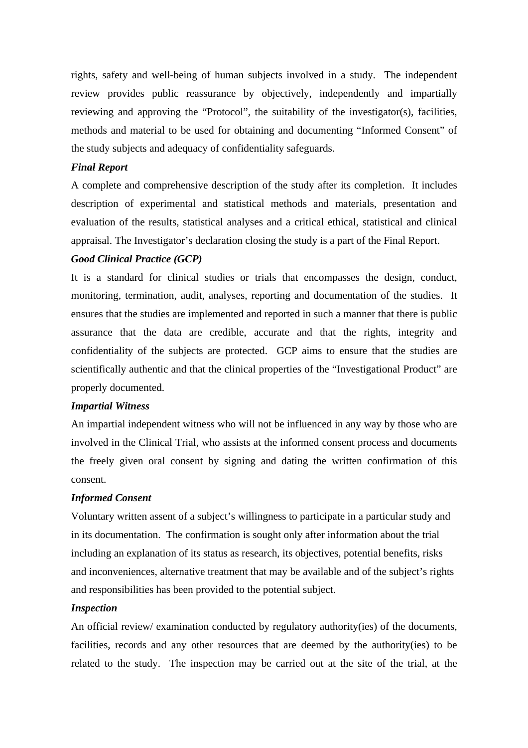rights, safety and well-being of human subjects involved in a study. The independent review provides public reassurance by objectively, independently and impartially reviewing and approving the "Protocol", the suitability of the investigator(s), facilities, methods and material to be used for obtaining and documenting "Informed Consent" of the study subjects and adequacy of confidentiality safeguards.

***Final Report***

A complete and comprehensive description of the study after its completion. It includes description of experimental and statistical methods and materials, presentation and evaluation of the results, statistical analyses and a critical ethical, statistical and clinical appraisal. The Investigator's declaration closing the study is a part of the Final Report.

***Good Clinical Practice (GCP)***

It is a standard for clinical studies or trials that encompasses the design, conduct, monitoring, termination, audit, analyses, reporting and documentation of the studies. It ensures that the studies are implemented and reported in such a manner that there is public assurance that the data are credible, accurate and that the rights, integrity and confidentiality of the subjects are protected. GCP aims to ensure that the studies are scientifically authentic and that the clinical properties of the "Investigational Product" are properly documented.

***Impartial Witness***

An impartial independent witness who will not be influenced in any way by those who are involved in the Clinical Trial, who assists at the informed consent process and documents the freely given oral consent by signing and dating the written confirmation of this consent.

***Informed Consent***

Voluntary written assent of a subject's willingness to participate in a particular study and in its documentation. The confirmation is sought only after information about the trial including an explanation of its status as research, its objectives, potential benefits, risks and inconveniences, alternative treatment that may be available and of the subject's rights and responsibilities has been provided to the potential subject.

***Inspection***

An official review/ examination conducted by regulatory authority(ies) of the documents, facilities, records and any other resources that are deemed by the authority(ies) to be related to the study. The inspection may be carried out at the site of the trial, at the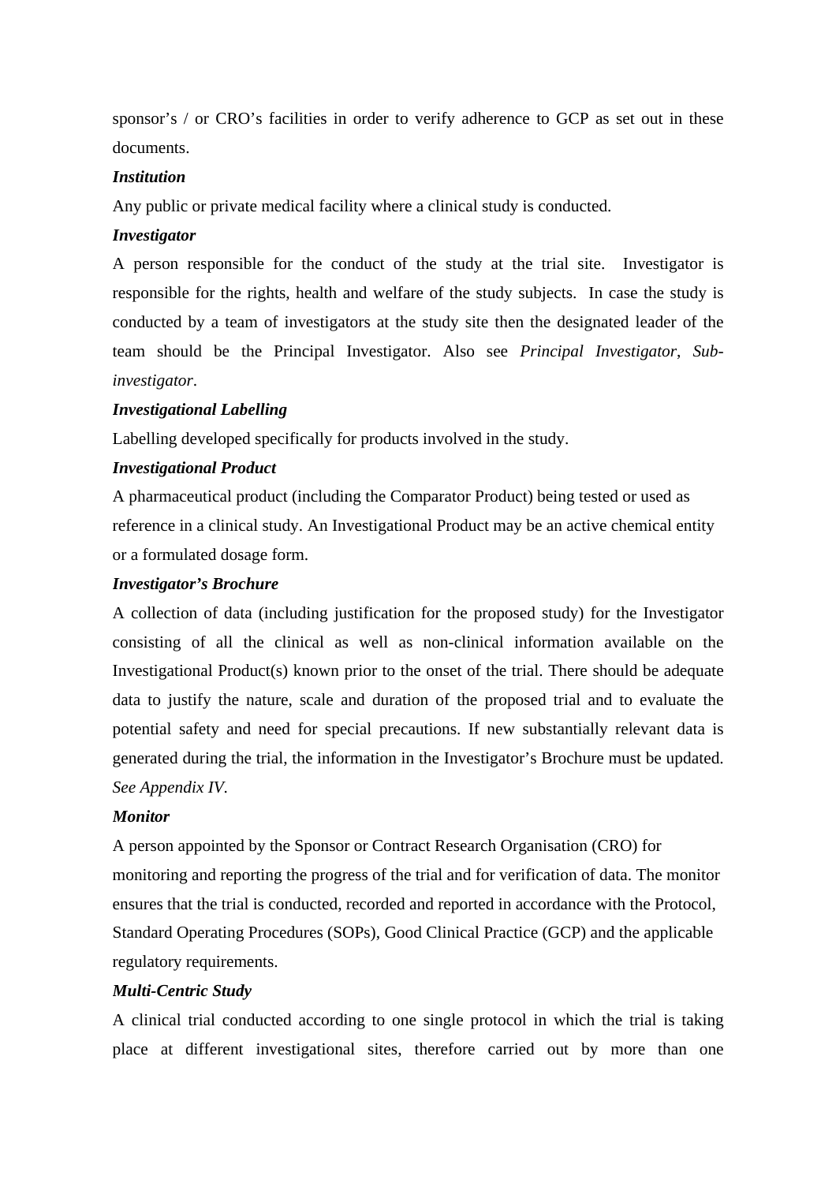sponsor's / or CRO's facilities in order to verify adherence to GCP as set out in these documents.

***Institution***

Any public or private medical facility where a clinical study is conducted.

***Investigator***

A person responsible for the conduct of the study at the trial site. Investigator is responsible for the rights, health and welfare of the study subjects. In case the study is conducted by a team of investigators at the study site then the designated leader of the team should be the Principal Investigator. Also see *Principal Investigator*, *Sub-investigator*.

***Investigational Labelling***

Labelling developed specifically for products involved in the study.

***Investigational Product***

A pharmaceutical product (including the Comparator Product) being tested or used as reference in a clinical study. An Investigational Product may be an active chemical entity or a formulated dosage form.

***Investigator's Brochure***

A collection of data (including justification for the proposed study) for the Investigator consisting of all the clinical as well as non-clinical information available on the Investigational Product(s) known prior to the onset of the trial. There should be adequate data to justify the nature, scale and duration of the proposed trial and to evaluate the potential safety and need for special precautions. If new substantially relevant data is generated during the trial, the information in the Investigator's Brochure must be updated. *See Appendix IV.*

***Monitor***

A person appointed by the Sponsor or Contract Research Organisation (CRO) for monitoring and reporting the progress of the trial and for verification of data. The monitor ensures that the trial is conducted, recorded and reported in accordance with the Protocol, Standard Operating Procedures (SOPs), Good Clinical Practice (GCP) and the applicable regulatory requirements.

***Multi-Centric Study***

A clinical trial conducted according to one single protocol in which the trial is taking place at different investigational sites, therefore carried out by more than one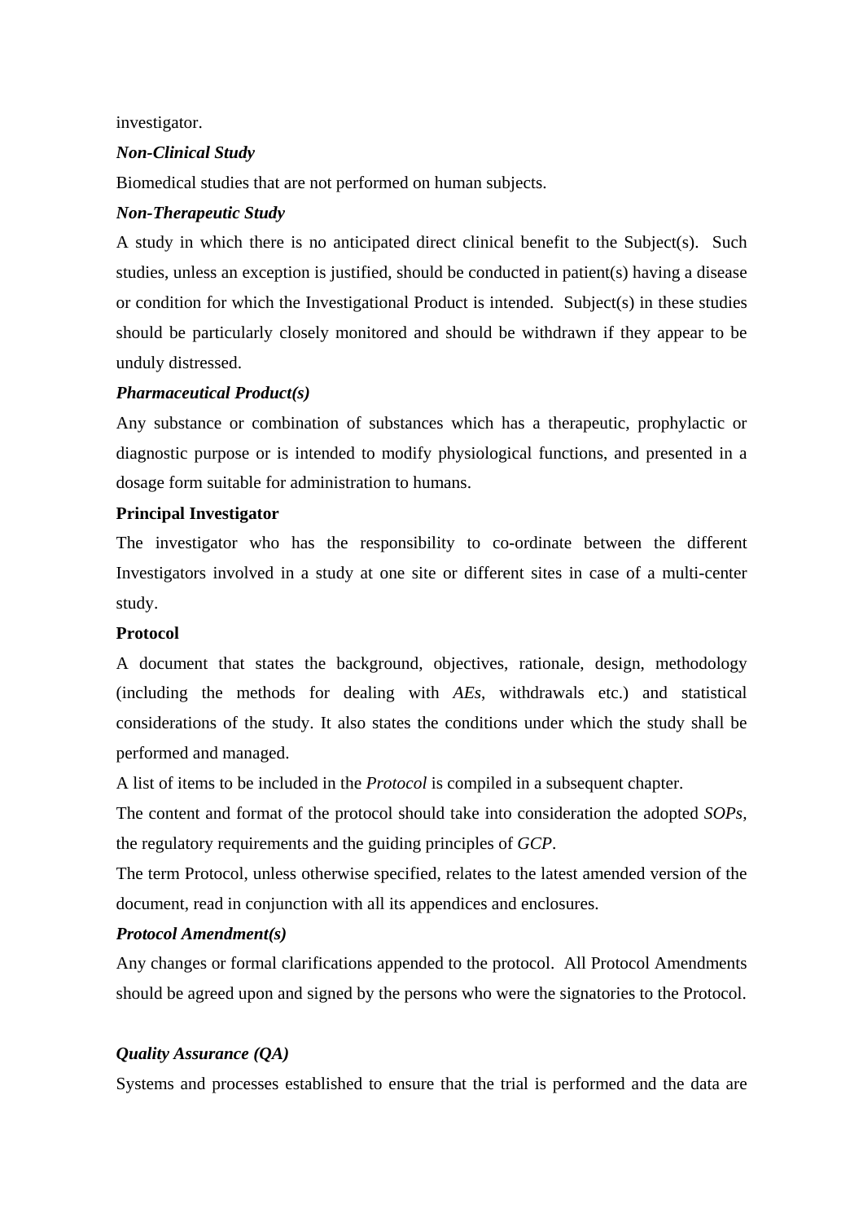investigator.

***Non-Clinical Study***

Biomedical studies that are not performed on human subjects.

***Non-Therapeutic Study***

A study in which there is no anticipated direct clinical benefit to the Subject(s). Such studies, unless an exception is justified, should be conducted in patient(s) having a disease or condition for which the Investigational Product is intended. Subject(s) in these studies should be particularly closely monitored and should be withdrawn if they appear to be unduly distressed.

***Pharmaceutical Product(s)***

Any substance or combination of substances which has a therapeutic, prophylactic or diagnostic purpose or is intended to modify physiological functions, and presented in a dosage form suitable for administration to humans.

**Principal Investigator**

The investigator who has the responsibility to co-ordinate between the different Investigators involved in a study at one site or different sites in case of a multi-center study.

**Protocol**

A document that states the background, objectives, rationale, design, methodology (including the methods for dealing with *AEs*, withdrawals etc.) and statistical considerations of the study. It also states the conditions under which the study shall be performed and managed.

A list of items to be included in the *Protocol* is compiled in a subsequent chapter.

The content and format of the protocol should take into consideration the adopted *SOPs*, the regulatory requirements and the guiding principles of *GCP*.

The term Protocol, unless otherwise specified, relates to the latest amended version of the document, read in conjunction with all its appendices and enclosures.

***Protocol Amendment(s)***

Any changes or formal clarifications appended to the protocol. All Protocol Amendments should be agreed upon and signed by the persons who were the signatories to the Protocol.

***Quality Assurance (QA)***

Systems and processes established to ensure that the trial is performed and the data are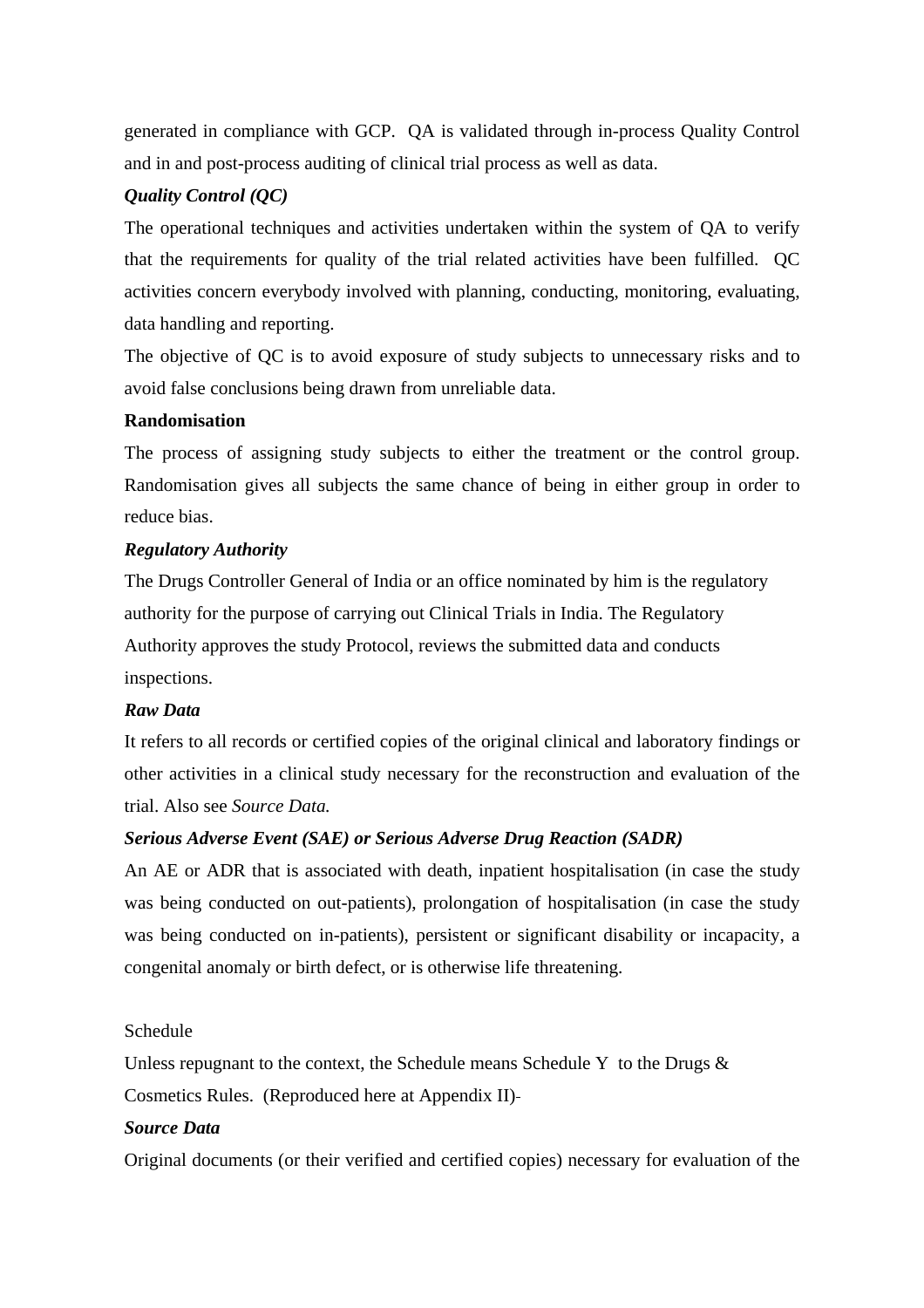generated in compliance with GCP. QA is validated through in-process Quality Control and in and post-process auditing of clinical trial process as well as data.

***Quality Control (QC)***

The operational techniques and activities undertaken within the system of QA to verify that the requirements for quality of the trial related activities have been fulfilled. QC activities concern everybody involved with planning, conducting, monitoring, evaluating, data handling and reporting.

The objective of QC is to avoid exposure of study subjects to unnecessary risks and to avoid false conclusions being drawn from unreliable data.

**Randomisation**

The process of assigning study subjects to either the treatment or the control group. Randomisation gives all subjects the same chance of being in either group in order to reduce bias.

***Regulatory Authority***

The Drugs Controller General of India or an office nominated by him is the regulatory authority for the purpose of carrying out Clinical Trials in India. The Regulatory Authority approves the study Protocol, reviews the submitted data and conducts inspections.

***Raw Data***

It refers to all records or certified copies of the original clinical and laboratory findings or other activities in a clinical study necessary for the reconstruction and evaluation of the trial. Also see *Source Data.*

***Serious Adverse Event (SAE) or Serious Adverse Drug Reaction (SADR)***

An AE or ADR that is associated with death, inpatient hospitalisation (in case the study was being conducted on out-patients), prolongation of hospitalisation (in case the study was being conducted on in-patients), persistent or significant disability or incapacity, a congenital anomaly or birth defect, or is otherwise life threatening.

Schedule

Unless repugnant to the context, the Schedule means Schedule Y to the Drugs & Cosmetics Rules. (Reproduced here at Appendix II)

***Source Data***

Original documents (or their verified and certified copies) necessary for evaluation of the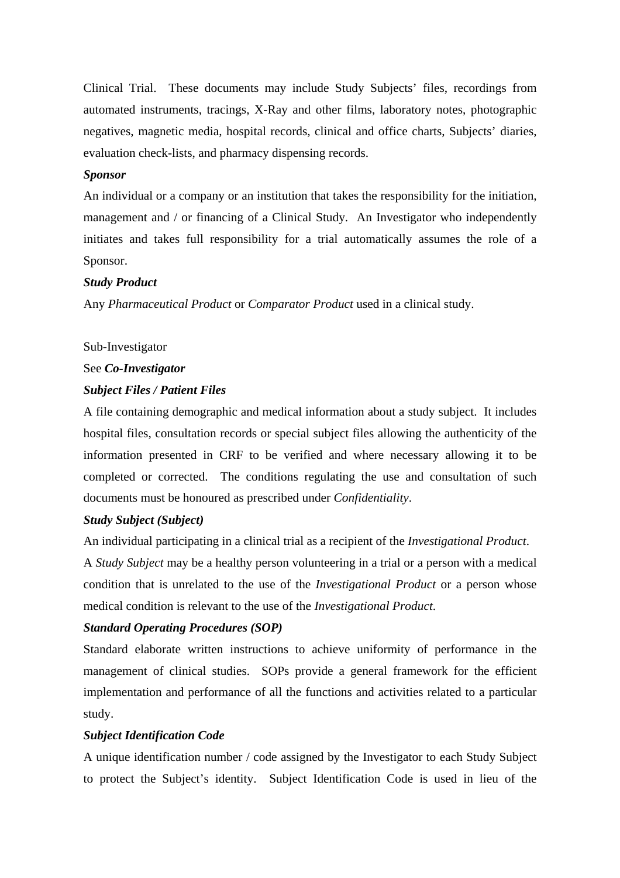Clinical Trial.  These documents may include Study Subjects' files, recordings from automated instruments, tracings, X-Ray and other films, laboratory notes, photographic negatives, magnetic media, hospital records, clinical and office charts, Subjects' diaries, evaluation check-lists, and pharmacy dispensing records.

***Sponsor***

An individual or a company or an institution that takes the responsibility for the initiation, management and / or financing of a Clinical Study.  An Investigator who independently initiates and takes full responsibility for a trial automatically assumes the role of a Sponsor.

***Study Product***

Any *Pharmaceutical Product* or *Comparator Product* used in a clinical study.

Sub-Investigator

See ***Co-Investigator***

***Subject Files / Patient Files***

A file containing demographic and medical information about a study subject.  It includes hospital files, consultation records or special subject files allowing the authenticity of the information presented in CRF to be verified and where necessary allowing it to be completed or corrected.  The conditions regulating the use and consultation of such documents must be honoured as prescribed under *Confidentiality*.

***Study Subject (Subject)***

An individual participating in a clinical trial as a recipient of the *Investigational Product*. A *Study Subject* may be a healthy person volunteering in a trial or a person with a medical condition that is unrelated to the use of the *Investigational Product* or a person whose medical condition is relevant to the use of the *Investigational Product*.

***Standard Operating Procedures (SOP)***

Standard elaborate written instructions to achieve uniformity of performance in the management of clinical studies.  SOPs provide a general framework for the efficient implementation and performance of all the functions and activities related to a particular study.

***Subject Identification Code***

A unique identification number / code assigned by the Investigator to each Study Subject to protect the Subject's identity.  Subject Identification Code is used in lieu of the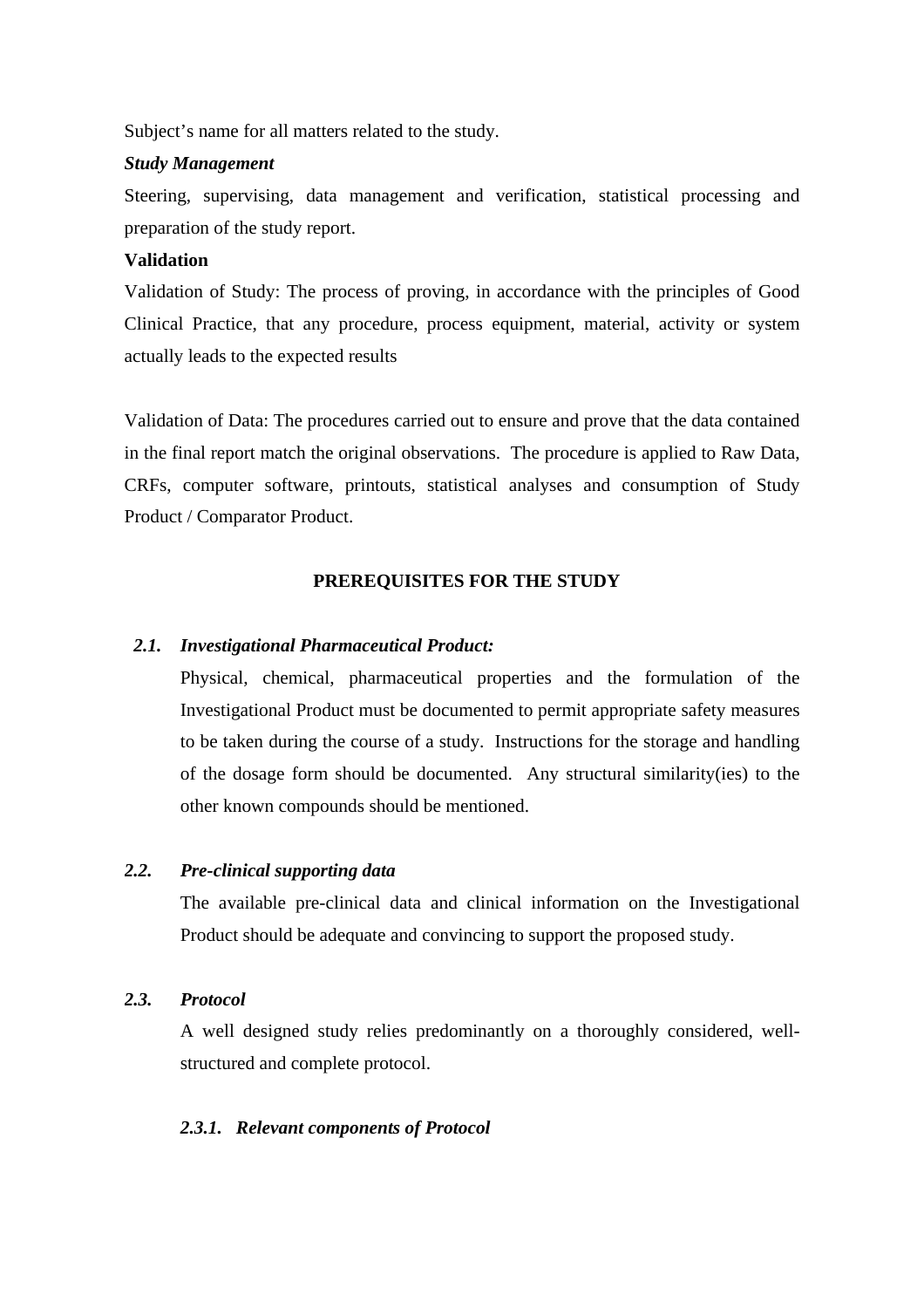Subject's name for all matters related to the study.

***Study Management***

Steering, supervising, data management and verification, statistical processing and preparation of the study report.

**Validation**

Validation of Study: The process of proving, in accordance with the principles of Good Clinical Practice, that any procedure, process equipment, material, activity or system actually leads to the expected results

Validation of Data: The procedures carried out to ensure and prove that the data contained in the final report match the original observations. The procedure is applied to Raw Data, CRFs, computer software, printouts, statistical analyses and consumption of Study Product / Comparator Product.

## PREREQUISITES FOR THE STUDY

### *2.1. Investigational Pharmaceutical Product:*

Physical, chemical, pharmaceutical properties and the formulation of the Investigational Product must be documented to permit appropriate safety measures to be taken during the course of a study. Instructions for the storage and handling of the dosage form should be documented. Any structural similarity(ies) to the other known compounds should be mentioned.

### *2.2. Pre-clinical supporting data*

The available pre-clinical data and clinical information on the Investigational Product should be adequate and convincing to support the proposed study.

### *2.3. Protocol*

A well designed study relies predominantly on a thoroughly considered, well-structured and complete protocol.

#### *2.3.1. Relevant components of Protocol*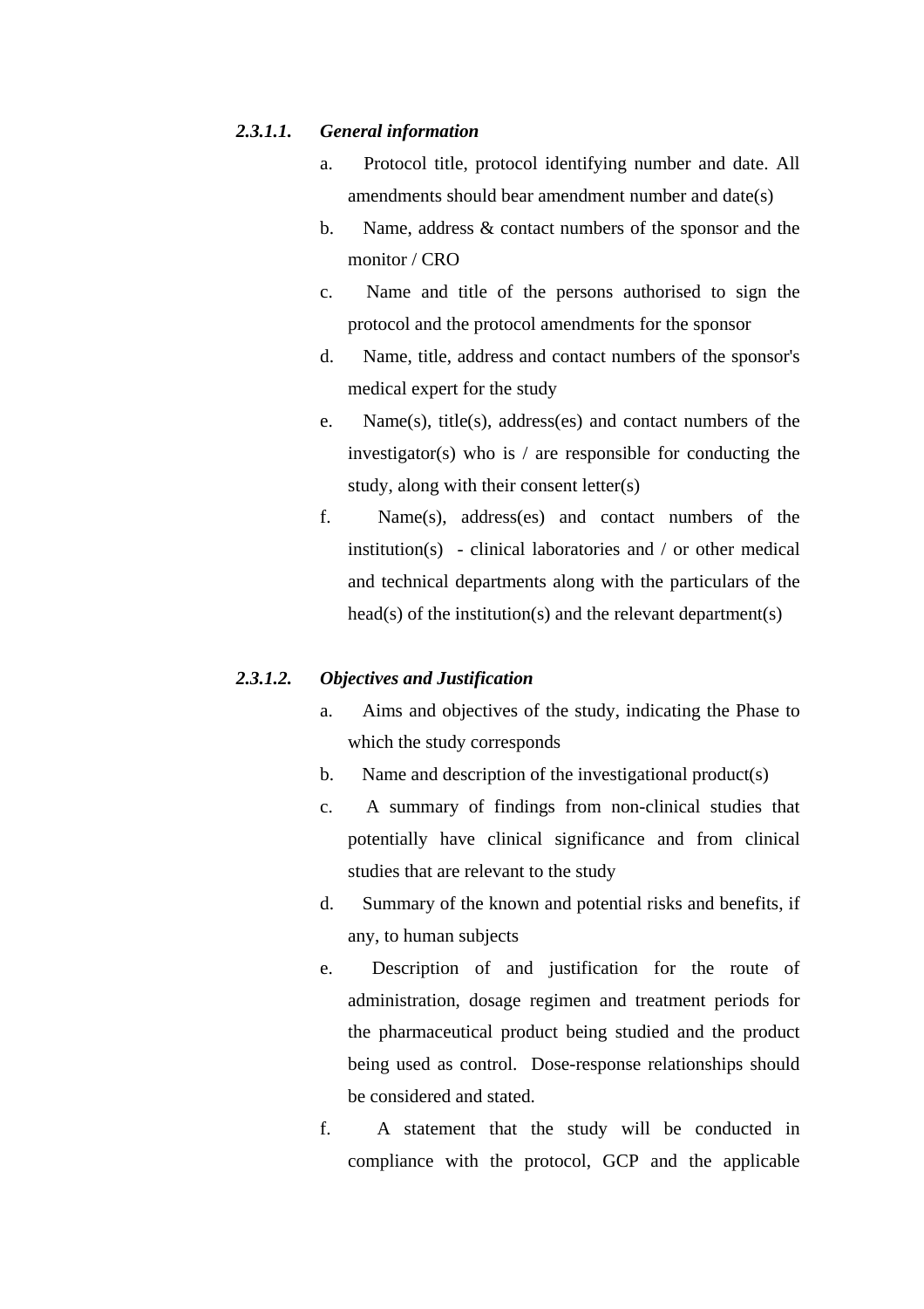#### *2.3.1.1. General information*

a. Protocol title, protocol identifying number and date. All amendments should bear amendment number and date(s)

b. Name, address & contact numbers of the sponsor and the monitor / CRO

c. Name and title of the persons authorised to sign the protocol and the protocol amendments for the sponsor

d. Name, title, address and contact numbers of the sponsor's medical expert for the study

e. Name(s), title(s), address(es) and contact numbers of the investigator(s) who is / are responsible for conducting the study, along with their consent letter(s)

f. Name(s), address(es) and contact numbers of the institution(s) - clinical laboratories and / or other medical and technical departments along with the particulars of the head(s) of the institution(s) and the relevant department(s)

#### *2.3.1.2. Objectives and Justification*

a. Aims and objectives of the study, indicating the Phase to which the study corresponds

b. Name and description of the investigational product(s)

c. A summary of findings from non-clinical studies that potentially have clinical significance and from clinical studies that are relevant to the study

d. Summary of the known and potential risks and benefits, if any, to human subjects

e. Description of and justification for the route of administration, dosage regimen and treatment periods for the pharmaceutical product being studied and the product being used as control. Dose-response relationships should be considered and stated.

f. A statement that the study will be conducted in compliance with the protocol, GCP and the applicable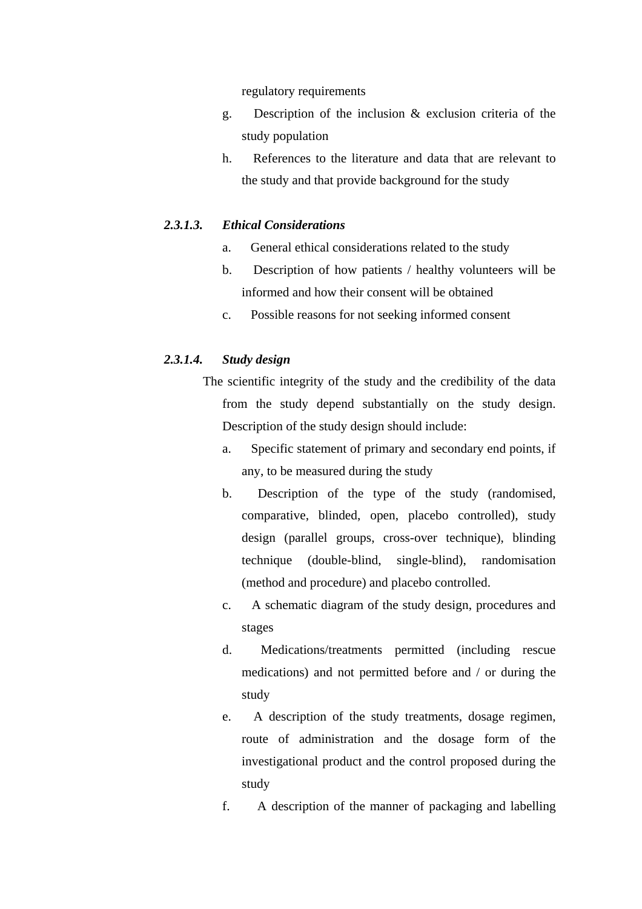regulatory requirements

g. Description of the inclusion & exclusion criteria of the study population

h. References to the literature and data that are relevant to the study and that provide background for the study

#### *2.3.1.3. Ethical Considerations*

a. General ethical considerations related to the study

b. Description of how patients / healthy volunteers will be informed and how their consent will be obtained

c. Possible reasons for not seeking informed consent

#### *2.3.1.4. Study design*

The scientific integrity of the study and the credibility of the data from the study depend substantially on the study design. Description of the study design should include:

a. Specific statement of primary and secondary end points, if any, to be measured during the study

b. Description of the type of the study (randomised, comparative, blinded, open, placebo controlled), study design (parallel groups, cross-over technique), blinding technique (double-blind, single-blind), randomisation (method and procedure) and placebo controlled.

c. A schematic diagram of the study design, procedures and stages

d. Medications/treatments permitted (including rescue medications) and not permitted before and / or during the study

e. A description of the study treatments, dosage regimen, route of administration and the dosage form of the investigational product and the control proposed during the study

f. A description of the manner of packaging and labelling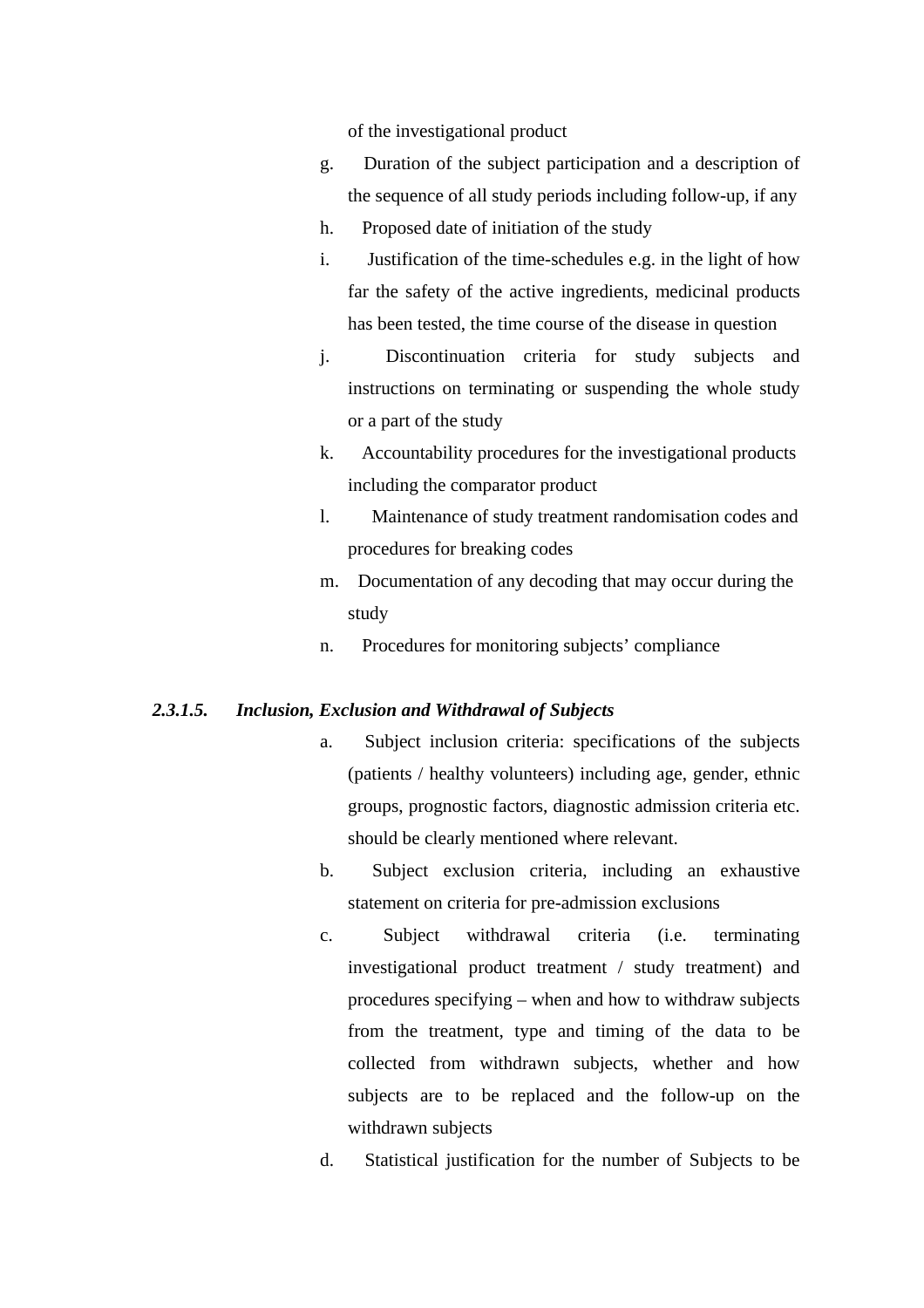of the investigational product

g. Duration of the subject participation and a description of the sequence of all study periods including follow-up, if any
h. Proposed date of initiation of the study
i. Justification of the time-schedules e.g. in the light of how far the safety of the active ingredients, medicinal products has been tested, the time course of the disease in question
j. Discontinuation criteria for study subjects and instructions on terminating or suspending the whole study or a part of the study
k. Accountability procedures for the investigational products including the comparator product
l. Maintenance of study treatment randomisation codes and procedures for breaking codes
m. Documentation of any decoding that may occur during the study
n. Procedures for monitoring subjects' compliance

***2.3.1.5. Inclusion, Exclusion and Withdrawal of Subjects***

a. Subject inclusion criteria: specifications of the subjects (patients / healthy volunteers) including age, gender, ethnic groups, prognostic factors, diagnostic admission criteria etc. should be clearly mentioned where relevant.
b. Subject exclusion criteria, including an exhaustive statement on criteria for pre-admission exclusions
c. Subject withdrawal criteria (i.e. terminating investigational product treatment / study treatment) and procedures specifying – when and how to withdraw subjects from the treatment, type and timing of the data to be collected from withdrawn subjects, whether and how subjects are to be replaced and the follow-up on the withdrawn subjects
d. Statistical justification for the number of Subjects to be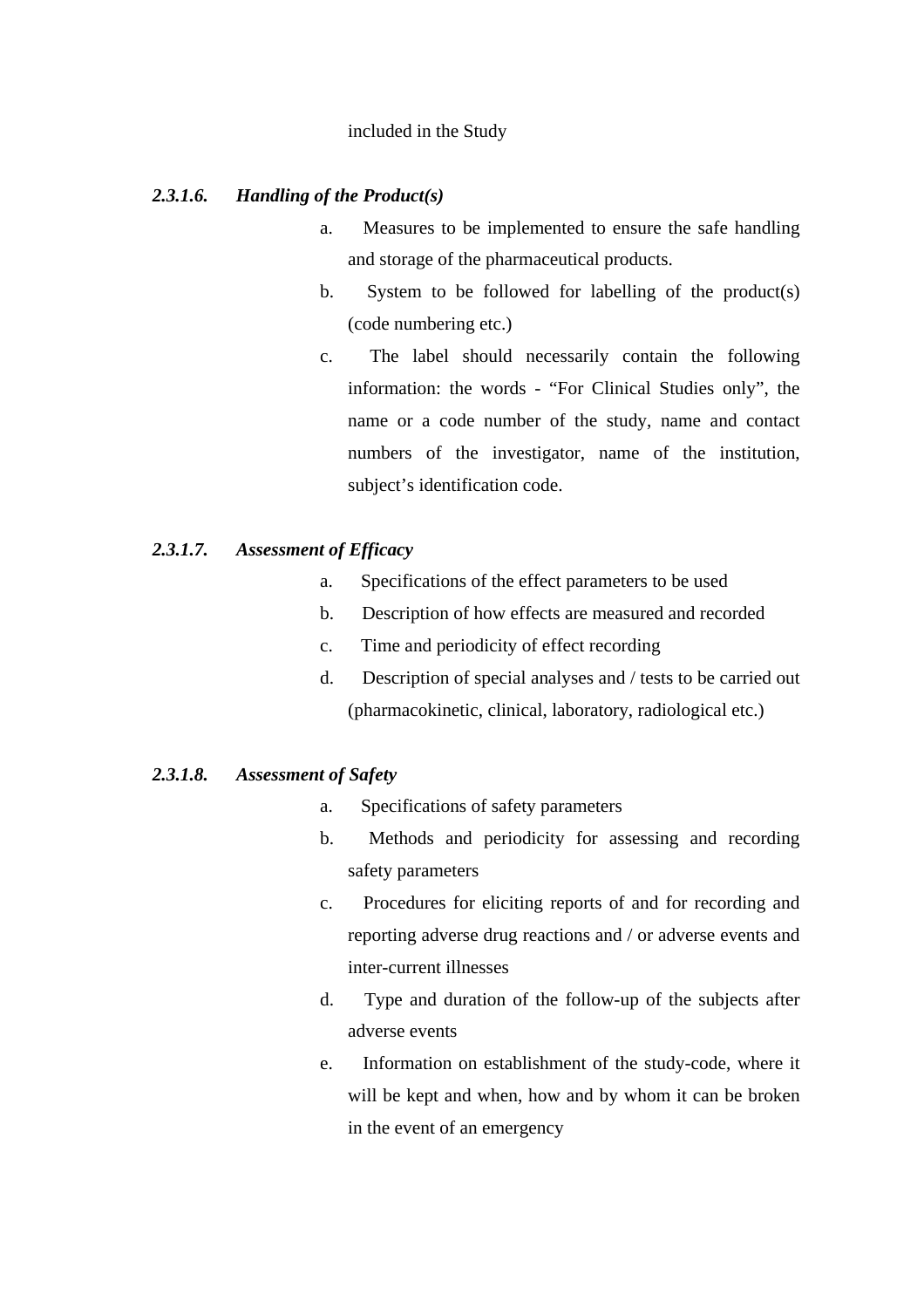included in the Study

### *2.3.1.6. Handling of the Product(s)*

a. Measures to be implemented to ensure the safe handling and storage of the pharmaceutical products.

b. System to be followed for labelling of the product(s) (code numbering etc.)

c. The label should necessarily contain the following information: the words - "For Clinical Studies only", the name or a code number of the study, name and contact numbers of the investigator, name of the institution, subject's identification code.

### *2.3.1.7. Assessment of Efficacy*

a. Specifications of the effect parameters to be used

b. Description of how effects are measured and recorded

c. Time and periodicity of effect recording

d. Description of special analyses and / tests to be carried out (pharmacokinetic, clinical, laboratory, radiological etc.)

### *2.3.1.8. Assessment of Safety*

a. Specifications of safety parameters

b. Methods and periodicity for assessing and recording safety parameters

c. Procedures for eliciting reports of and for recording and reporting adverse drug reactions and / or adverse events and inter-current illnesses

d. Type and duration of the follow-up of the subjects after adverse events

e. Information on establishment of the study-code, where it will be kept and when, how and by whom it can be broken in the event of an emergency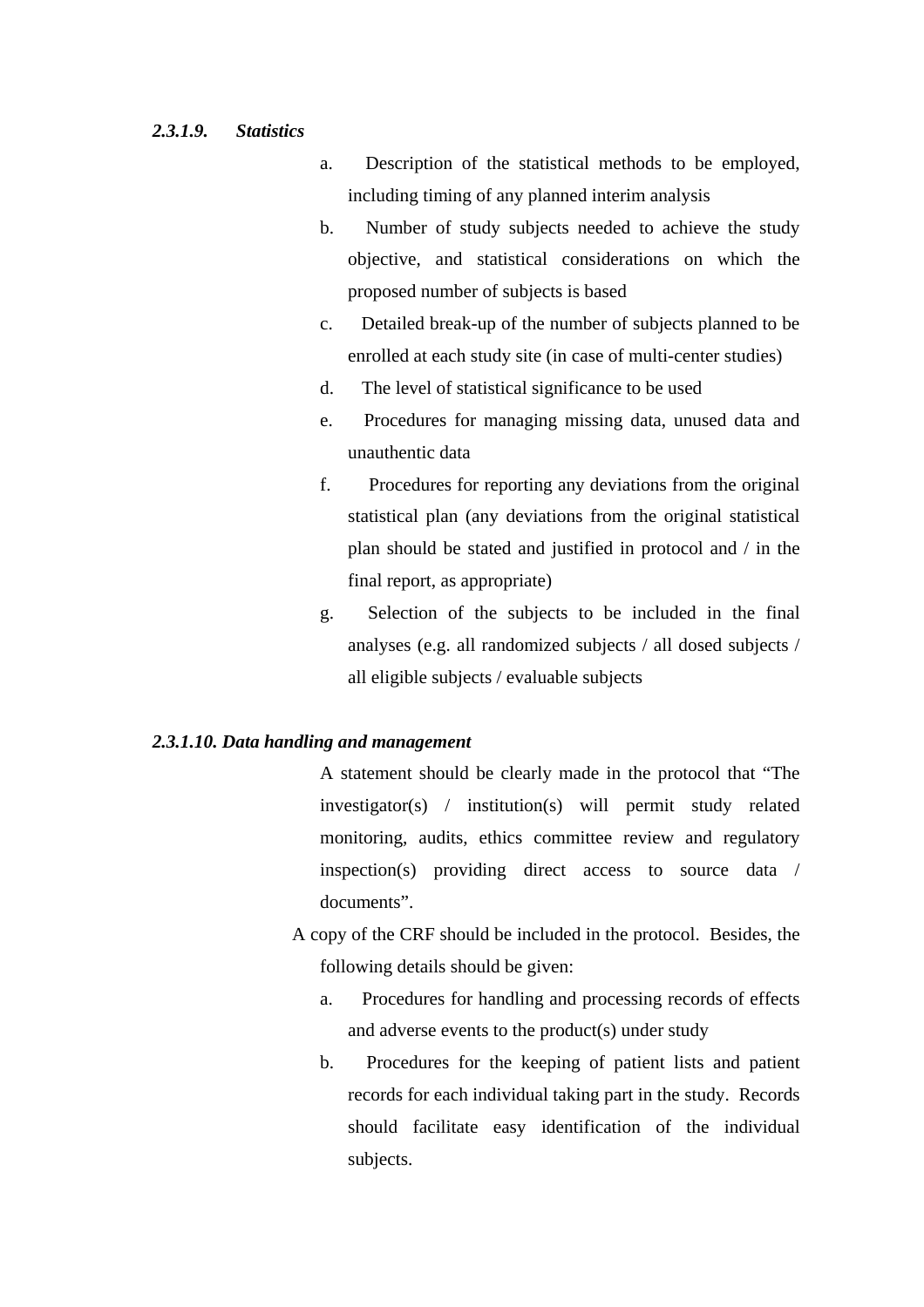#### *2.3.1.9. Statistics*

a. Description of the statistical methods to be employed, including timing of any planned interim analysis

b. Number of study subjects needed to achieve the study objective, and statistical considerations on which the proposed number of subjects is based

c. Detailed break-up of the number of subjects planned to be enrolled at each study site (in case of multi-center studies)

d. The level of statistical significance to be used

e. Procedures for managing missing data, unused data and unauthentic data

f. Procedures for reporting any deviations from the original statistical plan (any deviations from the original statistical plan should be stated and justified in protocol and / in the final report, as appropriate)

g. Selection of the subjects to be included in the final analyses (e.g. all randomized subjects / all dosed subjects / all eligible subjects / evaluable subjects

#### *2.3.1.10. Data handling and management*

A statement should be clearly made in the protocol that "The investigator(s) / institution(s) will permit study related monitoring, audits, ethics committee review and regulatory inspection(s) providing direct access to source data / documents".

A copy of the CRF should be included in the protocol. Besides, the following details should be given:

a. Procedures for handling and processing records of effects and adverse events to the product(s) under study

b. Procedures for the keeping of patient lists and patient records for each individual taking part in the study. Records should facilitate easy identification of the individual subjects.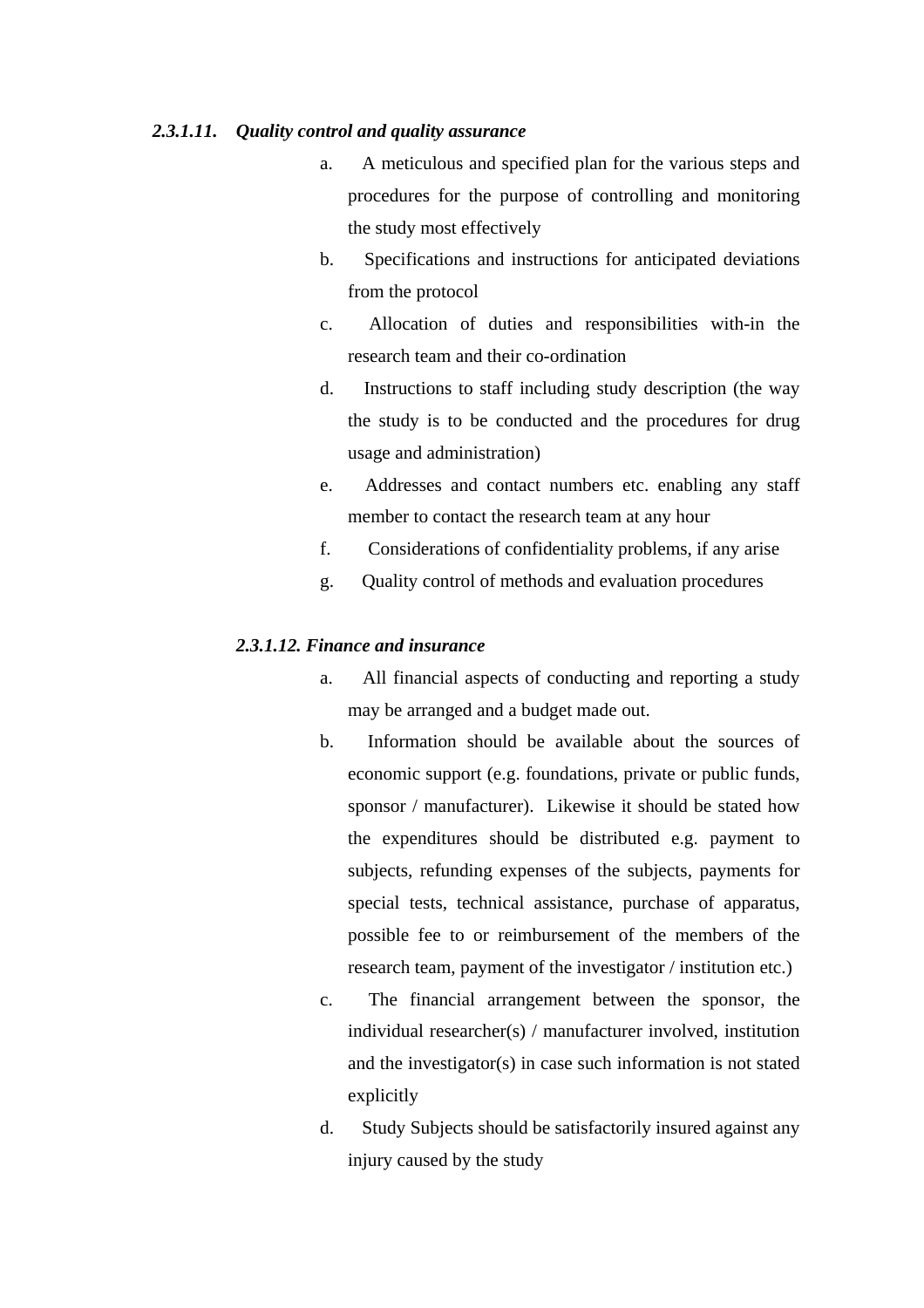#### *2.3.1.11. Quality control and quality assurance*

a. A meticulous and specified plan for the various steps and procedures for the purpose of controlling and monitoring the study most effectively
b. Specifications and instructions for anticipated deviations from the protocol
c. Allocation of duties and responsibilities with-in the research team and their co-ordination
d. Instructions to staff including study description (the way the study is to be conducted and the procedures for drug usage and administration)
e. Addresses and contact numbers etc. enabling any staff member to contact the research team at any hour
f. Considerations of confidentiality problems, if any arise
g. Quality control of methods and evaluation procedures

#### *2.3.1.12. Finance and insurance*

a. All financial aspects of conducting and reporting a study may be arranged and a budget made out.
b. Information should be available about the sources of economic support (e.g. foundations, private or public funds, sponsor / manufacturer). Likewise it should be stated how the expenditures should be distributed e.g. payment to subjects, refunding expenses of the subjects, payments for special tests, technical assistance, purchase of apparatus, possible fee to or reimbursement of the members of the research team, payment of the investigator / institution etc.)
c. The financial arrangement between the sponsor, the individual researcher(s) / manufacturer involved, institution and the investigator(s) in case such information is not stated explicitly
d. Study Subjects should be satisfactorily insured against any injury caused by the study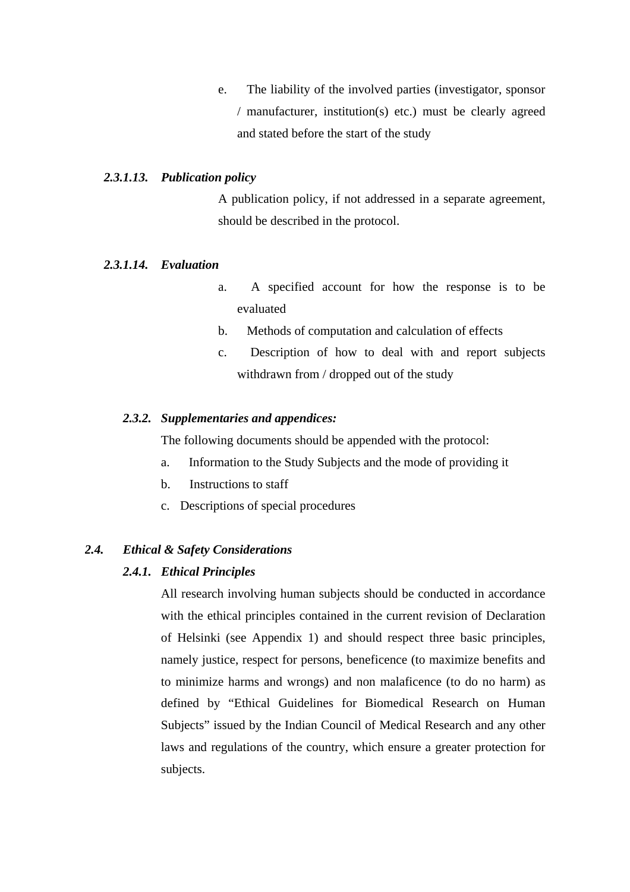e. The liability of the involved parties (investigator, sponsor / manufacturer, institution(s) etc.) must be clearly agreed and stated before the start of the study

#### *2.3.1.13. Publication policy*

A publication policy, if not addressed in a separate agreement, should be described in the protocol.

#### *2.3.1.14. Evaluation*

a. A specified account for how the response is to be evaluated
b. Methods of computation and calculation of effects
c. Description of how to deal with and report subjects withdrawn from / dropped out of the study

### *2.3.2. Supplementaries and appendices:*

The following documents should be appended with the protocol:

a. Information to the Study Subjects and the mode of providing it
b. Instructions to staff
c. Descriptions of special procedures

## *2.4. Ethical & Safety Considerations*

### *2.4.1. Ethical Principles*

All research involving human subjects should be conducted in accordance with the ethical principles contained in the current revision of Declaration of Helsinki (see Appendix 1) and should respect three basic principles, namely justice, respect for persons, beneficence (to maximize benefits and to minimize harms and wrongs) and non malaficence (to do no harm) as defined by "Ethical Guidelines for Biomedical Research on Human Subjects" issued by the Indian Council of Medical Research and any other laws and regulations of the country, which ensure a greater protection for subjects.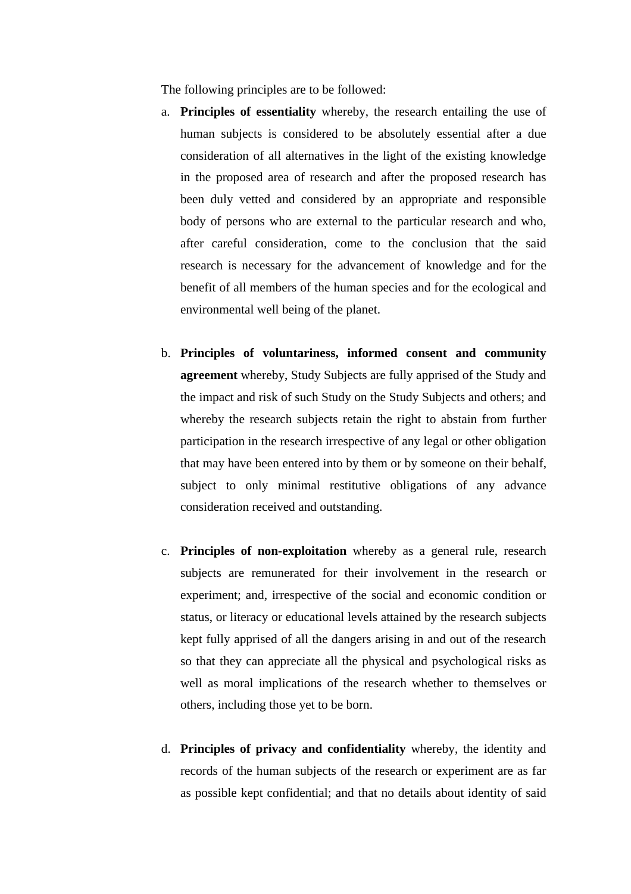The following principles are to be followed:

a. **Principles of essentiality** whereby, the research entailing the use of human subjects is considered to be absolutely essential after a due consideration of all alternatives in the light of the existing knowledge in the proposed area of research and after the proposed research has been duly vetted and considered by an appropriate and responsible body of persons who are external to the particular research and who, after careful consideration, come to the conclusion that the said research is necessary for the advancement of knowledge and for the benefit of all members of the human species and for the ecological and environmental well being of the planet.

b. **Principles of voluntariness, informed consent and community agreement** whereby, Study Subjects are fully apprised of the Study and the impact and risk of such Study on the Study Subjects and others; and whereby the research subjects retain the right to abstain from further participation in the research irrespective of any legal or other obligation that may have been entered into by them or by someone on their behalf, subject to only minimal restitutive obligations of any advance consideration received and outstanding.

c. **Principles of non-exploitation** whereby as a general rule, research subjects are remunerated for their involvement in the research or experiment; and, irrespective of the social and economic condition or status, or literacy or educational levels attained by the research subjects kept fully apprised of all the dangers arising in and out of the research so that they can appreciate all the physical and psychological risks as well as moral implications of the research whether to themselves or others, including those yet to be born.

d. **Principles of privacy and confidentiality** whereby, the identity and records of the human subjects of the research or experiment are as far as possible kept confidential; and that no details about identity of said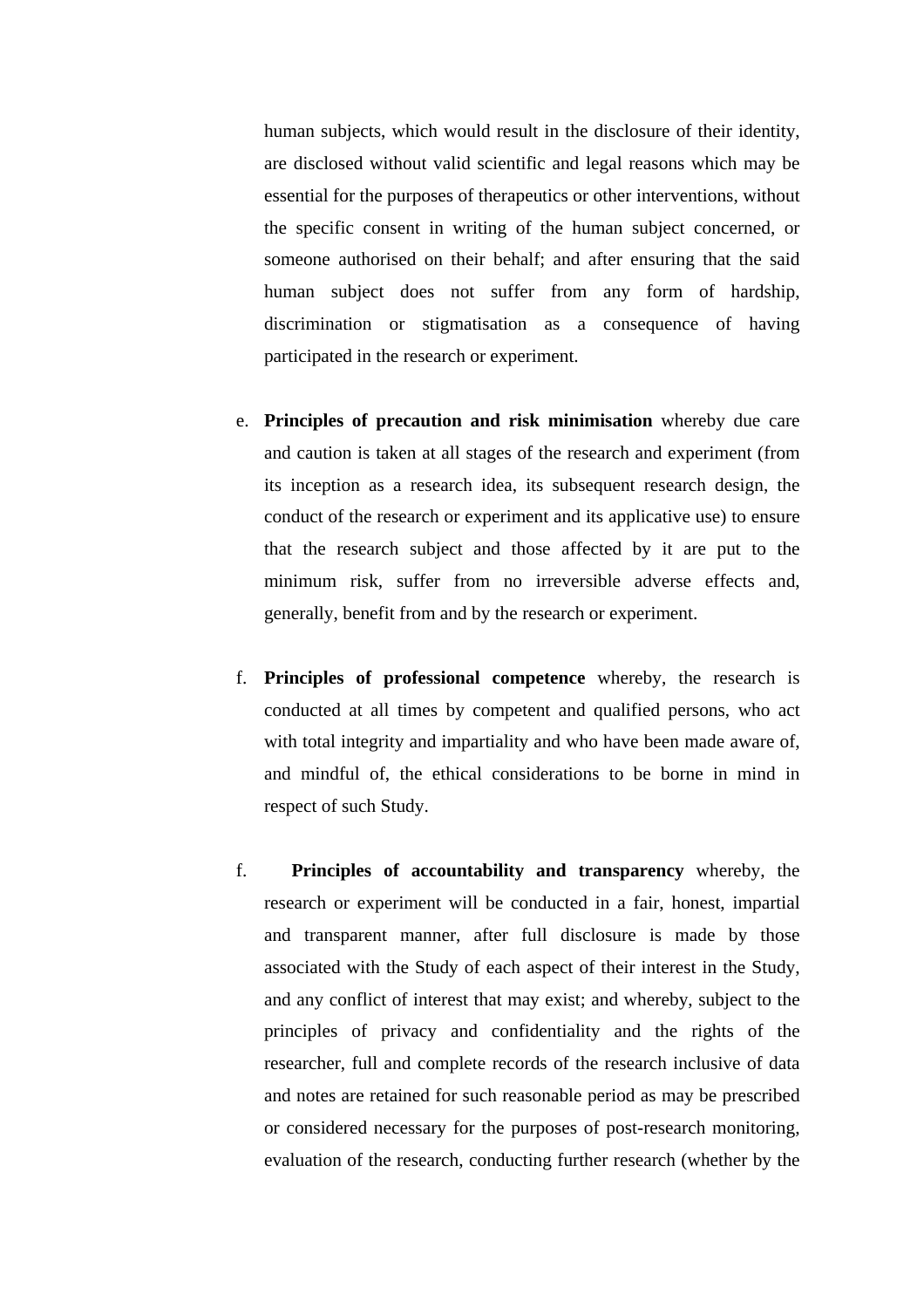human subjects, which would result in the disclosure of their identity, are disclosed without valid scientific and legal reasons which may be essential for the purposes of therapeutics or other interventions, without the specific consent in writing of the human subject concerned, or someone authorised on their behalf; and after ensuring that the said human subject does not suffer from any form of hardship, discrimination or stigmatisation as a consequence of having participated in the research or experiment.

e. **Principles of precaution and risk minimisation** whereby due care and caution is taken at all stages of the research and experiment (from its inception as a research idea, its subsequent research design, the conduct of the research or experiment and its applicative use) to ensure that the research subject and those affected by it are put to the minimum risk, suffer from no irreversible adverse effects and, generally, benefit from and by the research or experiment.

f. **Principles of professional competence** whereby, the research is conducted at all times by competent and qualified persons, who act with total integrity and impartiality and who have been made aware of, and mindful of, the ethical considerations to be borne in mind in respect of such Study.

f. **Principles of accountability and transparency** whereby, the research or experiment will be conducted in a fair, honest, impartial and transparent manner, after full disclosure is made by those associated with the Study of each aspect of their interest in the Study, and any conflict of interest that may exist; and whereby, subject to the principles of privacy and confidentiality and the rights of the researcher, full and complete records of the research inclusive of data and notes are retained for such reasonable period as may be prescribed or considered necessary for the purposes of post-research monitoring, evaluation of the research, conducting further research (whether by the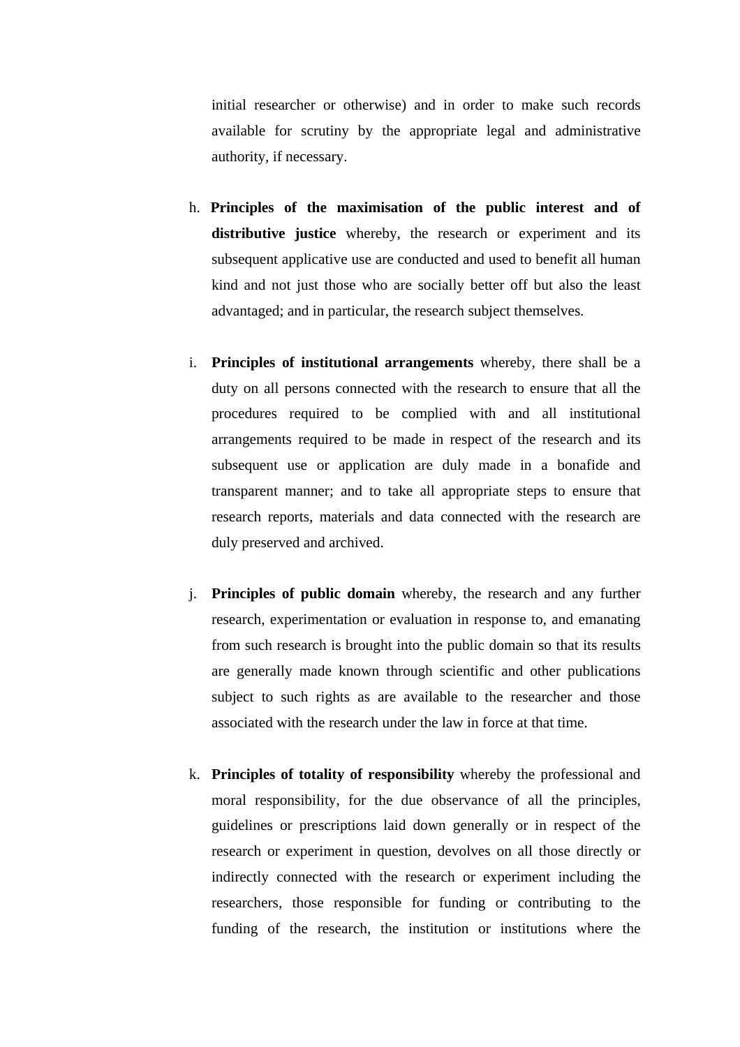initial researcher or otherwise) and in order to make such records available for scrutiny by the appropriate legal and administrative authority, if necessary.

h. **Principles of the maximisation of the public interest and of distributive justice** whereby, the research or experiment and its subsequent applicative use are conducted and used to benefit all human kind and not just those who are socially better off but also the least advantaged; and in particular, the research subject themselves.

i. **Principles of institutional arrangements** whereby, there shall be a duty on all persons connected with the research to ensure that all the procedures required to be complied with and all institutional arrangements required to be made in respect of the research and its subsequent use or application are duly made in a bonafide and transparent manner; and to take all appropriate steps to ensure that research reports, materials and data connected with the research are duly preserved and archived.

j. **Principles of public domain** whereby, the research and any further research, experimentation or evaluation in response to, and emanating from such research is brought into the public domain so that its results are generally made known through scientific and other publications subject to such rights as are available to the researcher and those associated with the research under the law in force at that time.

k. **Principles of totality of responsibility** whereby the professional and moral responsibility, for the due observance of all the principles, guidelines or prescriptions laid down generally or in respect of the research or experiment in question, devolves on all those directly or indirectly connected with the research or experiment including the researchers, those responsible for funding or contributing to the funding of the research, the institution or institutions where the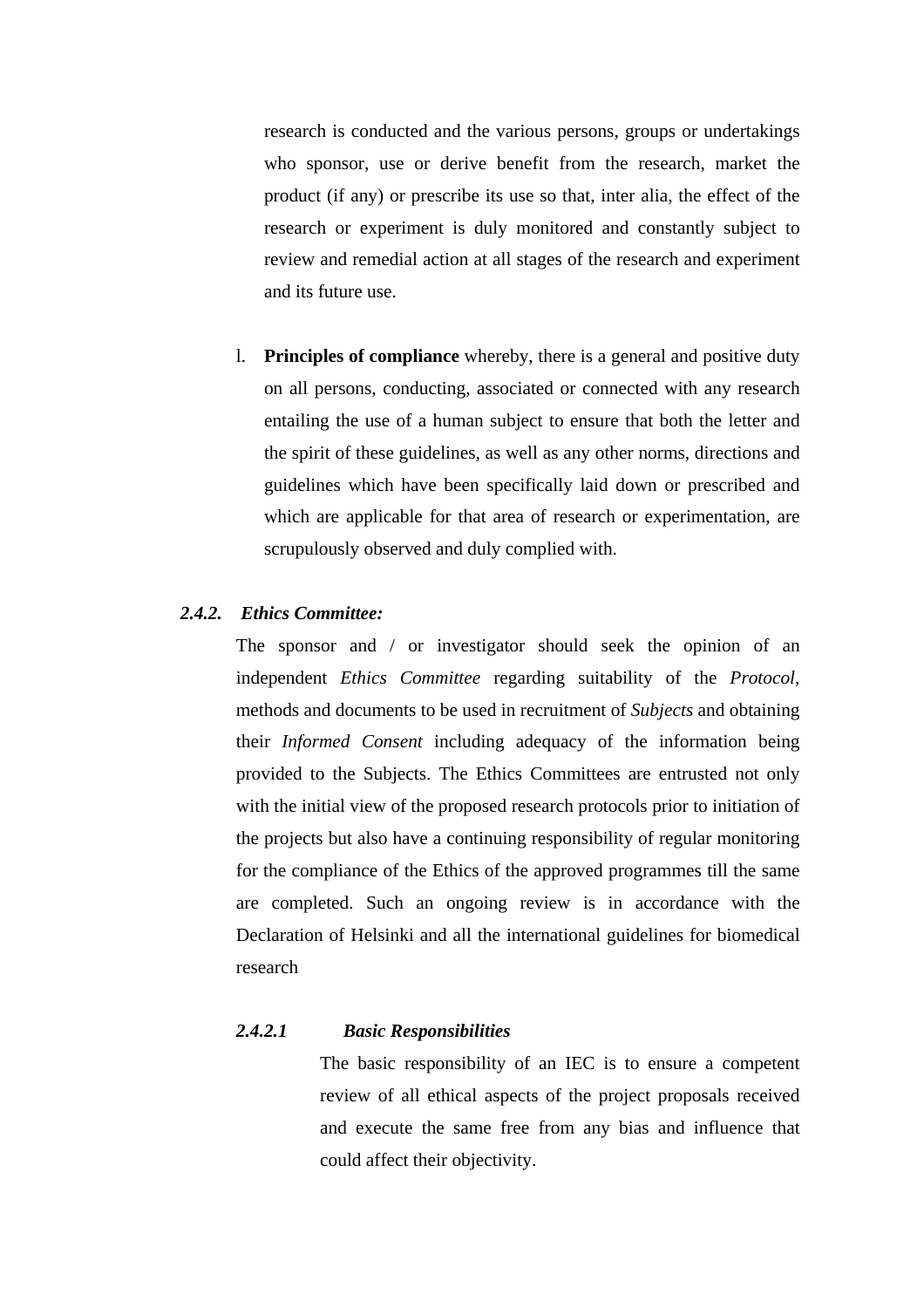research is conducted and the various persons, groups or undertakings who sponsor, use or derive benefit from the research, market the product (if any) or prescribe its use so that, inter alia, the effect of the research or experiment is duly monitored and constantly subject to review and remedial action at all stages of the research and experiment and its future use.

l. **Principles of compliance** whereby, there is a general and positive duty on all persons, conducting, associated or connected with any research entailing the use of a human subject to ensure that both the letter and the spirit of these guidelines, as well as any other norms, directions and guidelines which have been specifically laid down or prescribed and which are applicable for that area of research or experimentation, are scrupulously observed and duly complied with.

### *2.4.2. Ethics Committee:*

The sponsor and / or investigator should seek the opinion of an independent *Ethics Committee* regarding suitability of the *Protocol*, methods and documents to be used in recruitment of *Subjects* and obtaining their *Informed Consent* including adequacy of the information being provided to the Subjects. The Ethics Committees are entrusted not only with the initial view of the proposed research protocols prior to initiation of the projects but also have a continuing responsibility of regular monitoring for the compliance of the Ethics of the approved programmes till the same are completed. Such an ongoing review is in accordance with the Declaration of Helsinki and all the international guidelines for biomedical research

#### *2.4.2.1 Basic Responsibilities*

The basic responsibility of an IEC is to ensure a competent review of all ethical aspects of the project proposals received and execute the same free from any bias and influence that could affect their objectivity.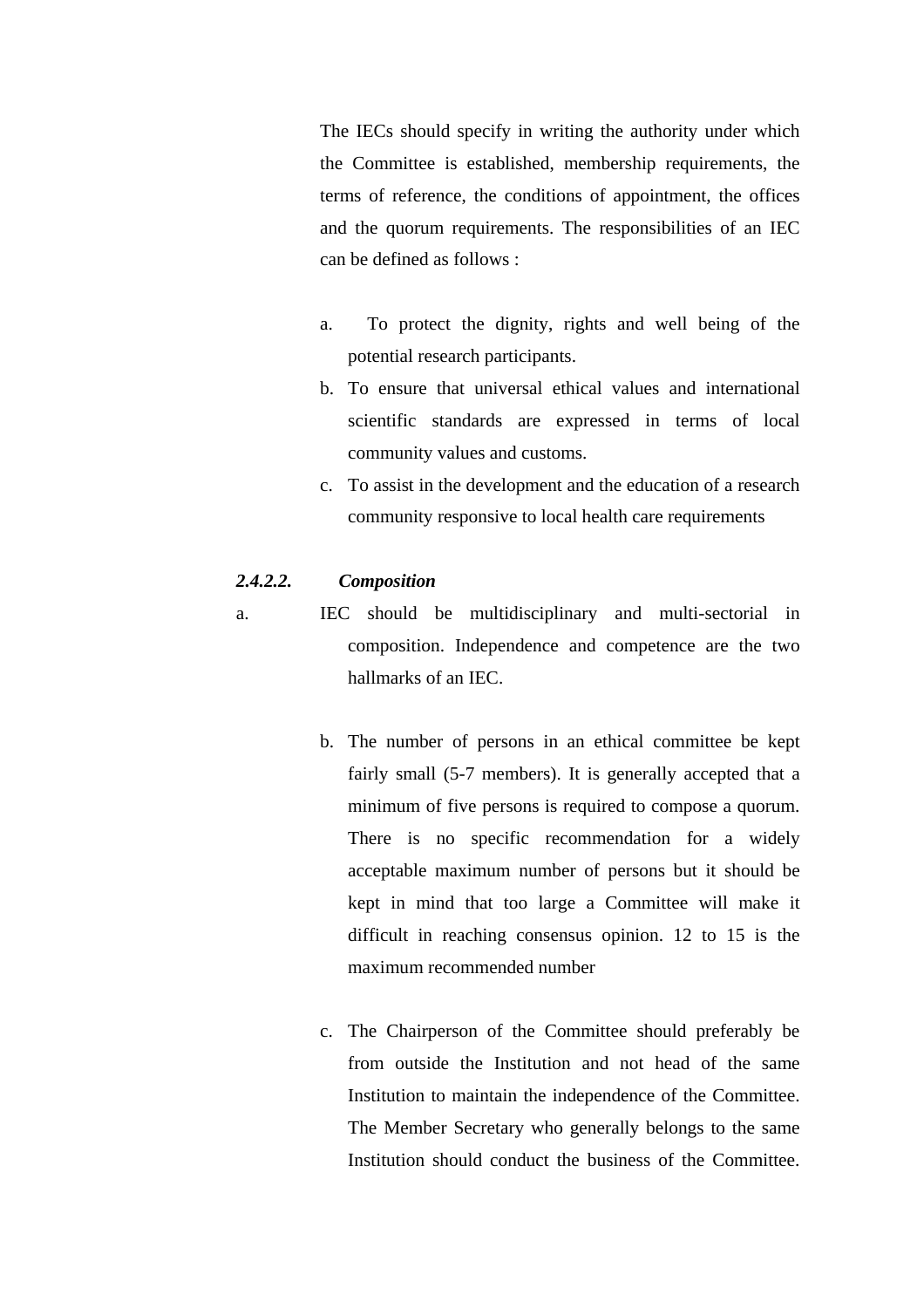The IECs should specify in writing the authority under which the Committee is established, membership requirements, the terms of reference, the conditions of appointment, the offices and the quorum requirements. The responsibilities of an IEC can be defined as follows :

a. To protect the dignity, rights and well being of the potential research participants.
b. To ensure that universal ethical values and international scientific standards are expressed in terms of local community values and customs.
c. To assist in the development and the education of a research community responsive to local health care requirements

***2.4.2.2. Composition***

a. IEC should be multidisciplinary and multi-sectorial in composition. Independence and competence are the two hallmarks of an IEC.

b. The number of persons in an ethical committee be kept fairly small (5-7 members). It is generally accepted that a minimum of five persons is required to compose a quorum. There is no specific recommendation for a widely acceptable maximum number of persons but it should be kept in mind that too large a Committee will make it difficult in reaching consensus opinion. 12 to 15 is the maximum recommended number

c. The Chairperson of the Committee should preferably be from outside the Institution and not head of the same Institution to maintain the independence of the Committee. The Member Secretary who generally belongs to the same Institution should conduct the business of the Committee.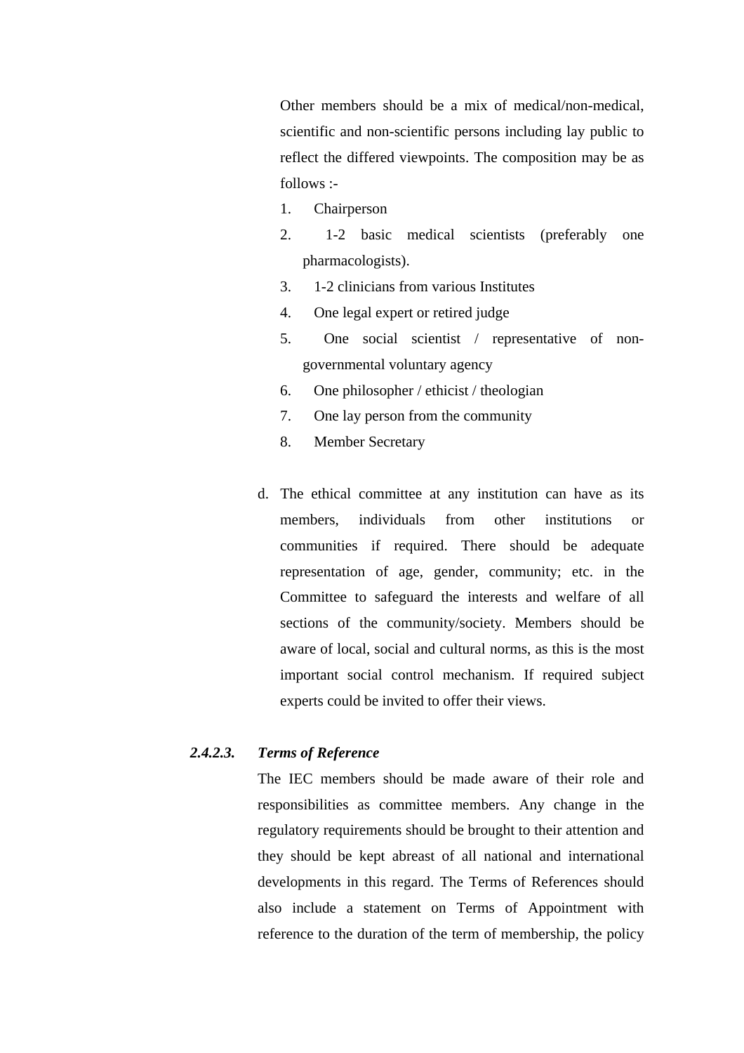Other members should be a mix of medical/non-medical, scientific and non-scientific persons including lay public to reflect the differed viewpoints. The composition may be as follows :-

1. Chairperson
2. 1-2 basic medical scientists (preferably one pharmacologists).
3. 1-2 clinicians from various Institutes
4. One legal expert or retired judge
5. One social scientist / representative of non-governmental voluntary agency
6. One philosopher / ethicist / theologian
7. One lay person from the community
8. Member Secretary

d. The ethical committee at any institution can have as its members, individuals from other institutions or communities if required. There should be adequate representation of age, gender, community; etc. in the Committee to safeguard the interests and welfare of all sections of the community/society. Members should be aware of local, social and cultural norms, as this is the most important social control mechanism. If required subject experts could be invited to offer their views.

**_2.4.2.3. Terms of Reference_**

The IEC members should be made aware of their role and responsibilities as committee members. Any change in the regulatory requirements should be brought to their attention and they should be kept abreast of all national and international developments in this regard. The Terms of References should also include a statement on Terms of Appointment with reference to the duration of the term of membership, the policy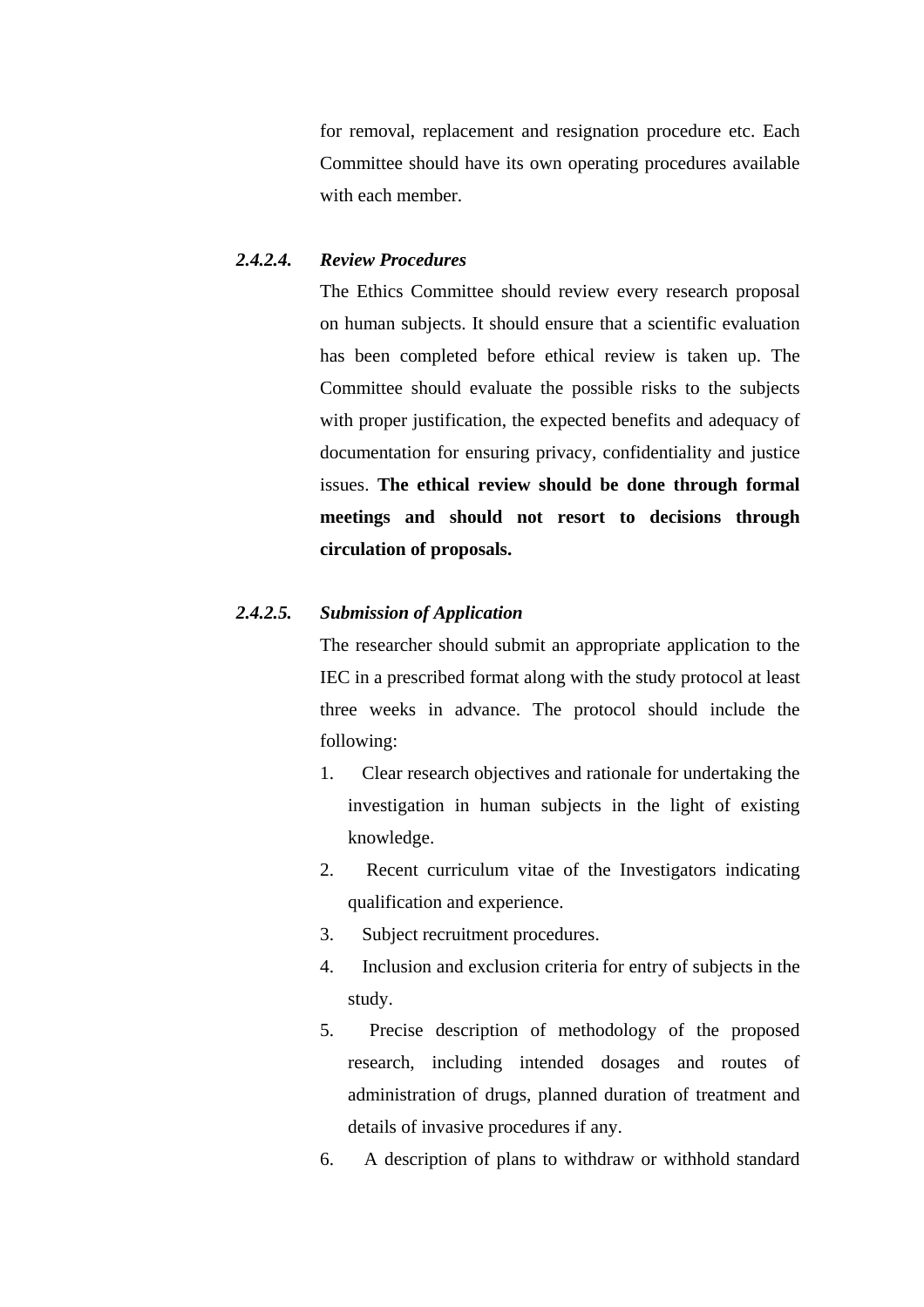for removal, replacement and resignation procedure etc. Each Committee should have its own operating procedures available with each member.

#### *2.4.2.4. Review Procedures*

The Ethics Committee should review every research proposal on human subjects. It should ensure that a scientific evaluation has been completed before ethical review is taken up. The Committee should evaluate the possible risks to the subjects with proper justification, the expected benefits and adequacy of documentation for ensuring privacy, confidentiality and justice issues. **The ethical review should be done through formal meetings and should not resort to decisions through circulation of proposals.**

#### *2.4.2.5. Submission of Application*

The researcher should submit an appropriate application to the IEC in a prescribed format along with the study protocol at least three weeks in advance. The protocol should include the following:

1. Clear research objectives and rationale for undertaking the investigation in human subjects in the light of existing knowledge.
2. Recent curriculum vitae of the Investigators indicating qualification and experience.
3. Subject recruitment procedures.
4. Inclusion and exclusion criteria for entry of subjects in the study.
5. Precise description of methodology of the proposed research, including intended dosages and routes of administration of drugs, planned duration of treatment and details of invasive procedures if any.
6. A description of plans to withdraw or withhold standard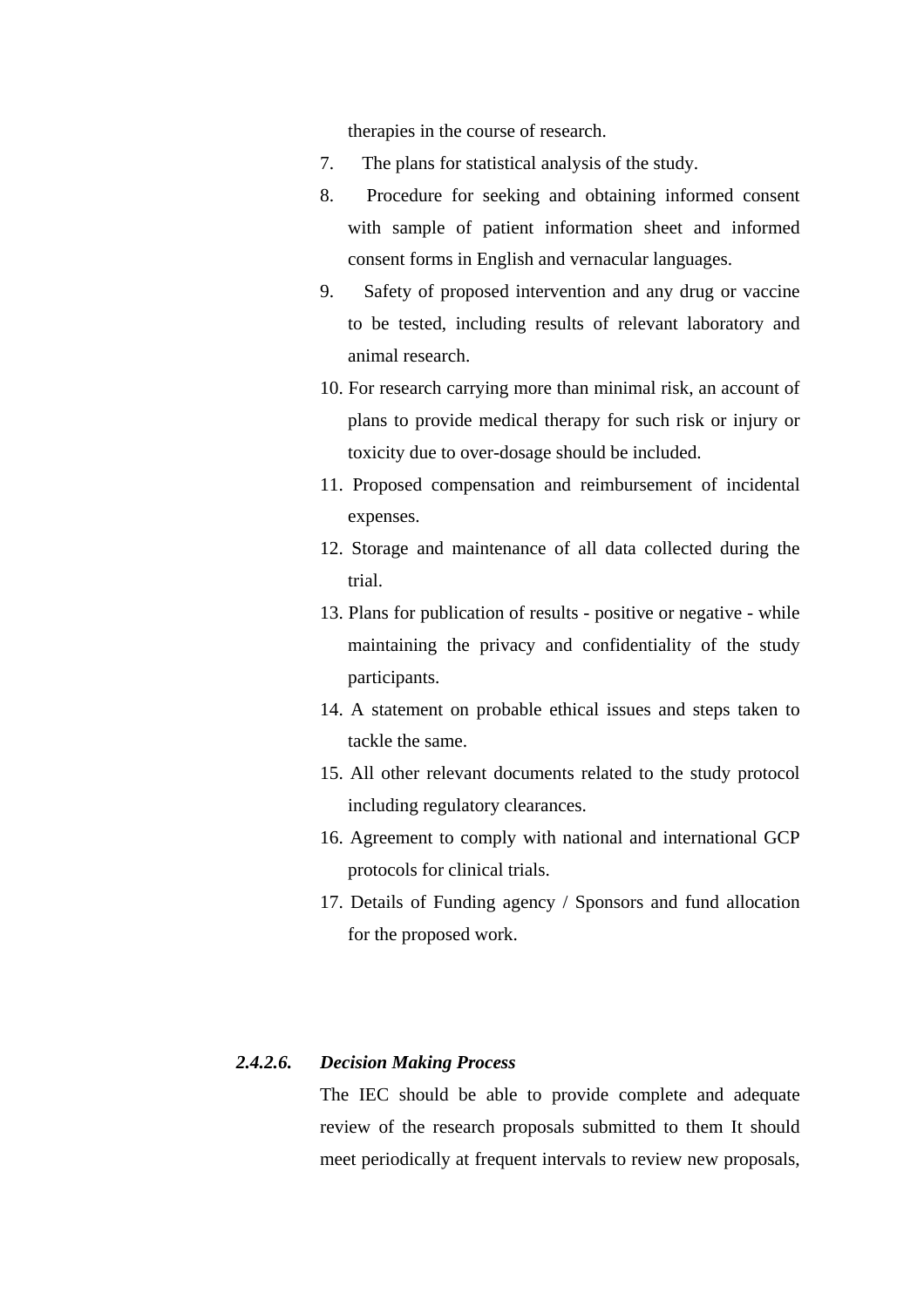therapies in the course of research.

7. The plans for statistical analysis of the study.
8. Procedure for seeking and obtaining informed consent with sample of patient information sheet and informed consent forms in English and vernacular languages.
9. Safety of proposed intervention and any drug or vaccine to be tested, including results of relevant laboratory and animal research.
10. For research carrying more than minimal risk, an account of plans to provide medical therapy for such risk or injury or toxicity due to over-dosage should be included.
11. Proposed compensation and reimbursement of incidental expenses.
12. Storage and maintenance of all data collected during the trial.
13. Plans for publication of results - positive or negative - while maintaining the privacy and confidentiality of the study participants.
14. A statement on probable ethical issues and steps taken to tackle the same.
15. All other relevant documents related to the study protocol including regulatory clearances.
16. Agreement to comply with national and international GCP protocols for clinical trials.
17. Details of Funding agency / Sponsors and fund allocation for the proposed work.

***2.4.2.6. Decision Making Process***

The IEC should be able to provide complete and adequate review of the research proposals submitted to them It should meet periodically at frequent intervals to review new proposals,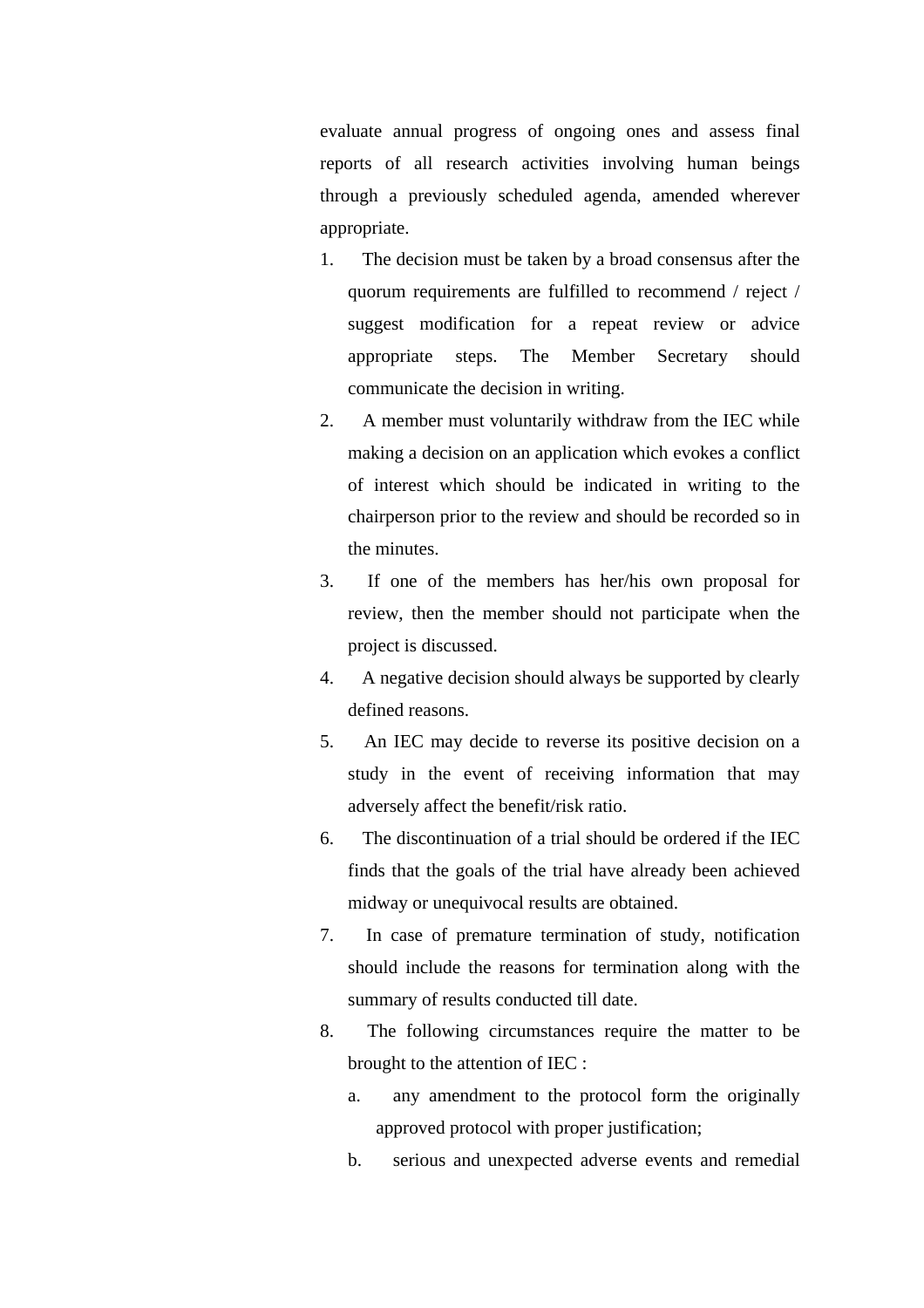evaluate annual progress of ongoing ones and assess final reports of all research activities involving human beings through a previously scheduled agenda, amended wherever appropriate.

1. The decision must be taken by a broad consensus after the quorum requirements are fulfilled to recommend / reject / suggest modification for a repeat review or advice appropriate steps. The Member Secretary should communicate the decision in writing.
2. A member must voluntarily withdraw from the IEC while making a decision on an application which evokes a conflict of interest which should be indicated in writing to the chairperson prior to the review and should be recorded so in the minutes.
3. If one of the members has her/his own proposal for review, then the member should not participate when the project is discussed.
4. A negative decision should always be supported by clearly defined reasons.
5. An IEC may decide to reverse its positive decision on a study in the event of receiving information that may adversely affect the benefit/risk ratio.
6. The discontinuation of a trial should be ordered if the IEC finds that the goals of the trial have already been achieved midway or unequivocal results are obtained.
7. In case of premature termination of study, notification should include the reasons for termination along with the summary of results conducted till date.
8. The following circumstances require the matter to be brought to the attention of IEC :
    a. any amendment to the protocol form the originally approved protocol with proper justification;
    b. serious and unexpected adverse events and remedial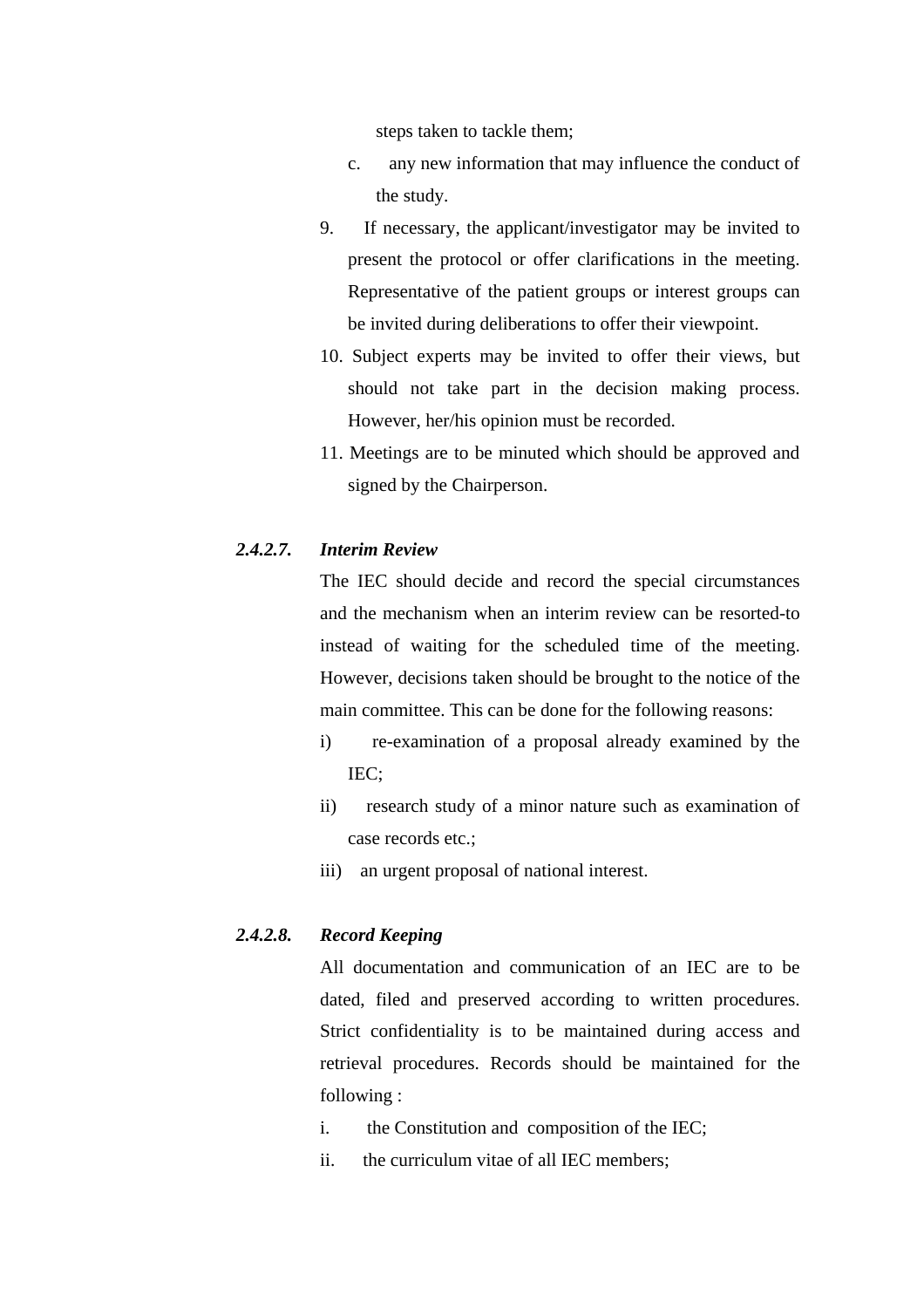steps taken to tackle them;

c. any new information that may influence the conduct of the study.

9. If necessary, the applicant/investigator may be invited to present the protocol or offer clarifications in the meeting. Representative of the patient groups or interest groups can be invited during deliberations to offer their viewpoint.
10. Subject experts may be invited to offer their views, but should not take part in the decision making process. However, her/his opinion must be recorded.
11. Meetings are to be minuted which should be approved and signed by the Chairperson.

***2.4.2.7. Interim Review***

The IEC should decide and record the special circumstances and the mechanism when an interim review can be resorted-to instead of waiting for the scheduled time of the meeting. However, decisions taken should be brought to the notice of the main committee. This can be done for the following reasons:

i) re-examination of a proposal already examined by the IEC;

ii) research study of a minor nature such as examination of case records etc.;

iii) an urgent proposal of national interest.

***2.4.2.8. Record Keeping***

All documentation and communication of an IEC are to be dated, filed and preserved according to written procedures. Strict confidentiality is to be maintained during access and retrieval procedures. Records should be maintained for the following :

i. the Constitution and composition of the IEC;

ii. the curriculum vitae of all IEC members;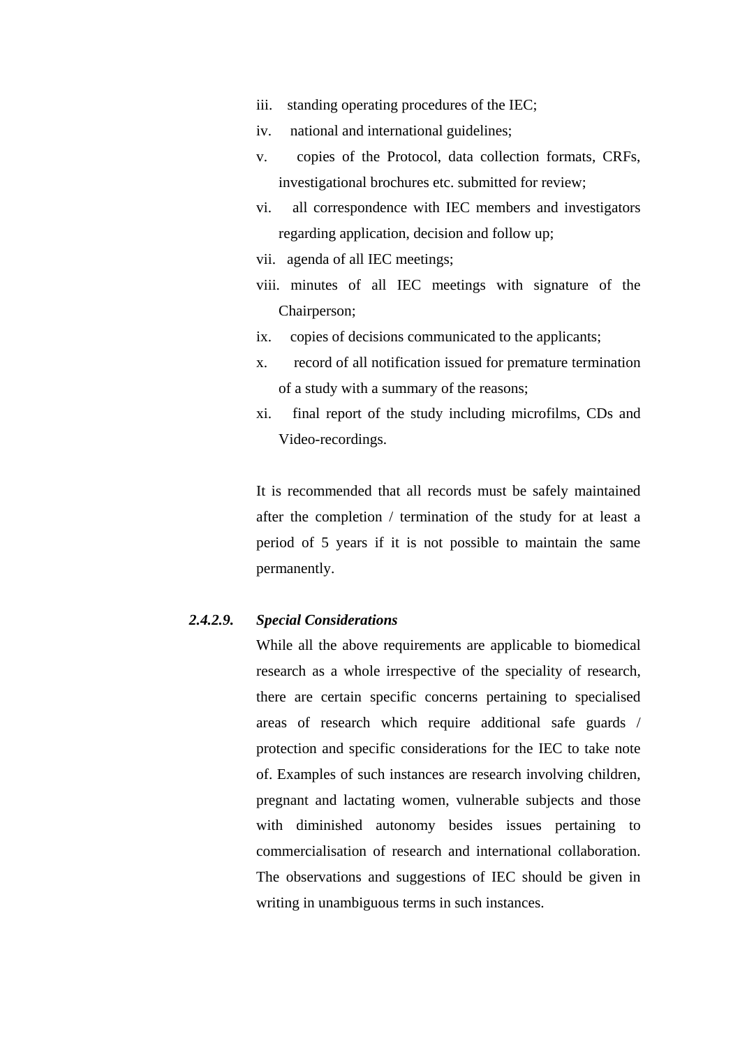iii. standing operating procedures of the IEC;

iv. national and international guidelines;

v. copies of the Protocol, data collection formats, CRFs, investigational brochures etc. submitted for review;

vi. all correspondence with IEC members and investigators regarding application, decision and follow up;

vii. agenda of all IEC meetings;

viii. minutes of all IEC meetings with signature of the Chairperson;

ix. copies of decisions communicated to the applicants;

x. record of all notification issued for premature termination of a study with a summary of the reasons;

xi. final report of the study including microfilms, CDs and Video-recordings.

It is recommended that all records must be safely maintained after the completion / termination of the study for at least a period of 5 years if it is not possible to maintain the same permanently.

***2.4.2.9. Special Considerations***

While all the above requirements are applicable to biomedical research as a whole irrespective of the speciality of research, there are certain specific concerns pertaining to specialised areas of research which require additional safe guards / protection and specific considerations for the IEC to take note of. Examples of such instances are research involving children, pregnant and lactating women, vulnerable subjects and those with diminished autonomy besides issues pertaining to commercialisation of research and international collaboration. The observations and suggestions of IEC should be given in writing in unambiguous terms in such instances.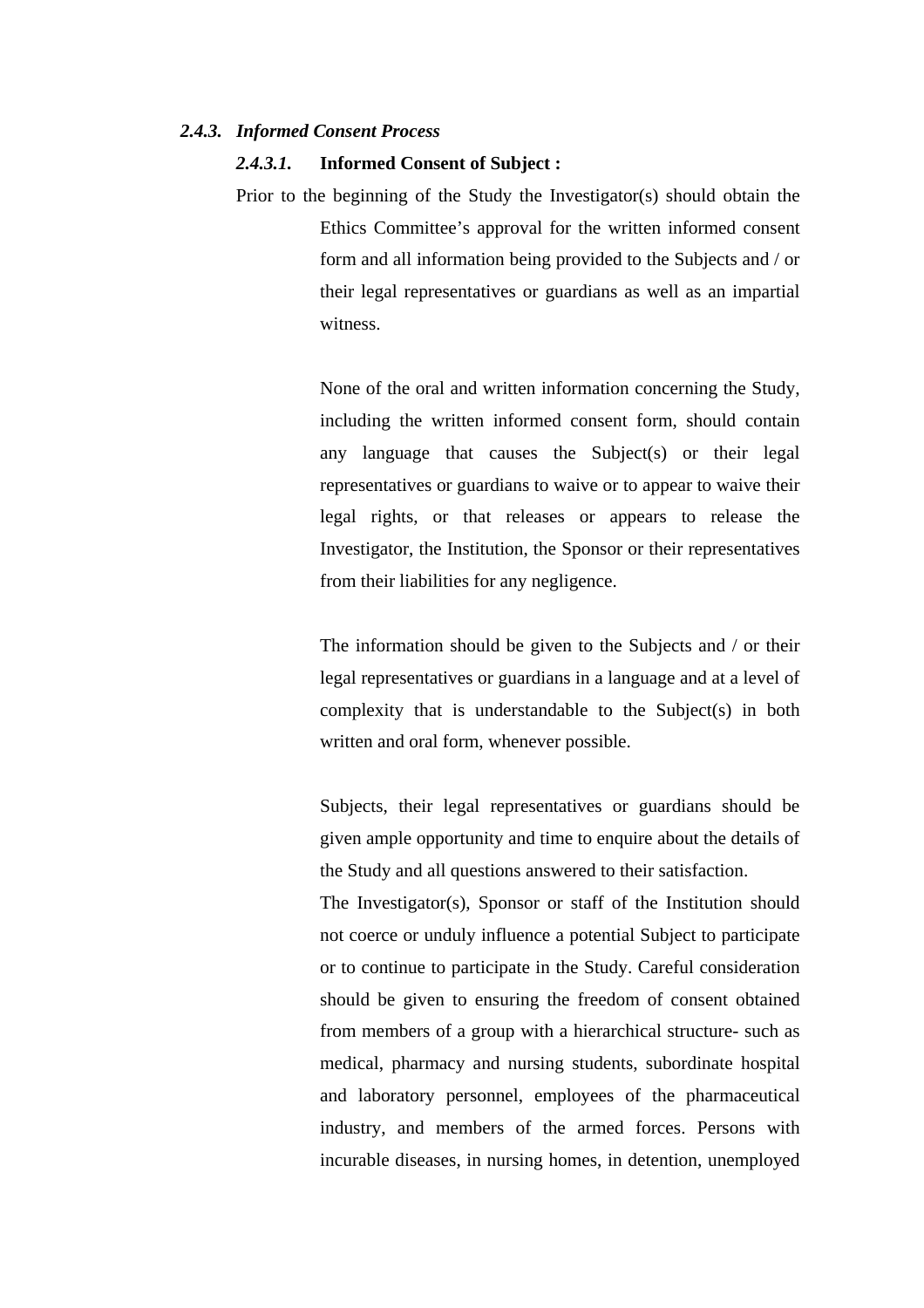### *2.4.3. Informed Consent Process*

#### ***2.4.3.1.*** **Informed Consent of Subject :**

Prior to the beginning of the Study the Investigator(s) should obtain the Ethics Committee’s approval for the written informed consent form and all information being provided to the Subjects and / or their legal representatives or guardians as well as an impartial witness.

None of the oral and written information concerning the Study, including the written informed consent form, should contain any language that causes the Subject(s) or their legal representatives or guardians to waive or to appear to waive their legal rights, or that releases or appears to release the Investigator, the Institution, the Sponsor or their representatives from their liabilities for any negligence.

The information should be given to the Subjects and / or their legal representatives or guardians in a language and at a level of complexity that is understandable to the Subject(s) in both written and oral form, whenever possible.

Subjects, their legal representatives or guardians should be given ample opportunity and time to enquire about the details of the Study and all questions answered to their satisfaction.

The Investigator(s), Sponsor or staff of the Institution should not coerce or unduly influence a potential Subject to participate or to continue to participate in the Study. Careful consideration should be given to ensuring the freedom of consent obtained from members of a group with a hierarchical structure- such as medical, pharmacy and nursing students, subordinate hospital and laboratory personnel, employees of the pharmaceutical industry, and members of the armed forces. Persons with incurable diseases, in nursing homes, in detention, unemployed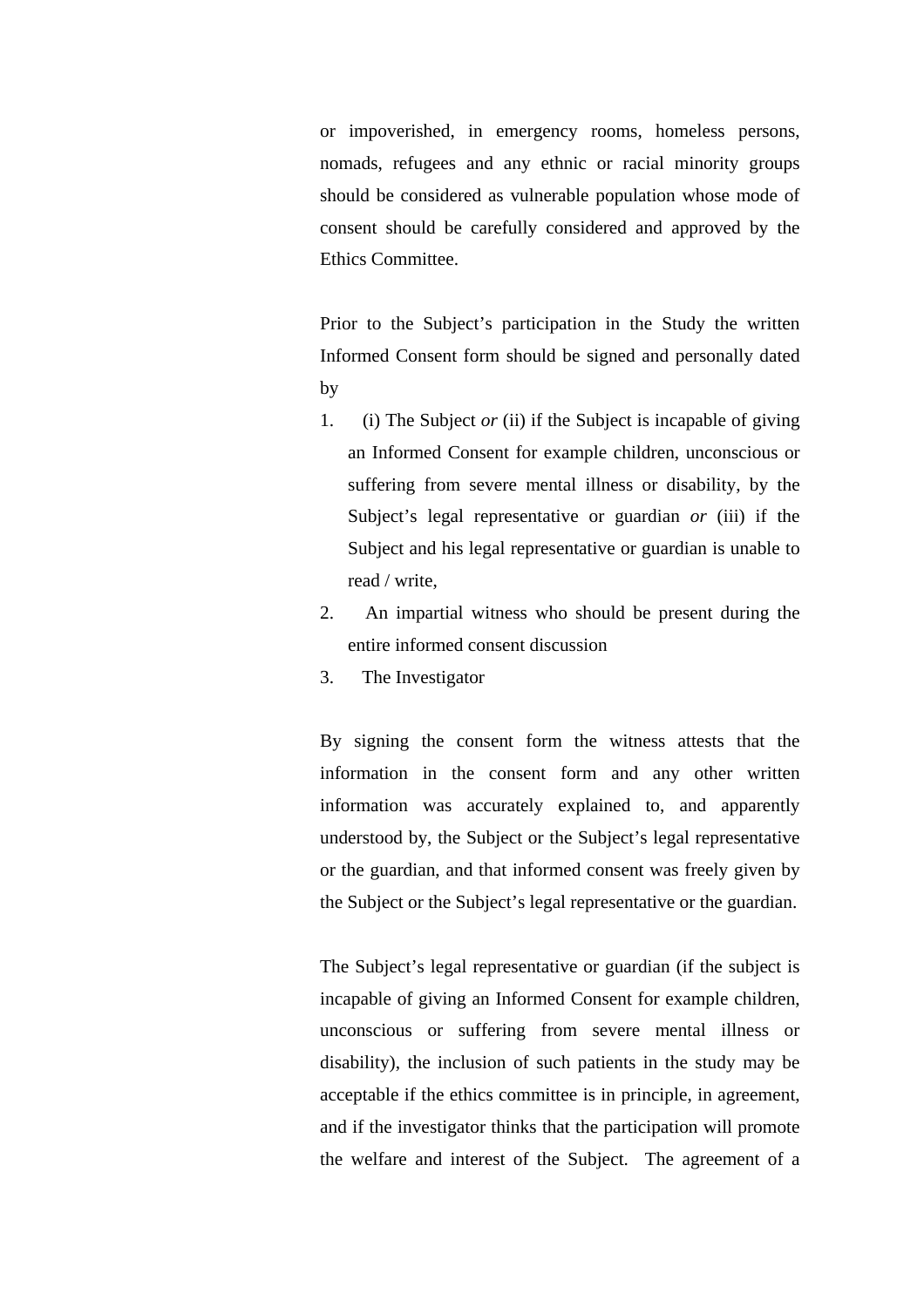or impoverished, in emergency rooms, homeless persons, nomads, refugees and any ethnic or racial minority groups should be considered as vulnerable population whose mode of consent should be carefully considered and approved by the Ethics Committee.

Prior to the Subject's participation in the Study the written Informed Consent form should be signed and personally dated by

1. (i) The Subject *or* (ii) if the Subject is incapable of giving an Informed Consent for example children, unconscious or suffering from severe mental illness or disability, by the Subject's legal representative or guardian *or* (iii) if the Subject and his legal representative or guardian is unable to read / write,
2. An impartial witness who should be present during the entire informed consent discussion
3. The Investigator

By signing the consent form the witness attests that the information in the consent form and any other written information was accurately explained to, and apparently understood by, the Subject or the Subject's legal representative or the guardian, and that informed consent was freely given by the Subject or the Subject's legal representative or the guardian.

The Subject's legal representative or guardian (if the subject is incapable of giving an Informed Consent for example children, unconscious or suffering from severe mental illness or disability), the inclusion of such patients in the study may be acceptable if the ethics committee is in principle, in agreement, and if the investigator thinks that the participation will promote the welfare and interest of the Subject. The agreement of a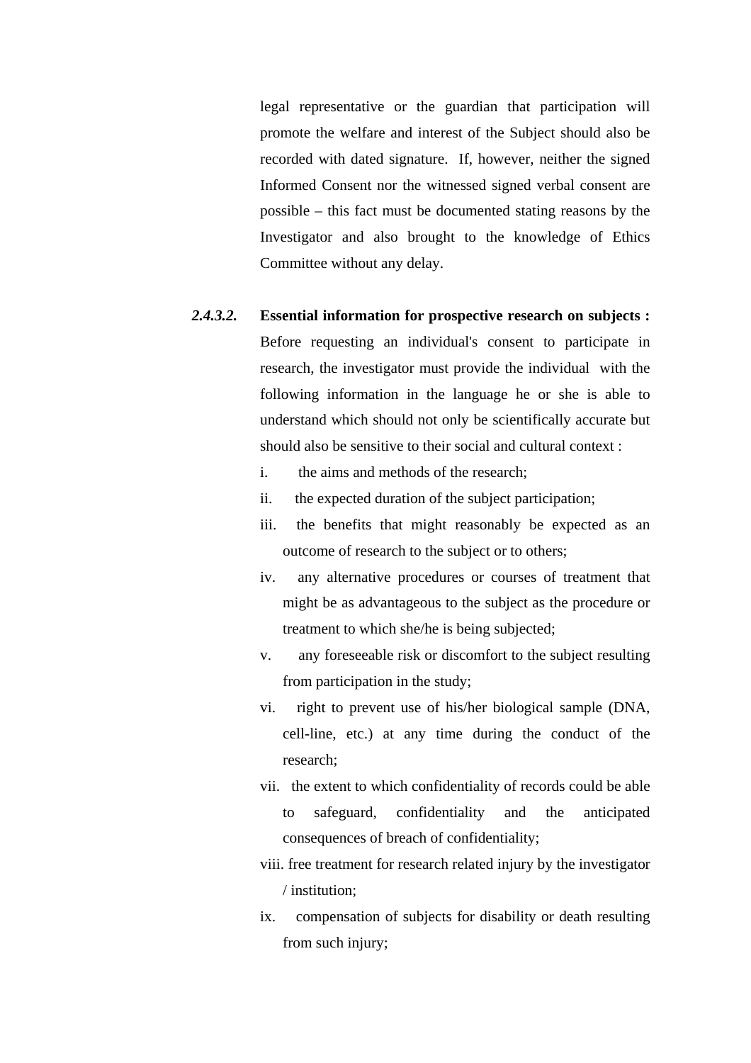legal representative or the guardian that participation will promote the welfare and interest of the Subject should also be recorded with dated signature. If, however, neither the signed Informed Consent nor the witnessed signed verbal consent are possible – this fact must be documented stating reasons by the Investigator and also brought to the knowledge of Ethics Committee without any delay.

***2.4.3.2.*** **Essential information for prospective research on subjects :** Before requesting an individual's consent to participate in research, the investigator must provide the individual with the following information in the language he or she is able to understand which should not only be scientifically accurate but should also be sensitive to their social and cultural context :

i. the aims and methods of the research;

ii. the expected duration of the subject participation;

iii. the benefits that might reasonably be expected as an outcome of research to the subject or to others;

iv. any alternative procedures or courses of treatment that might be as advantageous to the subject as the procedure or treatment to which she/he is being subjected;

v. any foreseeable risk or discomfort to the subject resulting from participation in the study;

vi. right to prevent use of his/her biological sample (DNA, cell-line, etc.) at any time during the conduct of the research;

vii. the extent to which confidentiality of records could be able to safeguard, confidentiality and the anticipated consequences of breach of confidentiality;

viii. free treatment for research related injury by the investigator / institution;

ix. compensation of subjects for disability or death resulting from such injury;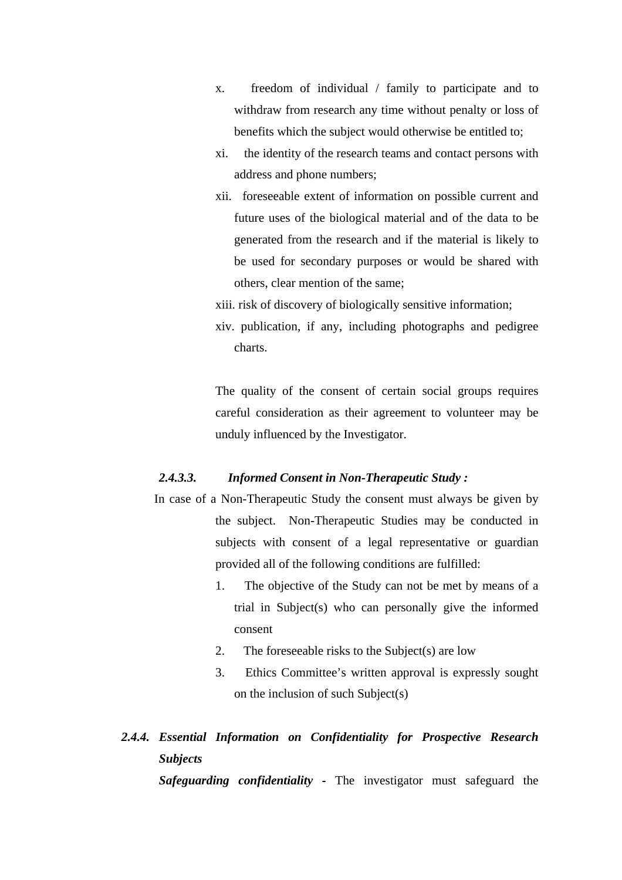x. freedom of individual / family to participate and to withdraw from research any time without penalty or loss of benefits which the subject would otherwise be entitled to;

xi. the identity of the research teams and contact persons with address and phone numbers;

xii. foreseeable extent of information on possible current and future uses of the biological material and of the data to be generated from the research and if the material is likely to be used for secondary purposes or would be shared with others, clear mention of the same;

xiii. risk of discovery of biologically sensitive information;

xiv. publication, if any, including photographs and pedigree charts.

The quality of the consent of certain social groups requires careful consideration as their agreement to volunteer may be unduly influenced by the Investigator.

#### *2.4.3.3. Informed Consent in Non-Therapeutic Study :*

In case of a Non-Therapeutic Study the consent must always be given by the subject. Non-Therapeutic Studies may be conducted in subjects with consent of a legal representative or guardian provided all of the following conditions are fulfilled:

1. The objective of the Study can not be met by means of a trial in Subject(s) who can personally give the informed consent
2. The foreseeable risks to the Subject(s) are low
3. Ethics Committee's written approval is expressly sought on the inclusion of such Subject(s)

### *2.4.4. Essential Information on Confidentiality for Prospective Research Subjects*

***Safeguarding confidentiality*** - The investigator must safeguard the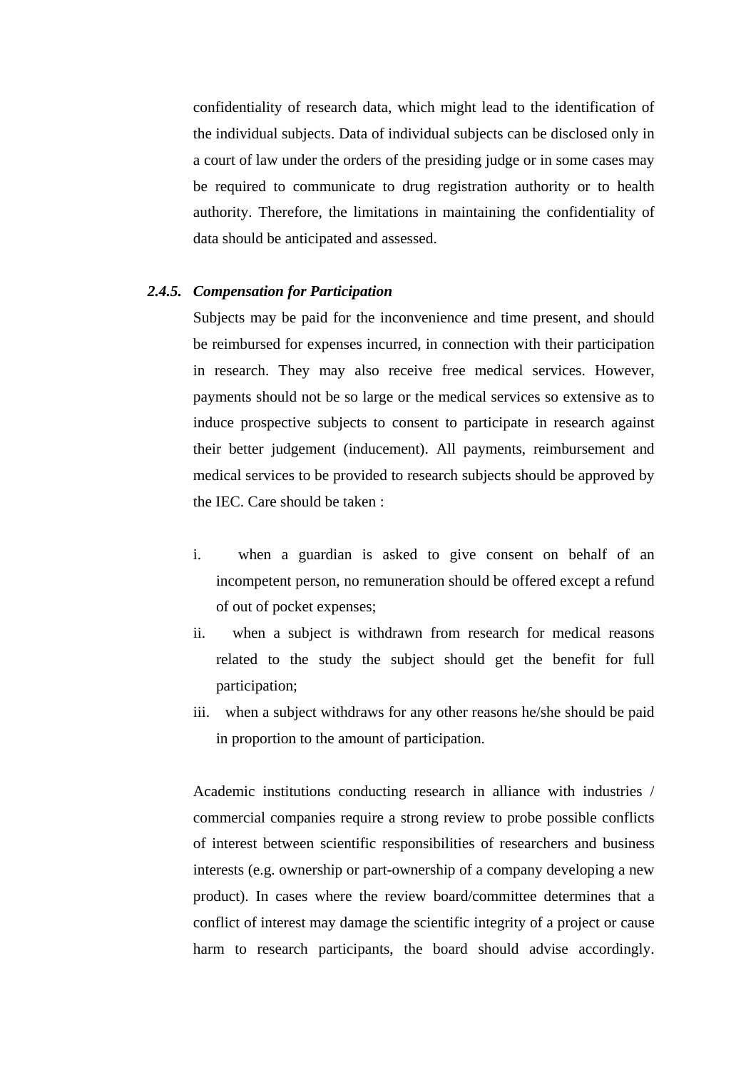confidentiality of research data, which might lead to the identification of the individual subjects. Data of individual subjects can be disclosed only in a court of law under the orders of the presiding judge or in some cases may be required to communicate to drug registration authority or to health authority. Therefore, the limitations in maintaining the confidentiality of data should be anticipated and assessed.

### 2.4.5. *Compensation for Participation*

Subjects may be paid for the inconvenience and time present, and should be reimbursed for expenses incurred, in connection with their participation in research. They may also receive free medical services. However, payments should not be so large or the medical services so extensive as to induce prospective subjects to consent to participate in research against their better judgement (inducement). All payments, reimbursement and medical services to be provided to research subjects should be approved by the IEC. Care should be taken :

i. when a guardian is asked to give consent on behalf of an incompetent person, no remuneration should be offered except a refund of out of pocket expenses;

ii. when a subject is withdrawn from research for medical reasons related to the study the subject should get the benefit for full participation;

iii. when a subject withdraws for any other reasons he/she should be paid in proportion to the amount of participation.

Academic institutions conducting research in alliance with industries / commercial companies require a strong review to probe possible conflicts of interest between scientific responsibilities of researchers and business interests (e.g. ownership or part-ownership of a company developing a new product). In cases where the review board/committee determines that a conflict of interest may damage the scientific integrity of a project or cause harm to research participants, the board should advise accordingly.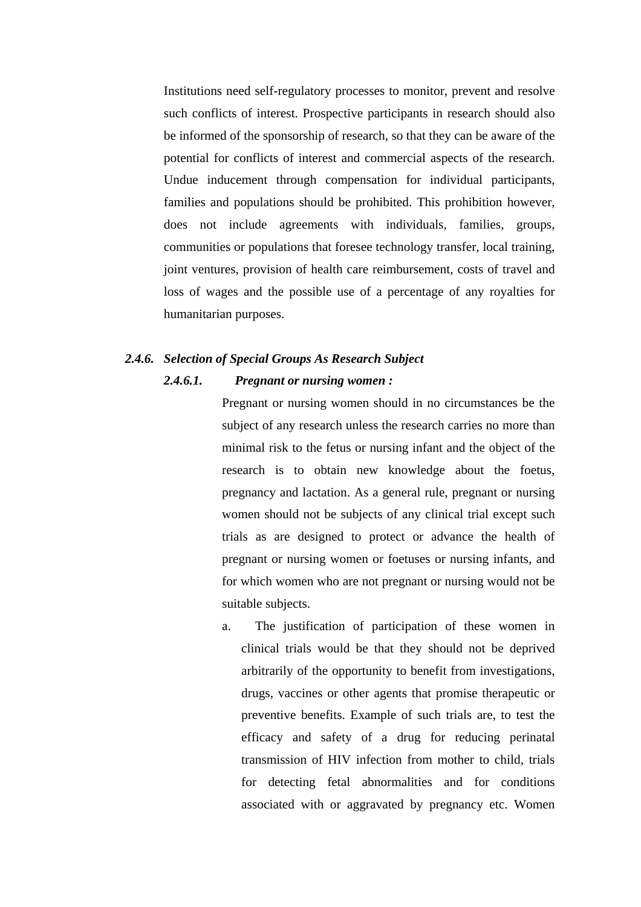Institutions need self-regulatory processes to monitor, prevent and resolve such conflicts of interest. Prospective participants in research should also be informed of the sponsorship of research, so that they can be aware of the potential for conflicts of interest and commercial aspects of the research. Undue inducement through compensation for individual participants, families and populations should be prohibited. This prohibition however, does not include agreements with individuals, families, groups, communities or populations that foresee technology transfer, local training, joint ventures, provision of health care reimbursement, costs of travel and loss of wages and the possible use of a percentage of any royalties for humanitarian purposes.

### *2.4.6. Selection of Special Groups As Research Subject*

#### *2.4.6.1. Pregnant or nursing women :*

Pregnant or nursing women should in no circumstances be the subject of any research unless the research carries no more than minimal risk to the fetus or nursing infant and the object of the research is to obtain new knowledge about the foetus, pregnancy and lactation. As a general rule, pregnant or nursing women should not be subjects of any clinical trial except such trials as are designed to protect or advance the health of pregnant or nursing women or foetuses or nursing infants, and for which women who are not pregnant or nursing would not be suitable subjects.

a. The justification of participation of these women in clinical trials would be that they should not be deprived arbitrarily of the opportunity to benefit from investigations, drugs, vaccines or other agents that promise therapeutic or preventive benefits. Example of such trials are, to test the efficacy and safety of a drug for reducing perinatal transmission of HIV infection from mother to child, trials for detecting fetal abnormalities and for conditions associated with or aggravated by pregnancy etc. Women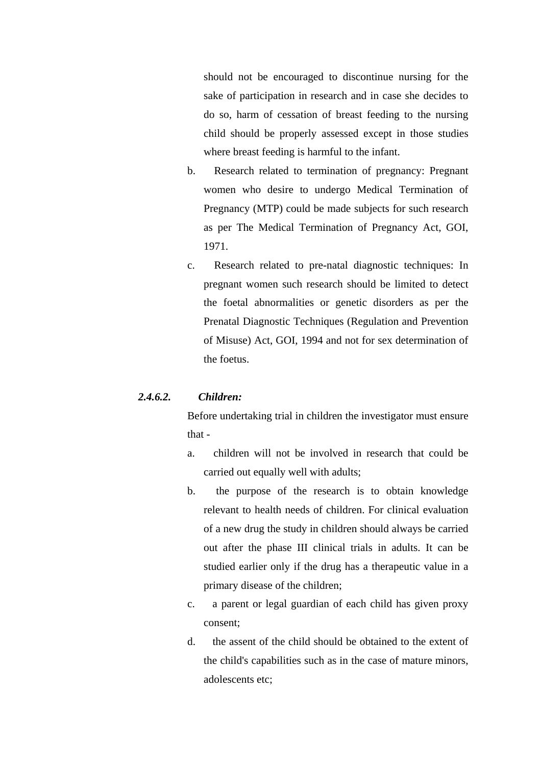should not be encouraged to discontinue nursing for the sake of participation in research and in case she decides to do so, harm of cessation of breast feeding to the nursing child should be properly assessed except in those studies where breast feeding is harmful to the infant.

b. Research related to termination of pregnancy: Pregnant women who desire to undergo Medical Termination of Pregnancy (MTP) could be made subjects for such research as per The Medical Termination of Pregnancy Act, GOI, 1971.

c. Research related to pre-natal diagnostic techniques: In pregnant women such research should be limited to detect the foetal abnormalities or genetic disorders as per the Prenatal Diagnostic Techniques (Regulation and Prevention of Misuse) Act, GOI, 1994 and not for sex determination of the foetus.

***2.4.6.2. Children:***

Before undertaking trial in children the investigator must ensure that -

a. children will not be involved in research that could be carried out equally well with adults;

b. the purpose of the research is to obtain knowledge relevant to health needs of children. For clinical evaluation of a new drug the study in children should always be carried out after the phase III clinical trials in adults. It can be studied earlier only if the drug has a therapeutic value in a primary disease of the children;

c. a parent or legal guardian of each child has given proxy consent;

d. the assent of the child should be obtained to the extent of the child's capabilities such as in the case of mature minors, adolescents etc;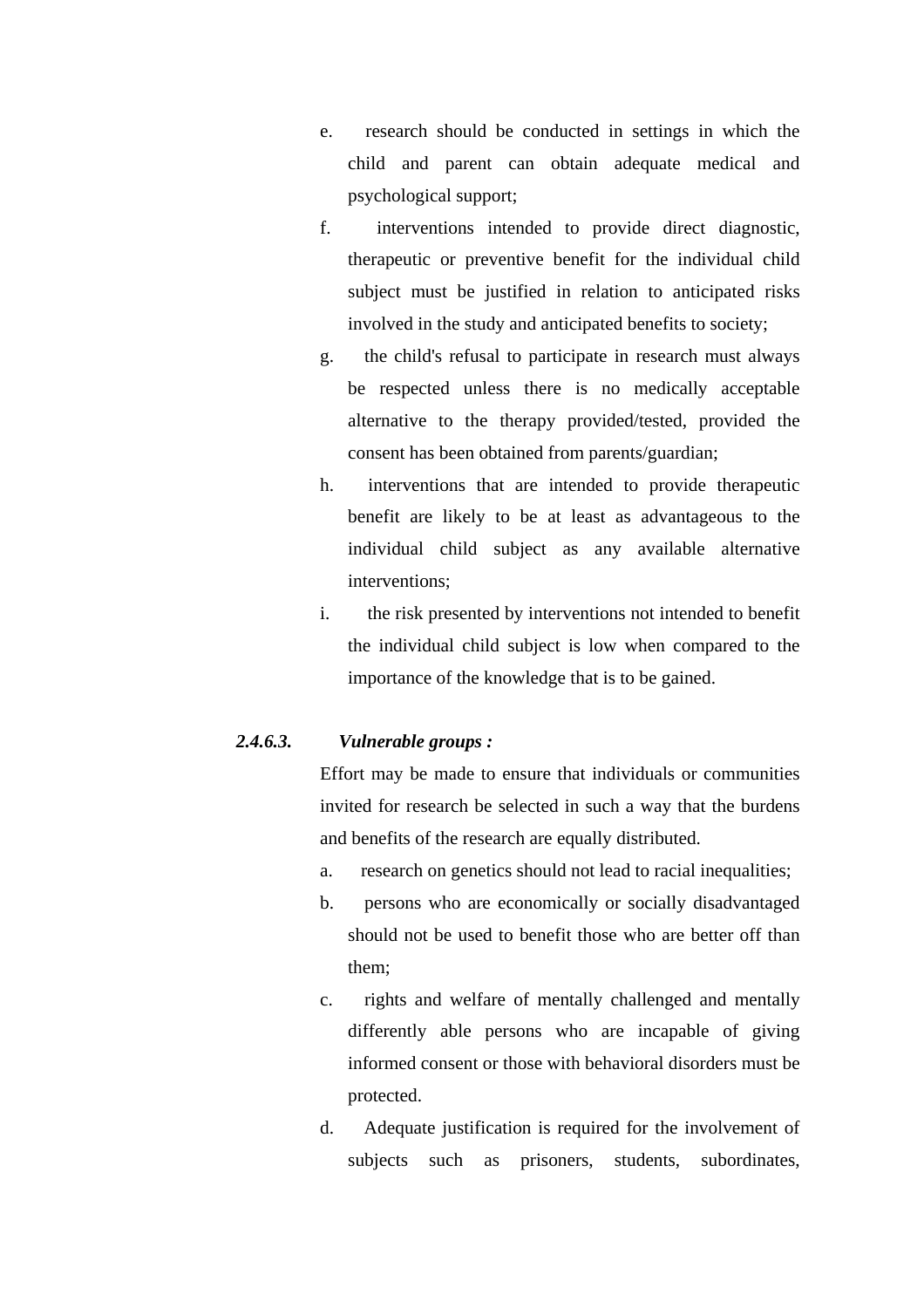e. research should be conducted in settings in which the child and parent can obtain adequate medical and psychological support;

f. interventions intended to provide direct diagnostic, therapeutic or preventive benefit for the individual child subject must be justified in relation to anticipated risks involved in the study and anticipated benefits to society;

g. the child's refusal to participate in research must always be respected unless there is no medically acceptable alternative to the therapy provided/tested, provided the consent has been obtained from parents/guardian;

h. interventions that are intended to provide therapeutic benefit are likely to be at least as advantageous to the individual child subject as any available alternative interventions;

i. the risk presented by interventions not intended to benefit the individual child subject is low when compared to the importance of the knowledge that is to be gained.

***2.4.6.3. Vulnerable groups :***

Effort may be made to ensure that individuals or communities invited for research be selected in such a way that the burdens and benefits of the research are equally distributed.

a. research on genetics should not lead to racial inequalities;

b. persons who are economically or socially disadvantaged should not be used to benefit those who are better off than them;

c. rights and welfare of mentally challenged and mentally differently able persons who are incapable of giving informed consent or those with behavioral disorders must be protected.

d. Adequate justification is required for the involvement of subjects such as prisoners, students, subordinates,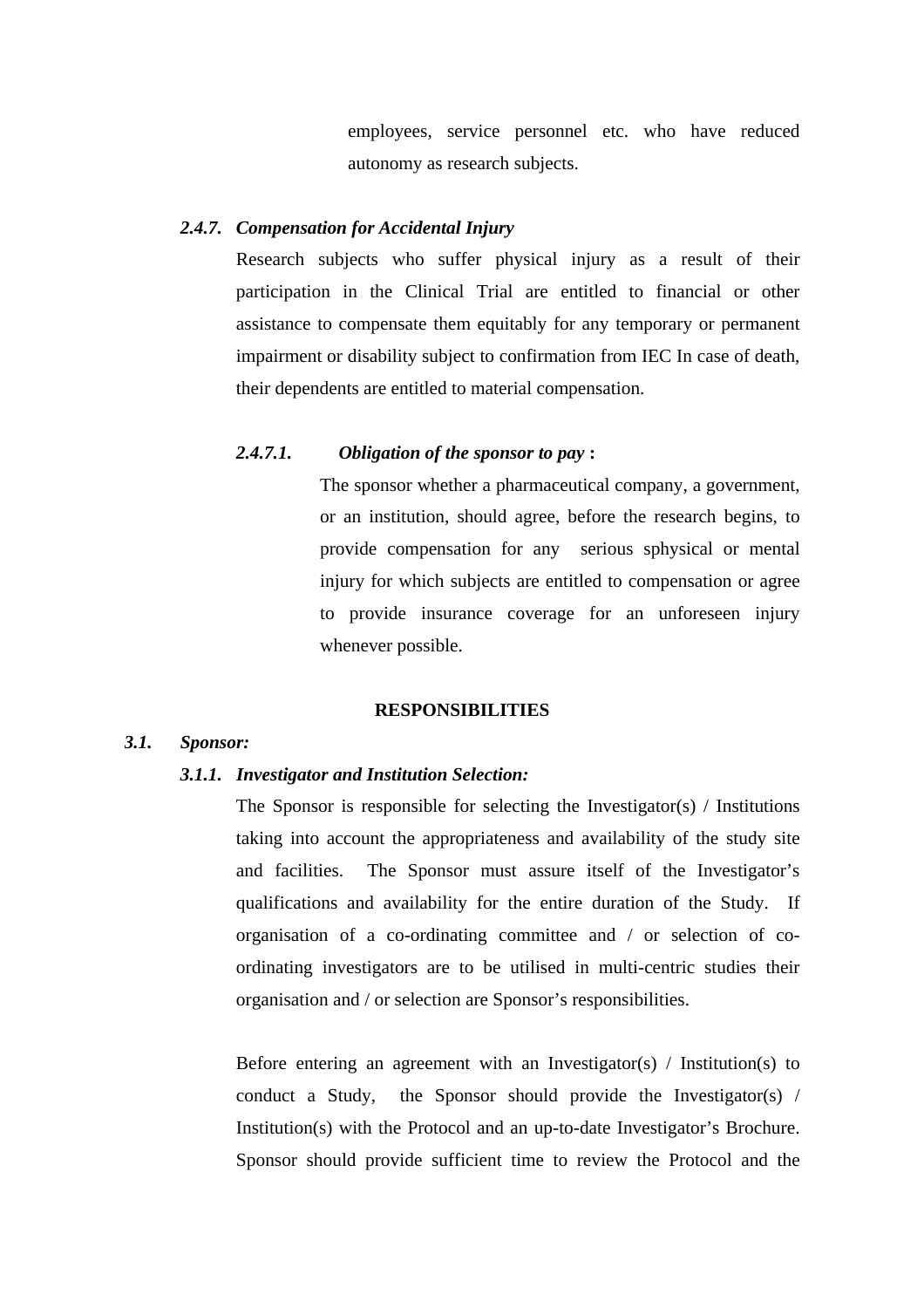employees, service personnel etc. who have reduced autonomy as research subjects.

### *2.4.7. Compensation for Accidental Injury*

Research subjects who suffer physical injury as a result of their participation in the Clinical Trial are entitled to financial or other assistance to compensate them equitably for any temporary or permanent impairment or disability subject to confirmation from IEC In case of death, their dependents are entitled to material compensation.

#### *2.4.7.1. Obligation of the sponsor to pay* **:**

The sponsor whether a pharmaceutical company, a government, or an institution, should agree, before the research begins, to provide compensation for any serious sphysical or mental injury for which subjects are entitled to compensation or agree to provide insurance coverage for an unforeseen injury whenever possible.

## RESPONSIBILITIES

### *3.1. Sponsor:*

#### *3.1.1. Investigator and Institution Selection:*

The Sponsor is responsible for selecting the Investigator(s) / Institutions taking into account the appropriateness and availability of the study site and facilities. The Sponsor must assure itself of the Investigator's qualifications and availability for the entire duration of the Study. If organisation of a co-ordinating committee and / or selection of co-ordinating investigators are to be utilised in multi-centric studies their organisation and / or selection are Sponsor's responsibilities.

Before entering an agreement with an Investigator(s) / Institution(s) to conduct a Study, the Sponsor should provide the Investigator(s) / Institution(s) with the Protocol and an up-to-date Investigator's Brochure. Sponsor should provide sufficient time to review the Protocol and the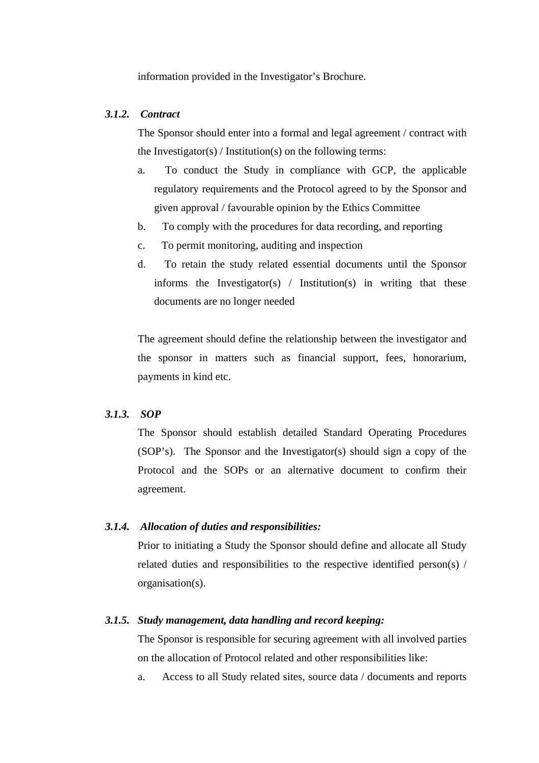information provided in the Investigator's Brochure.

#### *3.1.2. Contract*

The Sponsor should enter into a formal and legal agreement / contract with the Investigator(s) / Institution(s) on the following terms:

a. To conduct the Study in compliance with GCP, the applicable regulatory requirements and the Protocol agreed to by the Sponsor and given approval / favourable opinion by the Ethics Committee
b. To comply with the procedures for data recording, and reporting
c. To permit monitoring, auditing and inspection
d. To retain the study related essential documents until the Sponsor informs the Investigator(s) / Institution(s) in writing that these documents are no longer needed

The agreement should define the relationship between the investigator and the sponsor in matters such as financial support, fees, honorarium, payments in kind etc.

#### *3.1.3. SOP*

The Sponsor should establish detailed Standard Operating Procedures (SOP's). The Sponsor and the Investigator(s) should sign a copy of the Protocol and the SOPs or an alternative document to confirm their agreement.

#### *3.1.4. Allocation of duties and responsibilities:*

Prior to initiating a Study the Sponsor should define and allocate all Study related duties and responsibilities to the respective identified person(s) / organisation(s).

#### *3.1.5. Study management, data handling and record keeping:*

The Sponsor is responsible for securing agreement with all involved parties on the allocation of Protocol related and other responsibilities like:

a. Access to all Study related sites, source data / documents and reports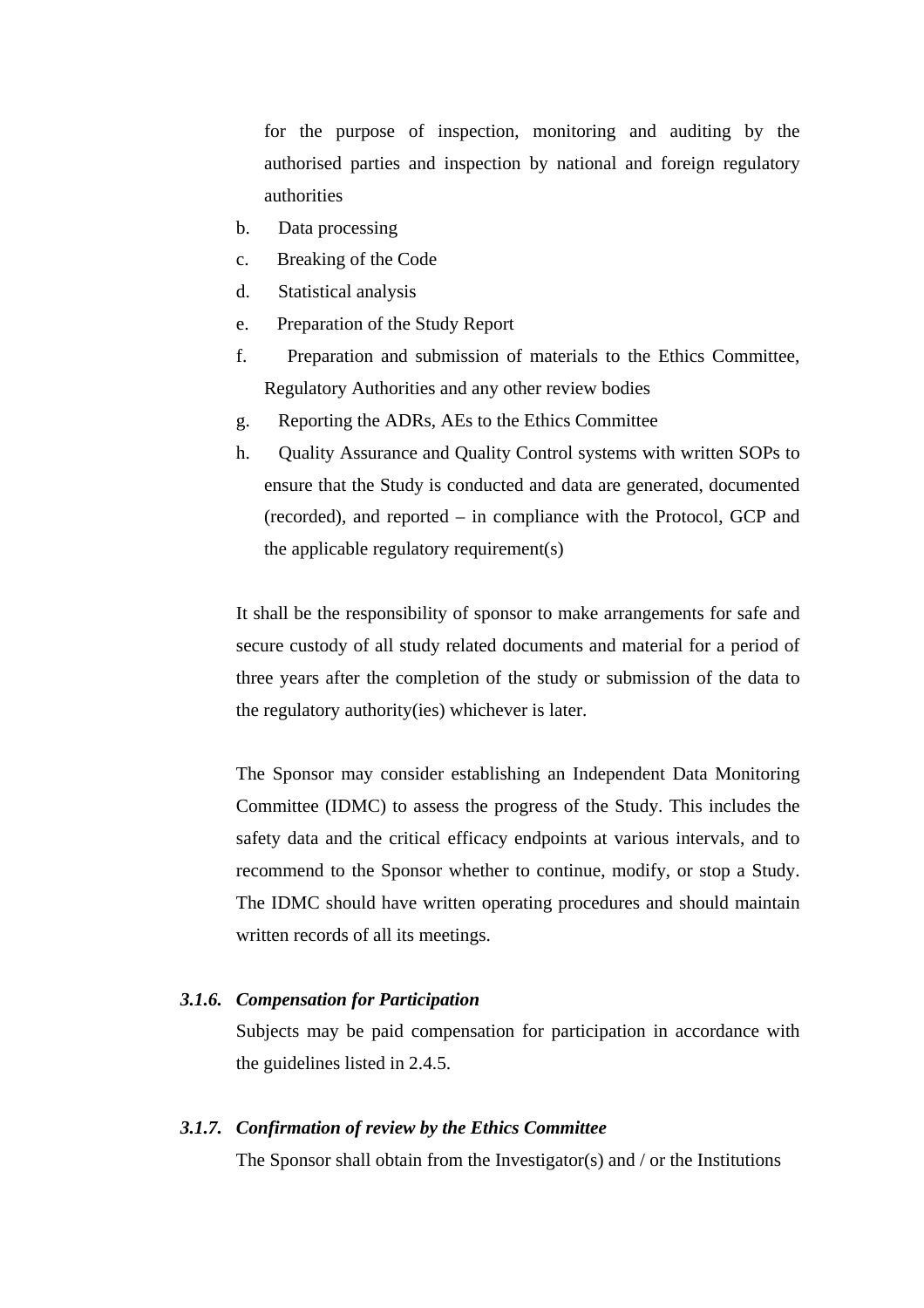for the purpose of inspection, monitoring and auditing by the authorised parties and inspection by national and foreign regulatory authorities

b. Data processing

c. Breaking of the Code

d. Statistical analysis

e. Preparation of the Study Report

f. Preparation and submission of materials to the Ethics Committee, Regulatory Authorities and any other review bodies

g. Reporting the ADRs, AEs to the Ethics Committee

h. Quality Assurance and Quality Control systems with written SOPs to ensure that the Study is conducted and data are generated, documented (recorded), and reported – in compliance with the Protocol, GCP and the applicable regulatory requirement(s)

It shall be the responsibility of sponsor to make arrangements for safe and secure custody of all study related documents and material for a period of three years after the completion of the study or submission of the data to the regulatory authority(ies) whichever is later.

The Sponsor may consider establishing an Independent Data Monitoring Committee (IDMC) to assess the progress of the Study. This includes the safety data and the critical efficacy endpoints at various intervals, and to recommend to the Sponsor whether to continue, modify, or stop a Study. The IDMC should have written operating procedures and should maintain written records of all its meetings.

#### *3.1.6. Compensation for Participation*

Subjects may be paid compensation for participation in accordance with the guidelines listed in 2.4.5.

#### *3.1.7. Confirmation of review by the Ethics Committee*

The Sponsor shall obtain from the Investigator(s) and / or the Institutions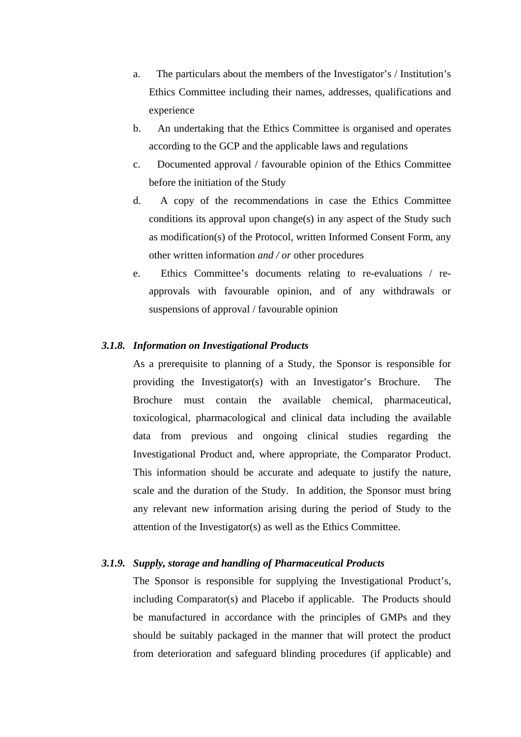a. The particulars about the members of the Investigator's / Institution's Ethics Committee including their names, addresses, qualifications and experience

b. An undertaking that the Ethics Committee is organised and operates according to the GCP and the applicable laws and regulations

c. Documented approval / favourable opinion of the Ethics Committee before the initiation of the Study

d. A copy of the recommendations in case the Ethics Committee conditions its approval upon change(s) in any aspect of the Study such as modification(s) of the Protocol, written Informed Consent Form, any other written information *and / or* other procedures

e. Ethics Committee's documents relating to re-evaluations / re-approvals with favourable opinion, and of any withdrawals or suspensions of approval / favourable opinion

### *3.1.8. Information on Investigational Products*

As a prerequisite to planning of a Study, the Sponsor is responsible for providing the Investigator(s) with an Investigator's Brochure. The Brochure must contain the available chemical, pharmaceutical, toxicological, pharmacological and clinical data including the available data from previous and ongoing clinical studies regarding the Investigational Product and, where appropriate, the Comparator Product. This information should be accurate and adequate to justify the nature, scale and the duration of the Study. In addition, the Sponsor must bring any relevant new information arising during the period of Study to the attention of the Investigator(s) as well as the Ethics Committee.

### *3.1.9. Supply, storage and handling of Pharmaceutical Products*

The Sponsor is responsible for supplying the Investigational Product's, including Comparator(s) and Placebo if applicable. The Products should be manufactured in accordance with the principles of GMPs and they should be suitably packaged in the manner that will protect the product from deterioration and safeguard blinding procedures (if applicable) and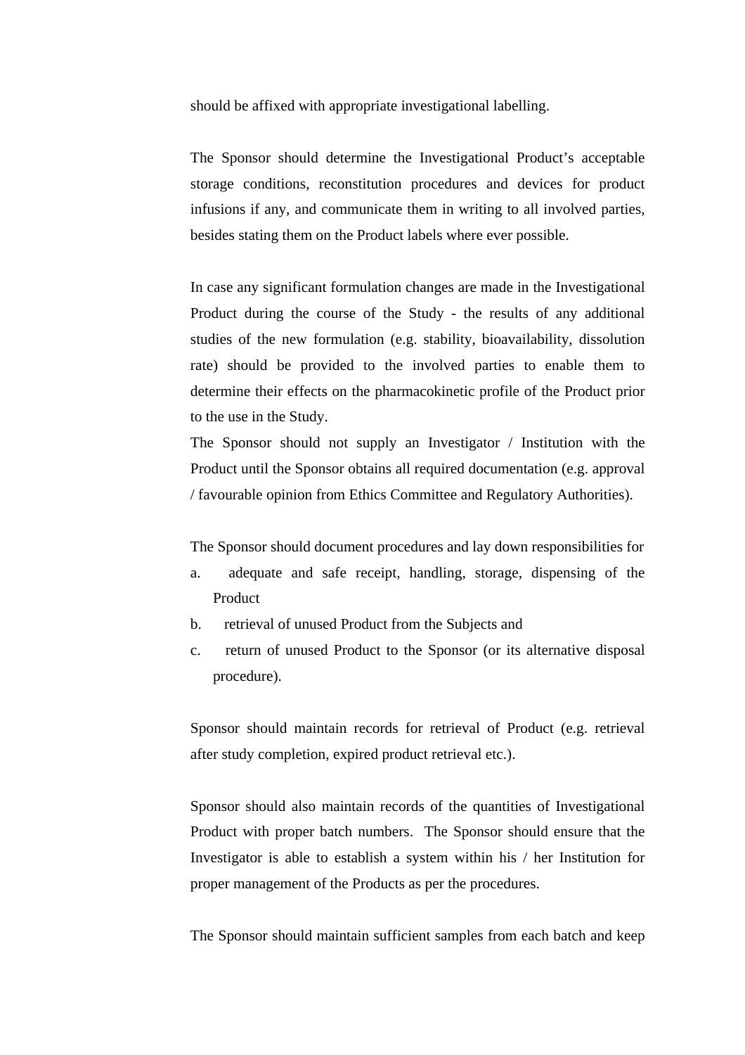should be affixed with appropriate investigational labelling.

The Sponsor should determine the Investigational Product's acceptable storage conditions, reconstitution procedures and devices for product infusions if any, and communicate them in writing to all involved parties, besides stating them on the Product labels where ever possible.

In case any significant formulation changes are made in the Investigational Product during the course of the Study - the results of any additional studies of the new formulation (e.g. stability, bioavailability, dissolution rate) should be provided to the involved parties to enable them to determine their effects on the pharmacokinetic profile of the Product prior to the use in the Study.

The Sponsor should not supply an Investigator / Institution with the Product until the Sponsor obtains all required documentation (e.g. approval / favourable opinion from Ethics Committee and Regulatory Authorities).

The Sponsor should document procedures and lay down responsibilities for

a. adequate and safe receipt, handling, storage, dispensing of the Product
b. retrieval of unused Product from the Subjects and
c. return of unused Product to the Sponsor (or its alternative disposal procedure).

Sponsor should maintain records for retrieval of Product (e.g. retrieval after study completion, expired product retrieval etc.).

Sponsor should also maintain records of the quantities of Investigational Product with proper batch numbers. The Sponsor should ensure that the Investigator is able to establish a system within his / her Institution for proper management of the Products as per the procedures.

The Sponsor should maintain sufficient samples from each batch and keep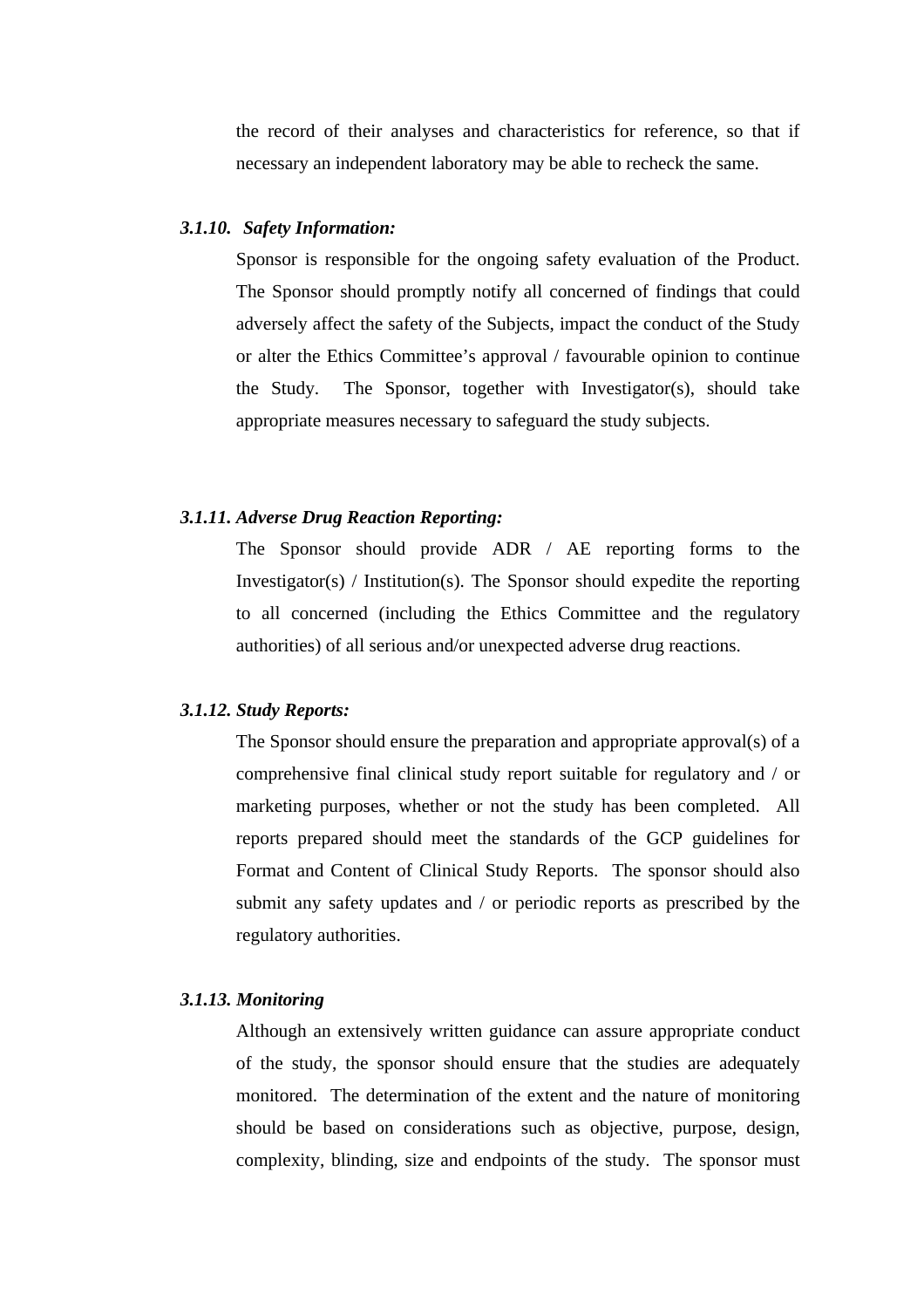the record of their analyses and characteristics for reference, so that if necessary an independent laboratory may be able to recheck the same.

***3.1.10. Safety Information:***

Sponsor is responsible for the ongoing safety evaluation of the Product. The Sponsor should promptly notify all concerned of findings that could adversely affect the safety of the Subjects, impact the conduct of the Study or alter the Ethics Committee's approval / favourable opinion to continue the Study. The Sponsor, together with Investigator(s), should take appropriate measures necessary to safeguard the study subjects.

***3.1.11. Adverse Drug Reaction Reporting:***

The Sponsor should provide ADR / AE reporting forms to the Investigator(s) / Institution(s). The Sponsor should expedite the reporting to all concerned (including the Ethics Committee and the regulatory authorities) of all serious and/or unexpected adverse drug reactions.

***3.1.12. Study Reports:***

The Sponsor should ensure the preparation and appropriate approval(s) of a comprehensive final clinical study report suitable for regulatory and / or marketing purposes, whether or not the study has been completed. All reports prepared should meet the standards of the GCP guidelines for Format and Content of Clinical Study Reports. The sponsor should also submit any safety updates and / or periodic reports as prescribed by the regulatory authorities.

***3.1.13. Monitoring***

Although an extensively written guidance can assure appropriate conduct of the study, the sponsor should ensure that the studies are adequately monitored. The determination of the extent and the nature of monitoring should be based on considerations such as objective, purpose, design, complexity, blinding, size and endpoints of the study. The sponsor must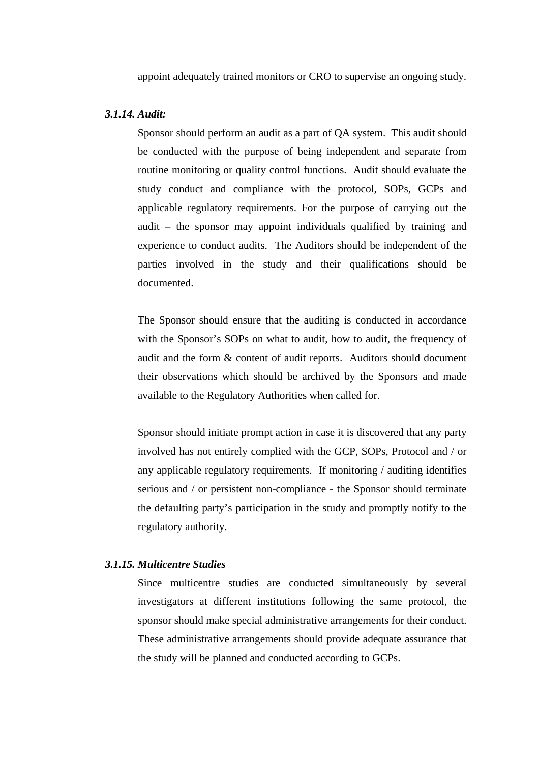appoint adequately trained monitors or CRO to supervise an ongoing study.

***3.1.14. Audit:***

Sponsor should perform an audit as a part of QA system. This audit should be conducted with the purpose of being independent and separate from routine monitoring or quality control functions. Audit should evaluate the study conduct and compliance with the protocol, SOPs, GCPs and applicable regulatory requirements. For the purpose of carrying out the audit – the sponsor may appoint individuals qualified by training and experience to conduct audits. The Auditors should be independent of the parties involved in the study and their qualifications should be documented.

The Sponsor should ensure that the auditing is conducted in accordance with the Sponsor's SOPs on what to audit, how to audit, the frequency of audit and the form & content of audit reports. Auditors should document their observations which should be archived by the Sponsors and made available to the Regulatory Authorities when called for.

Sponsor should initiate prompt action in case it is discovered that any party involved has not entirely complied with the GCP, SOPs, Protocol and / or any applicable regulatory requirements. If monitoring / auditing identifies serious and / or persistent non-compliance - the Sponsor should terminate the defaulting party's participation in the study and promptly notify to the regulatory authority.

***3.1.15. Multicentre Studies***

Since multicentre studies are conducted simultaneously by several investigators at different institutions following the same protocol, the sponsor should make special administrative arrangements for their conduct. These administrative arrangements should provide adequate assurance that the study will be planned and conducted according to GCPs.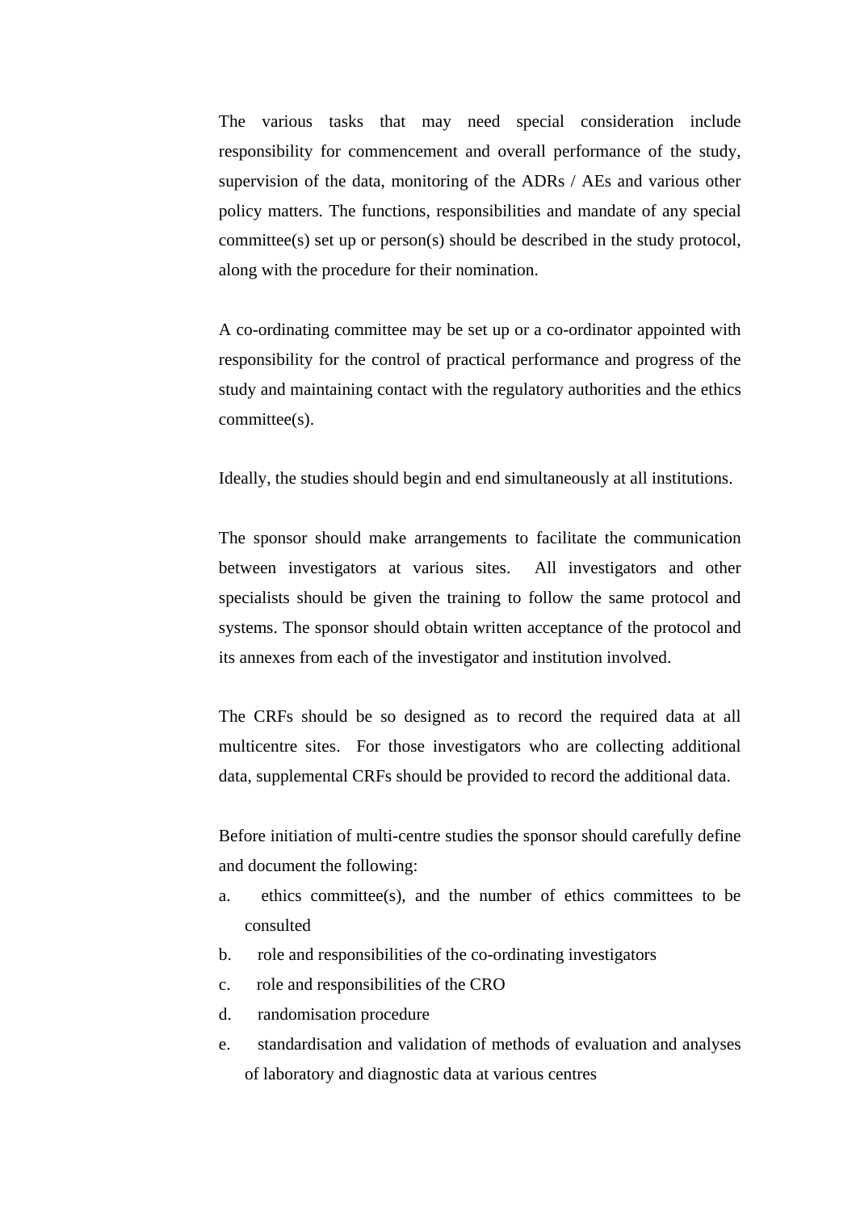The various tasks that may need special consideration include responsibility for commencement and overall performance of the study, supervision of the data, monitoring of the ADRs / AEs and various other policy matters. The functions, responsibilities and mandate of any special committee(s) set up or person(s) should be described in the study protocol, along with the procedure for their nomination.

A co-ordinating committee may be set up or a co-ordinator appointed with responsibility for the control of practical performance and progress of the study and maintaining contact with the regulatory authorities and the ethics committee(s).

Ideally, the studies should begin and end simultaneously at all institutions.

The sponsor should make arrangements to facilitate the communication between investigators at various sites. All investigators and other specialists should be given the training to follow the same protocol and systems. The sponsor should obtain written acceptance of the protocol and its annexes from each of the investigator and institution involved.

The CRFs should be so designed as to record the required data at all multicentre sites. For those investigators who are collecting additional data, supplemental CRFs should be provided to record the additional data.

Before initiation of multi-centre studies the sponsor should carefully define and document the following:

a. ethics committee(s), and the number of ethics committees to be consulted
b. role and responsibilities of the co-ordinating investigators
c. role and responsibilities of the CRO
d. randomisation procedure
e. standardisation and validation of methods of evaluation and analyses of laboratory and diagnostic data at various centres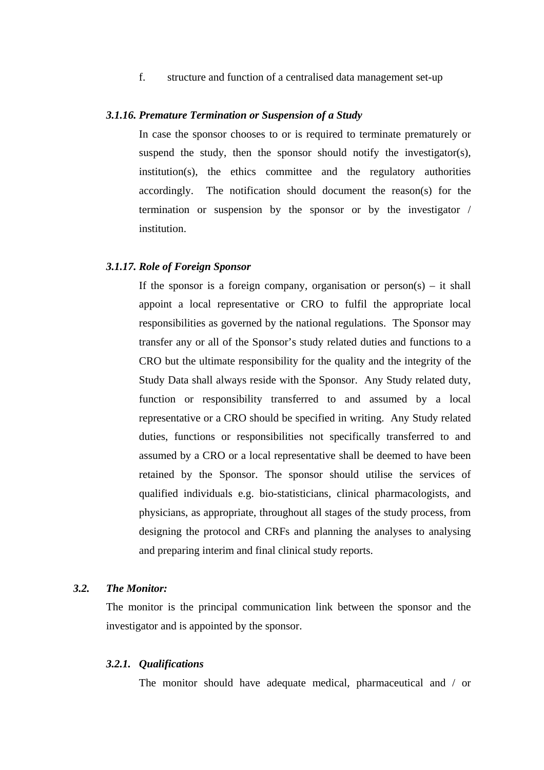f. structure and function of a centralised data management set-up

#### *3.1.16. Premature Termination or Suspension of a Study*

In case the sponsor chooses to or is required to terminate prematurely or suspend the study, then the sponsor should notify the investigator(s), institution(s), the ethics committee and the regulatory authorities accordingly. The notification should document the reason(s) for the termination or suspension by the sponsor or by the investigator / institution.

#### *3.1.17. Role of Foreign Sponsor*

If the sponsor is a foreign company, organisation or person(s) – it shall appoint a local representative or CRO to fulfil the appropriate local responsibilities as governed by the national regulations. The Sponsor may transfer any or all of the Sponsor's study related duties and functions to a CRO but the ultimate responsibility for the quality and the integrity of the Study Data shall always reside with the Sponsor. Any Study related duty, function or responsibility transferred to and assumed by a local representative or a CRO should be specified in writing. Any Study related duties, functions or responsibilities not specifically transferred to and assumed by a CRO or a local representative shall be deemed to have been retained by the Sponsor. The sponsor should utilise the services of qualified individuals e.g. bio-statisticians, clinical pharmacologists, and physicians, as appropriate, throughout all stages of the study process, from designing the protocol and CRFs and planning the analyses to analysing and preparing interim and final clinical study reports.

### *3.2. The Monitor:*

The monitor is the principal communication link between the sponsor and the investigator and is appointed by the sponsor.

#### *3.2.1. Qualifications*

The monitor should have adequate medical, pharmaceutical and / or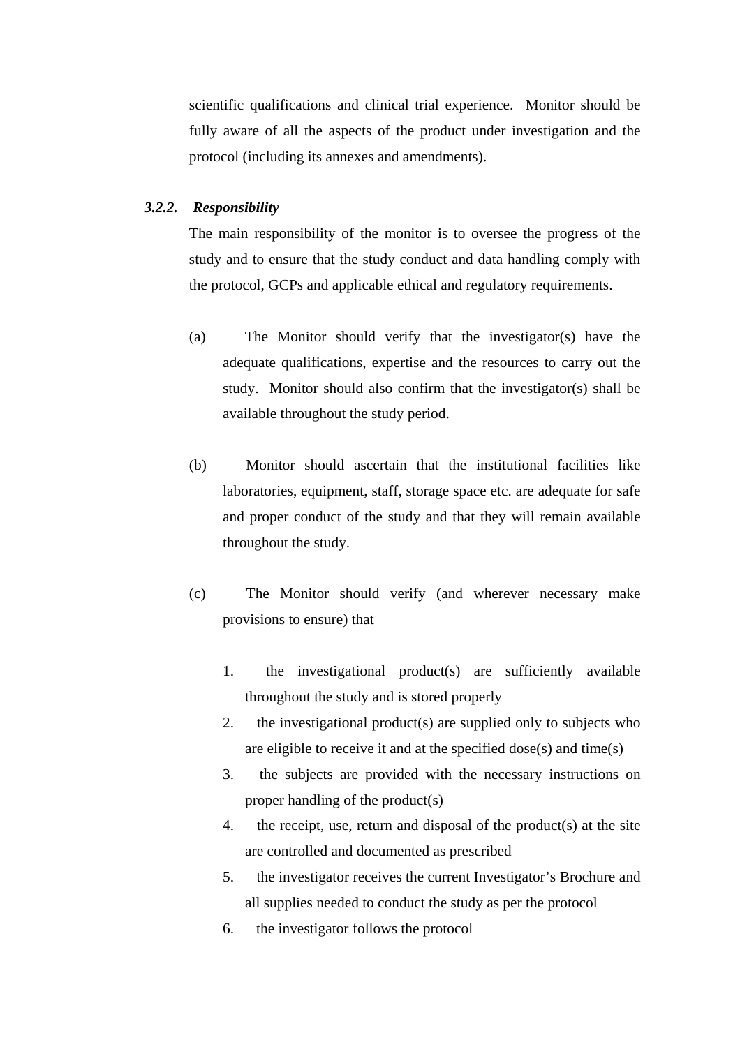scientific qualifications and clinical trial experience. Monitor should be fully aware of all the aspects of the product under investigation and the protocol (including its annexes and amendments).

### *3.2.2. Responsibility*

The main responsibility of the monitor is to oversee the progress of the study and to ensure that the study conduct and data handling comply with the protocol, GCPs and applicable ethical and regulatory requirements.

(a) The Monitor should verify that the investigator(s) have the adequate qualifications, expertise and the resources to carry out the study. Monitor should also confirm that the investigator(s) shall be available throughout the study period.

(b) Monitor should ascertain that the institutional facilities like laboratories, equipment, staff, storage space etc. are adequate for safe and proper conduct of the study and that they will remain available throughout the study.

(c) The Monitor should verify (and wherever necessary make provisions to ensure) that

1. the investigational product(s) are sufficiently available throughout the study and is stored properly
2. the investigational product(s) are supplied only to subjects who are eligible to receive it and at the specified dose(s) and time(s)
3. the subjects are provided with the necessary instructions on proper handling of the product(s)
4. the receipt, use, return and disposal of the product(s) at the site are controlled and documented as prescribed
5. the investigator receives the current Investigator's Brochure and all supplies needed to conduct the study as per the protocol
6. the investigator follows the protocol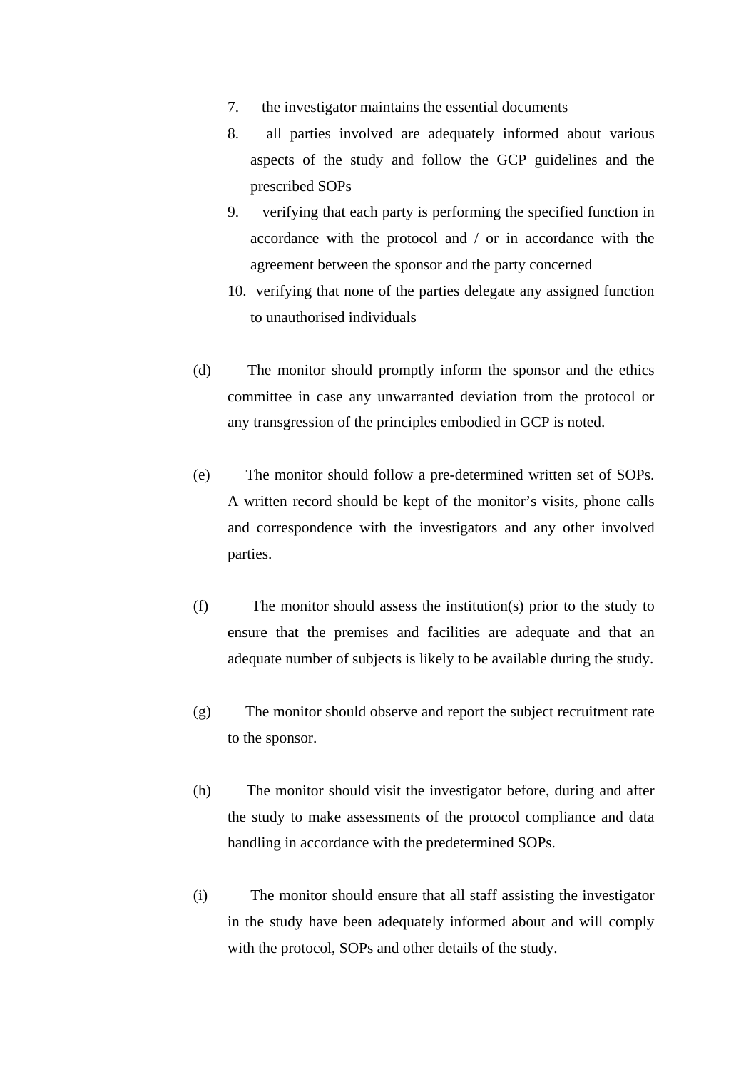7. the investigator maintains the essential documents
8. all parties involved are adequately informed about various aspects of the study and follow the GCP guidelines and the prescribed SOPs
9. verifying that each party is performing the specified function in accordance with the protocol and / or in accordance with the agreement between the sponsor and the party concerned
10. verifying that none of the parties delegate any assigned function to unauthorised individuals

(d) The monitor should promptly inform the sponsor and the ethics committee in case any unwarranted deviation from the protocol or any transgression of the principles embodied in GCP is noted.

(e) The monitor should follow a pre-determined written set of SOPs. A written record should be kept of the monitor's visits, phone calls and correspondence with the investigators and any other involved parties.

(f) The monitor should assess the institution(s) prior to the study to ensure that the premises and facilities are adequate and that an adequate number of subjects is likely to be available during the study.

(g) The monitor should observe and report the subject recruitment rate to the sponsor.

(h) The monitor should visit the investigator before, during and after the study to make assessments of the protocol compliance and data handling in accordance with the predetermined SOPs.

(i) The monitor should ensure that all staff assisting the investigator in the study have been adequately informed about and will comply with the protocol, SOPs and other details of the study.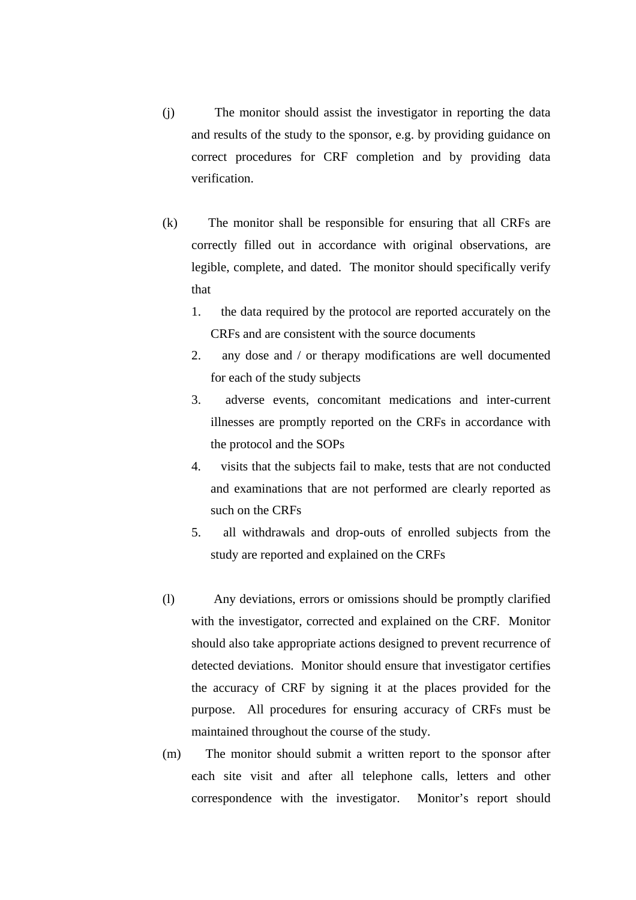(j) The monitor should assist the investigator in reporting the data and results of the study to the sponsor, e.g. by providing guidance on correct procedures for CRF completion and by providing data verification.

(k) The monitor shall be responsible for ensuring that all CRFs are correctly filled out in accordance with original observations, are legible, complete, and dated. The monitor should specifically verify that

1. the data required by the protocol are reported accurately on the CRFs and are consistent with the source documents
2. any dose and / or therapy modifications are well documented for each of the study subjects
3. adverse events, concomitant medications and inter-current illnesses are promptly reported on the CRFs in accordance with the protocol and the SOPs
4. visits that the subjects fail to make, tests that are not conducted and examinations that are not performed are clearly reported as such on the CRFs
5. all withdrawals and drop-outs of enrolled subjects from the study are reported and explained on the CRFs

(l) Any deviations, errors or omissions should be promptly clarified with the investigator, corrected and explained on the CRF. Monitor should also take appropriate actions designed to prevent recurrence of detected deviations. Monitor should ensure that investigator certifies the accuracy of CRF by signing it at the places provided for the purpose. All procedures for ensuring accuracy of CRFs must be maintained throughout the course of the study.

(m) The monitor should submit a written report to the sponsor after each site visit and after all telephone calls, letters and other correspondence with the investigator. Monitor's report should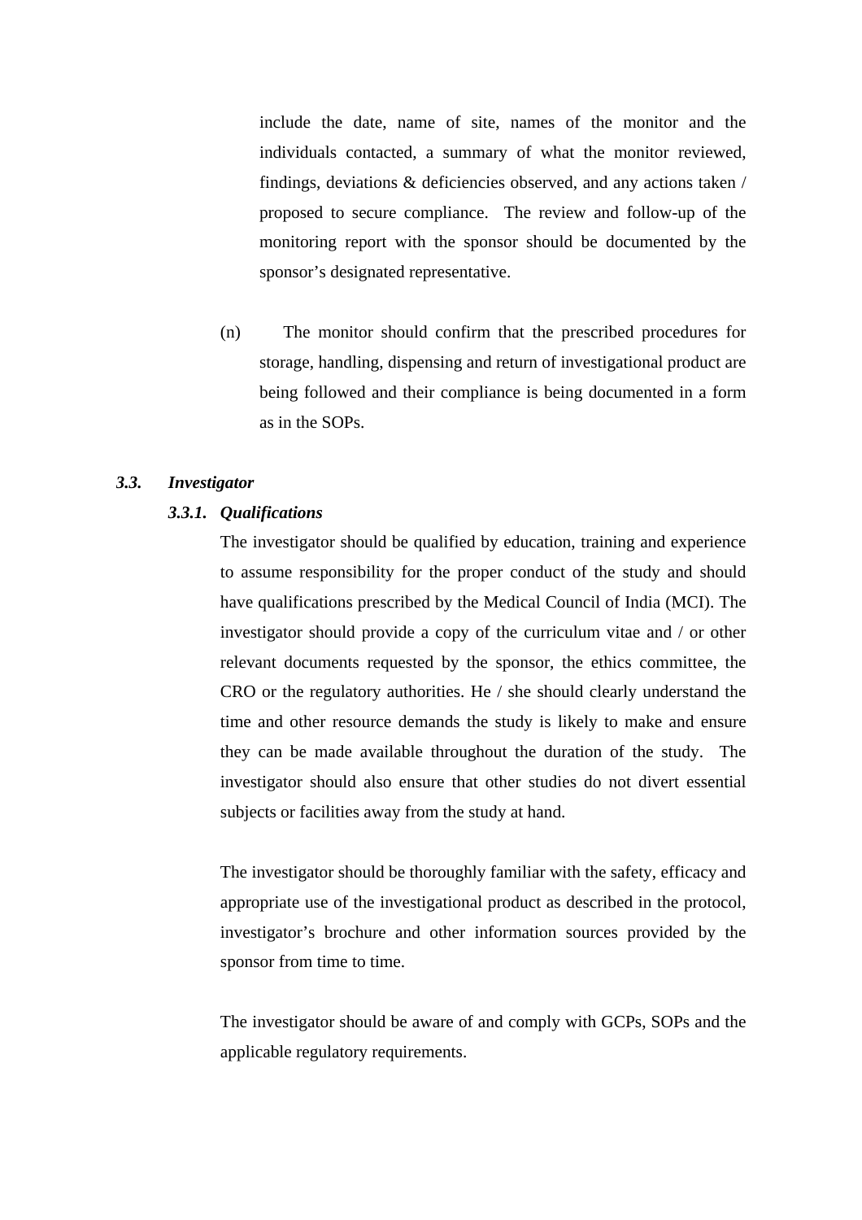include the date, name of site, names of the monitor and the individuals contacted, a summary of what the monitor reviewed, findings, deviations & deficiencies observed, and any actions taken / proposed to secure compliance. The review and follow-up of the monitoring report with the sponsor should be documented by the sponsor's designated representative.

(n) The monitor should confirm that the prescribed procedures for storage, handling, dispensing and return of investigational product are being followed and their compliance is being documented in a form as in the SOPs.

### *3.3. Investigator*

#### *3.3.1. Qualifications*

The investigator should be qualified by education, training and experience to assume responsibility for the proper conduct of the study and should have qualifications prescribed by the Medical Council of India (MCI). The investigator should provide a copy of the curriculum vitae and / or other relevant documents requested by the sponsor, the ethics committee, the CRO or the regulatory authorities. He / she should clearly understand the time and other resource demands the study is likely to make and ensure they can be made available throughout the duration of the study. The investigator should also ensure that other studies do not divert essential subjects or facilities away from the study at hand.

The investigator should be thoroughly familiar with the safety, efficacy and appropriate use of the investigational product as described in the protocol, investigator's brochure and other information sources provided by the sponsor from time to time.

The investigator should be aware of and comply with GCPs, SOPs and the applicable regulatory requirements.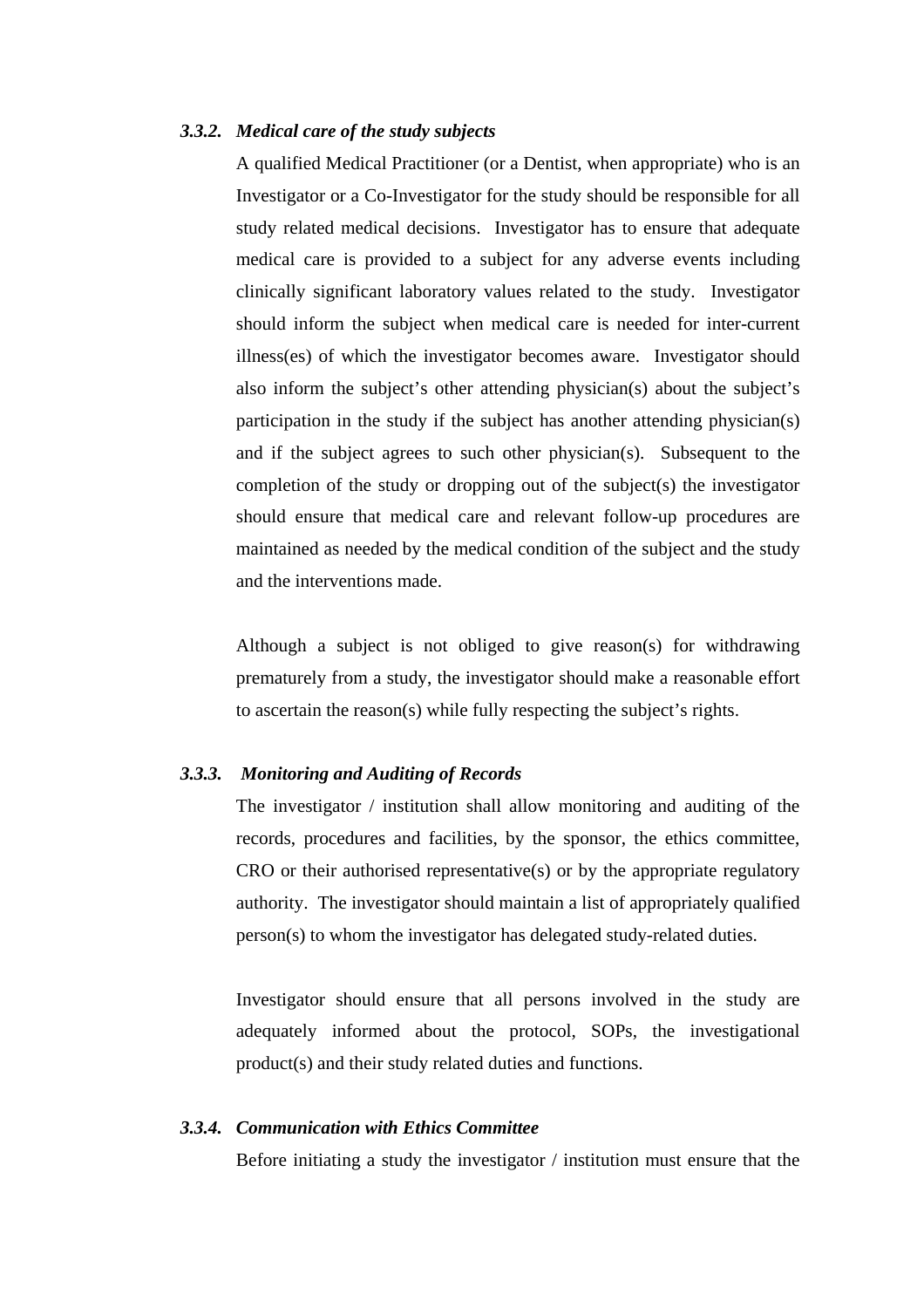### *3.3.2. Medical care of the study subjects*

A qualified Medical Practitioner (or a Dentist, when appropriate) who is an Investigator or a Co-Investigator for the study should be responsible for all study related medical decisions. Investigator has to ensure that adequate medical care is provided to a subject for any adverse events including clinically significant laboratory values related to the study. Investigator should inform the subject when medical care is needed for inter-current illness(es) of which the investigator becomes aware. Investigator should also inform the subject's other attending physician(s) about the subject's participation in the study if the subject has another attending physician(s) and if the subject agrees to such other physician(s). Subsequent to the completion of the study or dropping out of the subject(s) the investigator should ensure that medical care and relevant follow-up procedures are maintained as needed by the medical condition of the subject and the study and the interventions made.

Although a subject is not obliged to give reason(s) for withdrawing prematurely from a study, the investigator should make a reasonable effort to ascertain the reason(s) while fully respecting the subject's rights.

### *3.3.3. Monitoring and Auditing of Records*

The investigator / institution shall allow monitoring and auditing of the records, procedures and facilities, by the sponsor, the ethics committee, CRO or their authorised representative(s) or by the appropriate regulatory authority. The investigator should maintain a list of appropriately qualified person(s) to whom the investigator has delegated study-related duties.

Investigator should ensure that all persons involved in the study are adequately informed about the protocol, SOPs, the investigational product(s) and their study related duties and functions.

### *3.3.4. Communication with Ethics Committee*

Before initiating a study the investigator / institution must ensure that the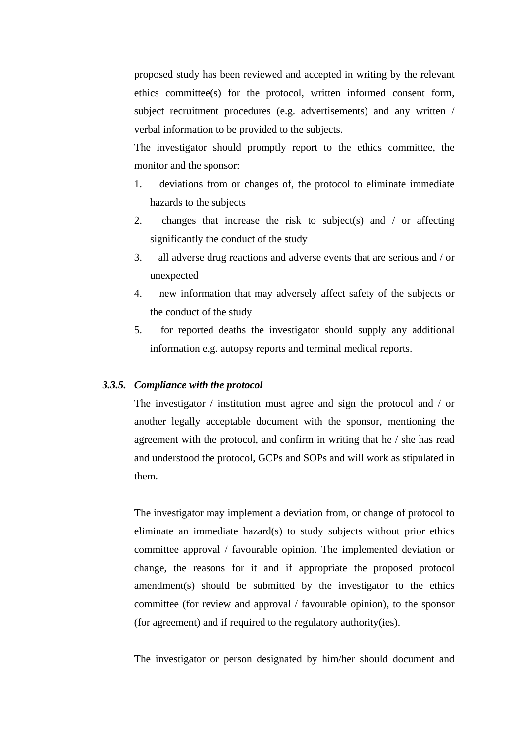proposed study has been reviewed and accepted in writing by the relevant ethics committee(s) for the protocol, written informed consent form, subject recruitment procedures (e.g. advertisements) and any written / verbal information to be provided to the subjects.

The investigator should promptly report to the ethics committee, the monitor and the sponsor:

1. deviations from or changes of, the protocol to eliminate immediate hazards to the subjects
2. changes that increase the risk to subject(s) and / or affecting significantly the conduct of the study
3. all adverse drug reactions and adverse events that are serious and / or unexpected
4. new information that may adversely affect safety of the subjects or the conduct of the study
5. for reported deaths the investigator should supply any additional information e.g. autopsy reports and terminal medical reports.

### *3.3.5. Compliance with the protocol*

The investigator / institution must agree and sign the protocol and / or another legally acceptable document with the sponsor, mentioning the agreement with the protocol, and confirm in writing that he / she has read and understood the protocol, GCPs and SOPs and will work as stipulated in them.

The investigator may implement a deviation from, or change of protocol to eliminate an immediate hazard(s) to study subjects without prior ethics committee approval / favourable opinion. The implemented deviation or change, the reasons for it and if appropriate the proposed protocol amendment(s) should be submitted by the investigator to the ethics committee (for review and approval / favourable opinion), to the sponsor (for agreement) and if required to the regulatory authority(ies).

The investigator or person designated by him/her should document and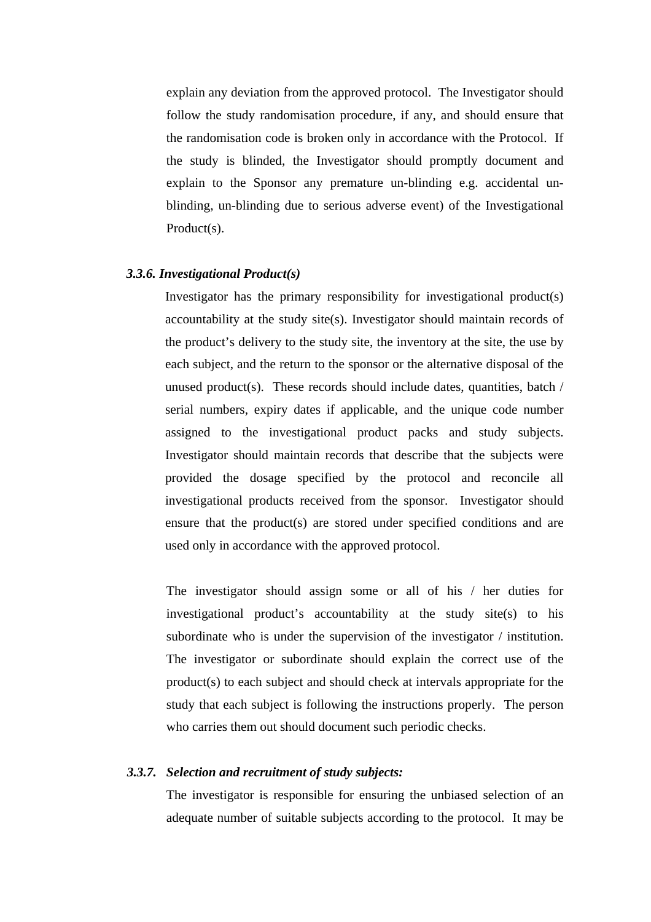explain any deviation from the approved protocol. The Investigator should follow the study randomisation procedure, if any, and should ensure that the randomisation code is broken only in accordance with the Protocol. If the study is blinded, the Investigator should promptly document and explain to the Sponsor any premature un-blinding e.g. accidental un-blinding, un-blinding due to serious adverse event) of the Investigational Product(s).

***3.3.6. Investigational Product(s)***

Investigator has the primary responsibility for investigational product(s) accountability at the study site(s). Investigator should maintain records of the product's delivery to the study site, the inventory at the site, the use by each subject, and the return to the sponsor or the alternative disposal of the unused product(s). These records should include dates, quantities, batch / serial numbers, expiry dates if applicable, and the unique code number assigned to the investigational product packs and study subjects. Investigator should maintain records that describe that the subjects were provided the dosage specified by the protocol and reconcile all investigational products received from the sponsor. Investigator should ensure that the product(s) are stored under specified conditions and are used only in accordance with the approved protocol.

The investigator should assign some or all of his / her duties for investigational product's accountability at the study site(s) to his subordinate who is under the supervision of the investigator / institution. The investigator or subordinate should explain the correct use of the product(s) to each subject and should check at intervals appropriate for the study that each subject is following the instructions properly. The person who carries them out should document such periodic checks.

***3.3.7. Selection and recruitment of study subjects:***

The investigator is responsible for ensuring the unbiased selection of an adequate number of suitable subjects according to the protocol. It may be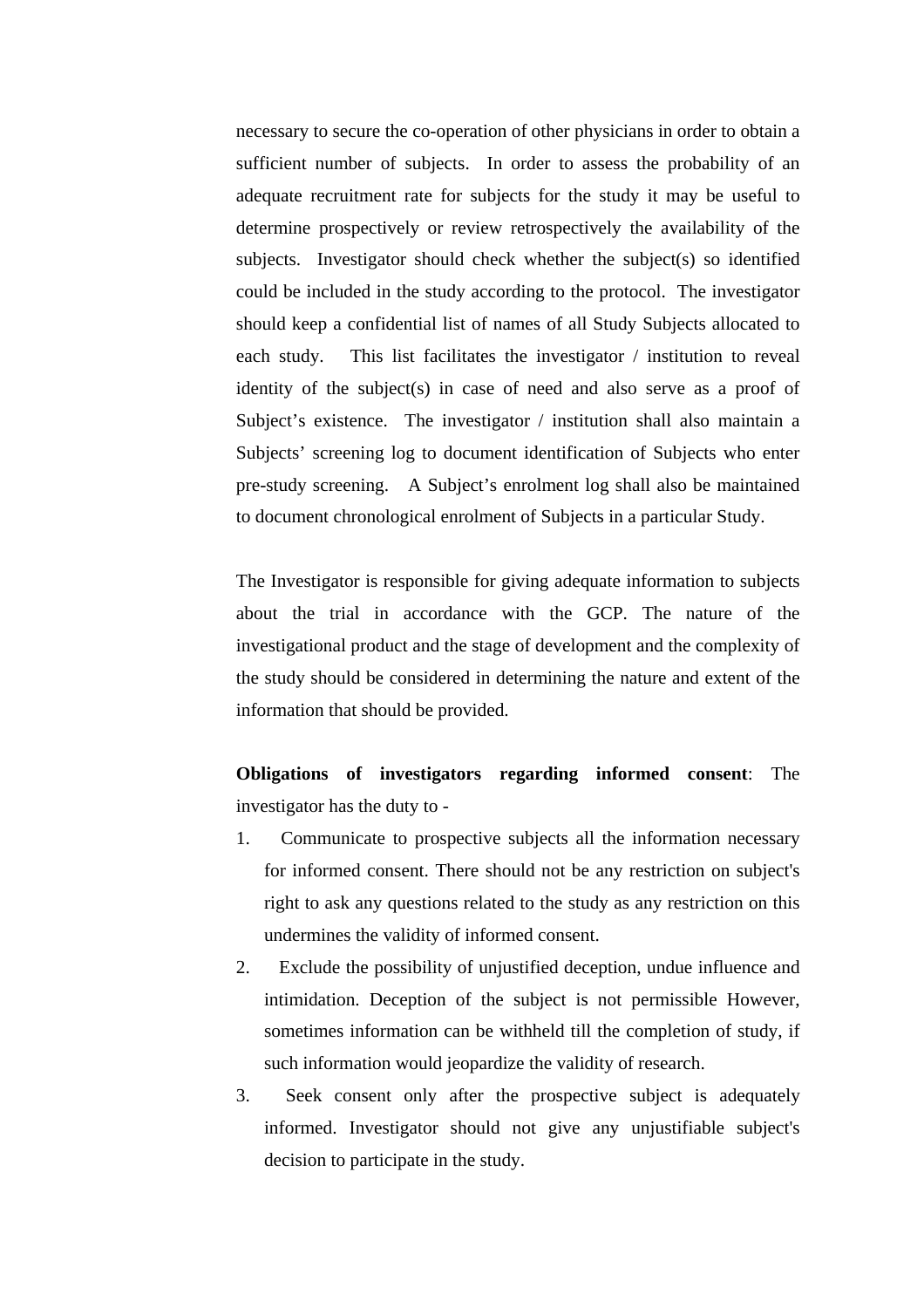necessary to secure the co-operation of other physicians in order to obtain a sufficient number of subjects. In order to assess the probability of an adequate recruitment rate for subjects for the study it may be useful to determine prospectively or review retrospectively the availability of the subjects. Investigator should check whether the subject(s) so identified could be included in the study according to the protocol. The investigator should keep a confidential list of names of all Study Subjects allocated to each study. This list facilitates the investigator / institution to reveal identity of the subject(s) in case of need and also serve as a proof of Subject's existence. The investigator / institution shall also maintain a Subjects' screening log to document identification of Subjects who enter pre-study screening. A Subject's enrolment log shall also be maintained to document chronological enrolment of Subjects in a particular Study.

The Investigator is responsible for giving adequate information to subjects about the trial in accordance with the GCP. The nature of the investigational product and the stage of development and the complexity of the study should be considered in determining the nature and extent of the information that should be provided.

**Obligations of investigators regarding informed consent**: The investigator has the duty to -

1. Communicate to prospective subjects all the information necessary for informed consent. There should not be any restriction on subject's right to ask any questions related to the study as any restriction on this undermines the validity of informed consent.
2. Exclude the possibility of unjustified deception, undue influence and intimidation. Deception of the subject is not permissible However, sometimes information can be withheld till the completion of study, if such information would jeopardize the validity of research.
3. Seek consent only after the prospective subject is adequately informed. Investigator should not give any unjustifiable subject's decision to participate in the study.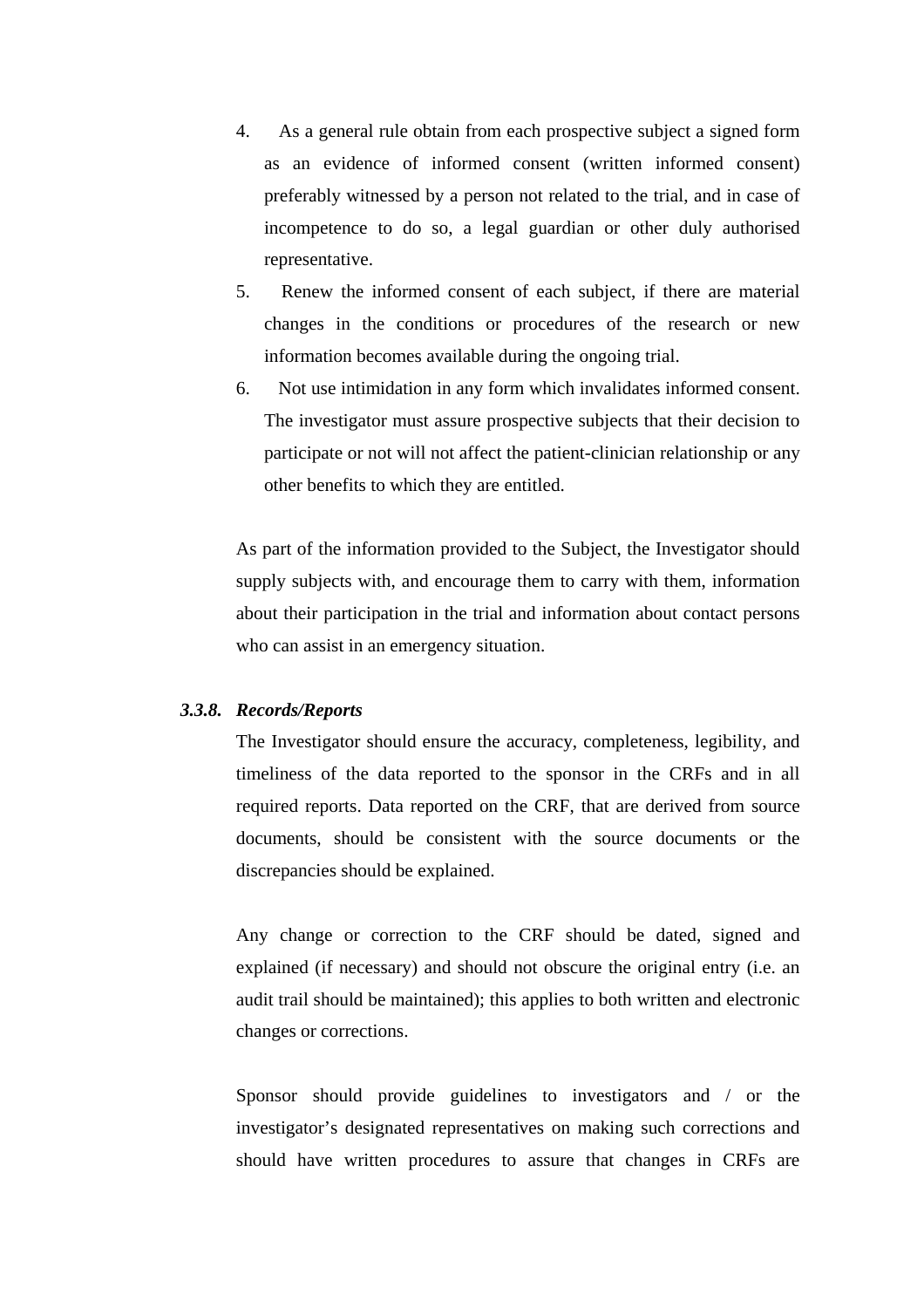4. As a general rule obtain from each prospective subject a signed form as an evidence of informed consent (written informed consent) preferably witnessed by a person not related to the trial, and in case of incompetence to do so, a legal guardian or other duly authorised representative.
5. Renew the informed consent of each subject, if there are material changes in the conditions or procedures of the research or new information becomes available during the ongoing trial.
6. Not use intimidation in any form which invalidates informed consent. The investigator must assure prospective subjects that their decision to participate or not will not affect the patient-clinician relationship or any other benefits to which they are entitled.

As part of the information provided to the Subject, the Investigator should supply subjects with, and encourage them to carry with them, information about their participation in the trial and information about contact persons who can assist in an emergency situation.

#### *3.3.8. Records/Reports*

The Investigator should ensure the accuracy, completeness, legibility, and timeliness of the data reported to the sponsor in the CRFs and in all required reports. Data reported on the CRF, that are derived from source documents, should be consistent with the source documents or the discrepancies should be explained.

Any change or correction to the CRF should be dated, signed and explained (if necessary) and should not obscure the original entry (i.e. an audit trail should be maintained); this applies to both written and electronic changes or corrections.

Sponsor should provide guidelines to investigators and / or the investigator's designated representatives on making such corrections and should have written procedures to assure that changes in CRFs are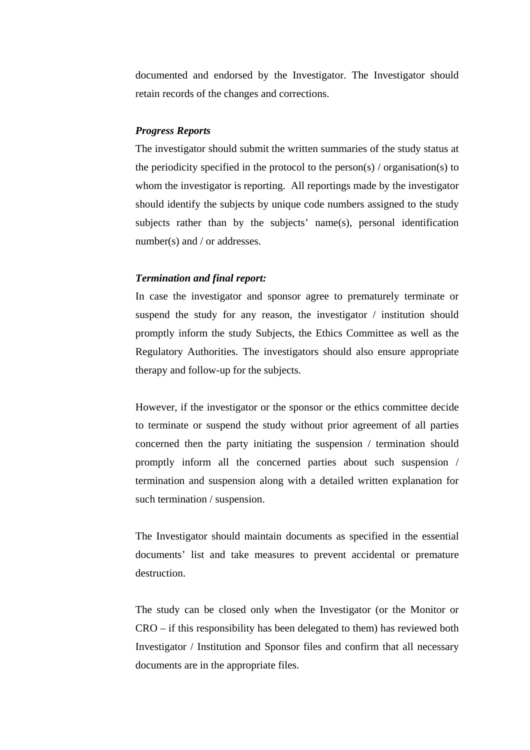documented and endorsed by the Investigator. The Investigator should retain records of the changes and corrections.

***Progress Reports***

The investigator should submit the written summaries of the study status at the periodicity specified in the protocol to the person(s) / organisation(s) to whom the investigator is reporting. All reportings made by the investigator should identify the subjects by unique code numbers assigned to the study subjects rather than by the subjects' name(s), personal identification number(s) and / or addresses.

***Termination and final report:***

In case the investigator and sponsor agree to prematurely terminate or suspend the study for any reason, the investigator / institution should promptly inform the study Subjects, the Ethics Committee as well as the Regulatory Authorities. The investigators should also ensure appropriate therapy and follow-up for the subjects.

However, if the investigator or the sponsor or the ethics committee decide to terminate or suspend the study without prior agreement of all parties concerned then the party initiating the suspension / termination should promptly inform all the concerned parties about such suspension / termination and suspension along with a detailed written explanation for such termination / suspension.

The Investigator should maintain documents as specified in the essential documents' list and take measures to prevent accidental or premature destruction.

The study can be closed only when the Investigator (or the Monitor or CRO – if this responsibility has been delegated to them) has reviewed both Investigator / Institution and Sponsor files and confirm that all necessary documents are in the appropriate files.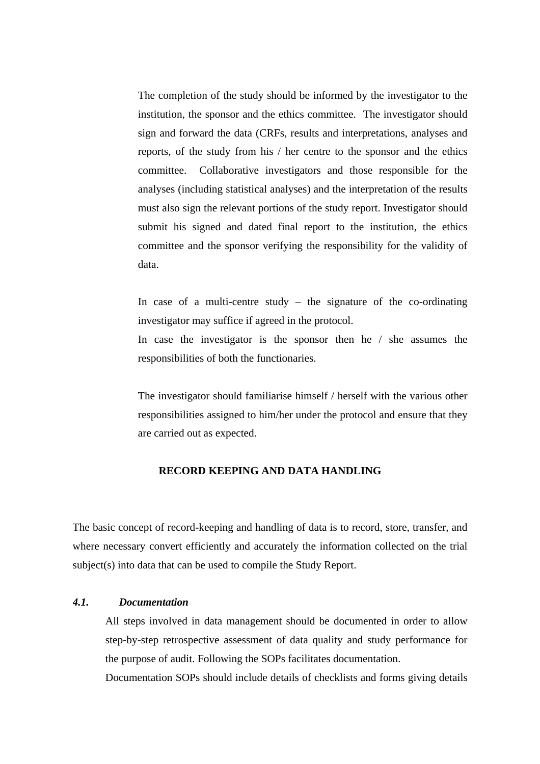The completion of the study should be informed by the investigator to the institution, the sponsor and the ethics committee. The investigator should sign and forward the data (CRFs, results and interpretations, analyses and reports, of the study from his / her centre to the sponsor and the ethics committee. Collaborative investigators and those responsible for the analyses (including statistical analyses) and the interpretation of the results must also sign the relevant portions of the study report. Investigator should submit his signed and dated final report to the institution, the ethics committee and the sponsor verifying the responsibility for the validity of data.

In case of a multi-centre study – the signature of the co-ordinating investigator may suffice if agreed in the protocol.
In case the investigator is the sponsor then he / she assumes the responsibilities of both the functionaries.

The investigator should familiarise himself / herself with the various other responsibilities assigned to him/her under the protocol and ensure that they are carried out as expected.

## RECORD KEEPING AND DATA HANDLING

The basic concept of record-keeping and handling of data is to record, store, transfer, and where necessary convert efficiently and accurately the information collected on the trial subject(s) into data that can be used to compile the Study Report.

### *4.1. Documentation*

All steps involved in data management should be documented in order to allow step-by-step retrospective assessment of data quality and study performance for the purpose of audit. Following the SOPs facilitates documentation.
Documentation SOPs should include details of checklists and forms giving details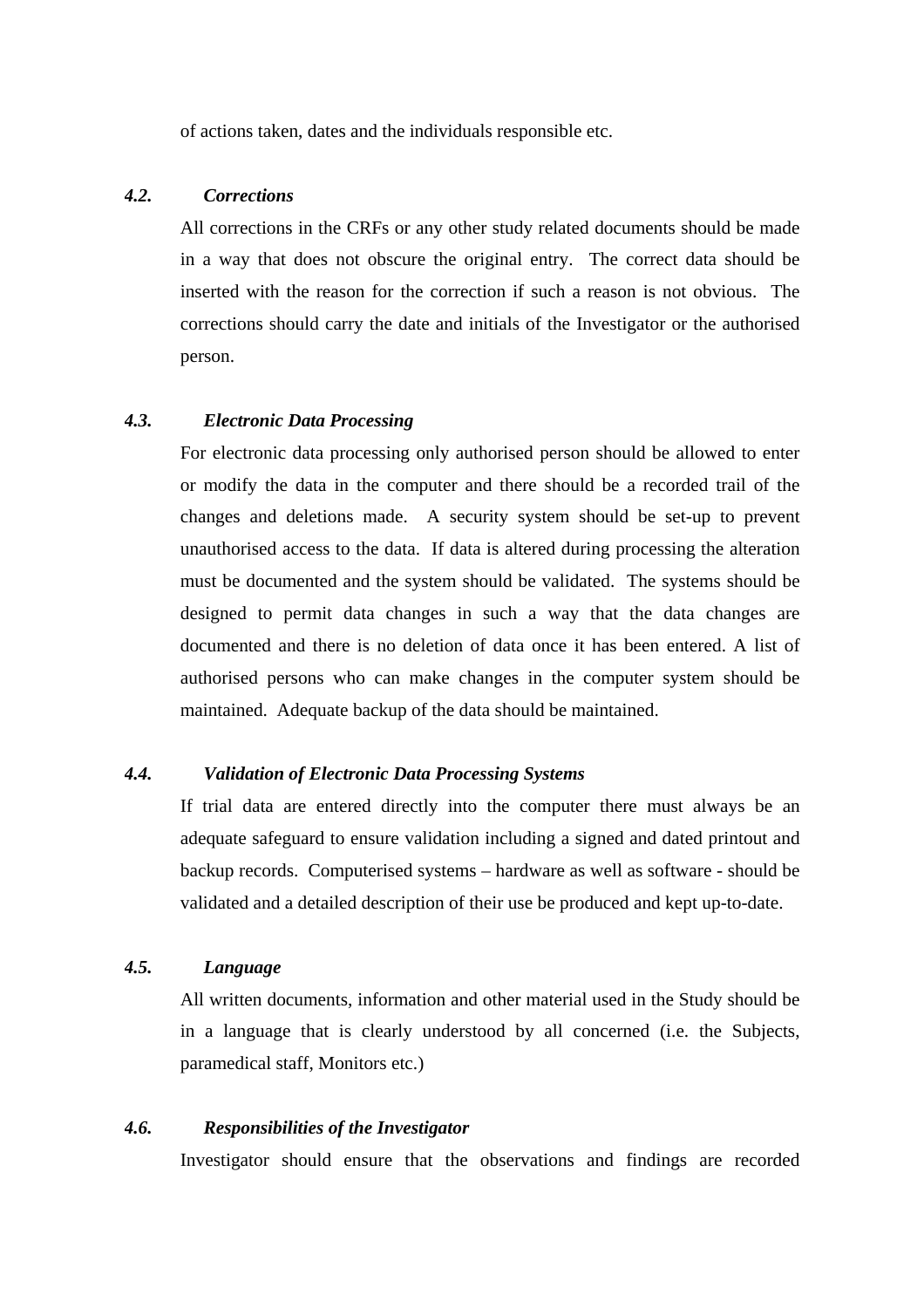of actions taken, dates and the individuals responsible etc.

### *4.2. Corrections*

All corrections in the CRFs or any other study related documents should be made in a way that does not obscure the original entry. The correct data should be inserted with the reason for the correction if such a reason is not obvious. The corrections should carry the date and initials of the Investigator or the authorised person.

### *4.3. Electronic Data Processing*

For electronic data processing only authorised person should be allowed to enter or modify the data in the computer and there should be a recorded trail of the changes and deletions made. A security system should be set-up to prevent unauthorised access to the data. If data is altered during processing the alteration must be documented and the system should be validated. The systems should be designed to permit data changes in such a way that the data changes are documented and there is no deletion of data once it has been entered. A list of authorised persons who can make changes in the computer system should be maintained. Adequate backup of the data should be maintained.

### *4.4. Validation of Electronic Data Processing Systems*

If trial data are entered directly into the computer there must always be an adequate safeguard to ensure validation including a signed and dated printout and backup records. Computerised systems – hardware as well as software - should be validated and a detailed description of their use be produced and kept up-to-date.

### *4.5. Language*

All written documents, information and other material used in the Study should be in a language that is clearly understood by all concerned (i.e. the Subjects, paramedical staff, Monitors etc.)

### *4.6. Responsibilities of the Investigator*

Investigator should ensure that the observations and findings are recorded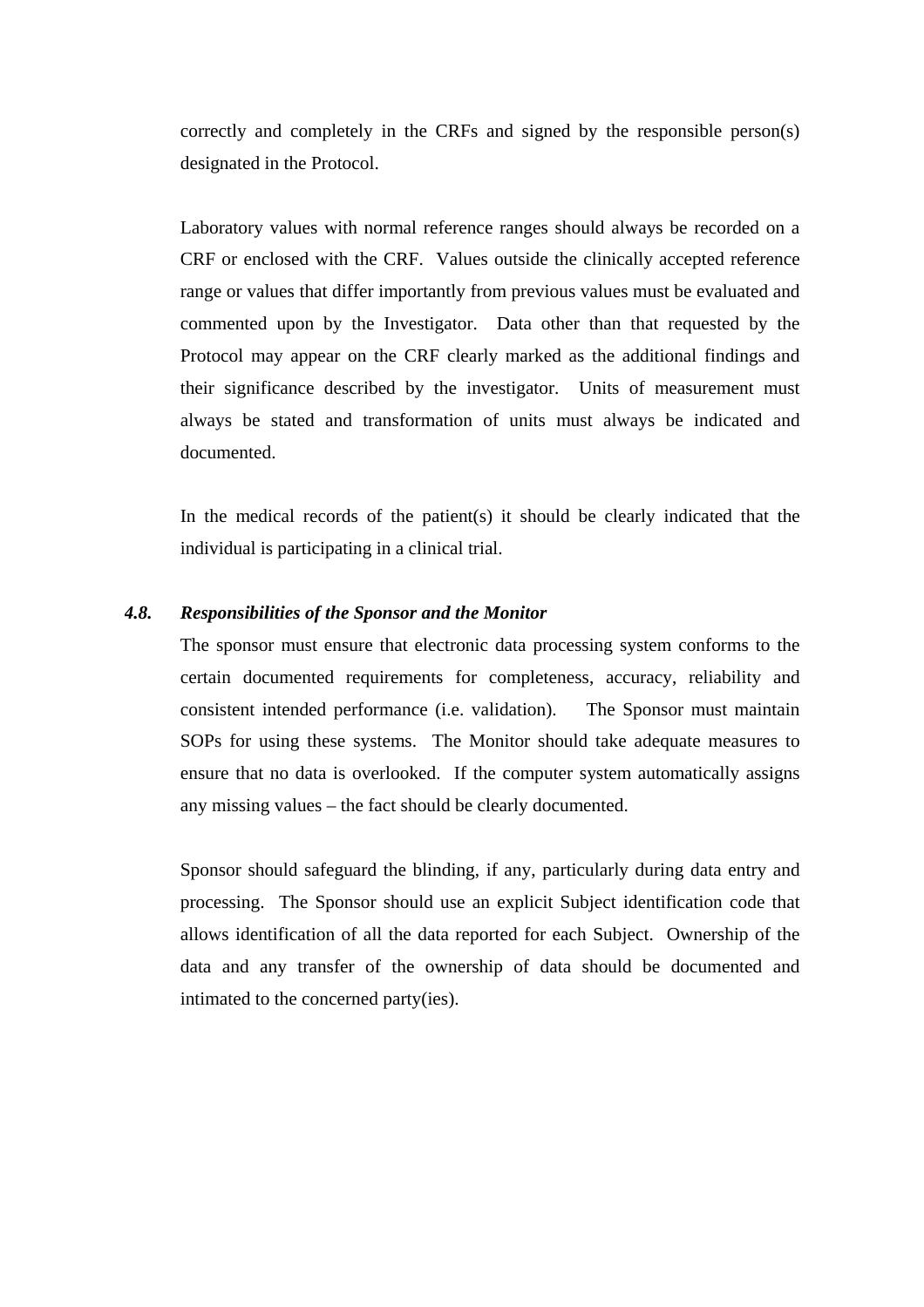correctly and completely in the CRFs and signed by the responsible person(s) designated in the Protocol.

Laboratory values with normal reference ranges should always be recorded on a CRF or enclosed with the CRF. Values outside the clinically accepted reference range or values that differ importantly from previous values must be evaluated and commented upon by the Investigator. Data other than that requested by the Protocol may appear on the CRF clearly marked as the additional findings and their significance described by the investigator. Units of measurement must always be stated and transformation of units must always be indicated and documented.

In the medical records of the patient(s) it should be clearly indicated that the individual is participating in a clinical trial.

### *4.8. Responsibilities of the Sponsor and the Monitor*

The sponsor must ensure that electronic data processing system conforms to the certain documented requirements for completeness, accuracy, reliability and consistent intended performance (i.e. validation). The Sponsor must maintain SOPs for using these systems. The Monitor should take adequate measures to ensure that no data is overlooked. If the computer system automatically assigns any missing values – the fact should be clearly documented.

Sponsor should safeguard the blinding, if any, particularly during data entry and processing. The Sponsor should use an explicit Subject identification code that allows identification of all the data reported for each Subject. Ownership of the data and any transfer of the ownership of data should be documented and intimated to the concerned party(ies).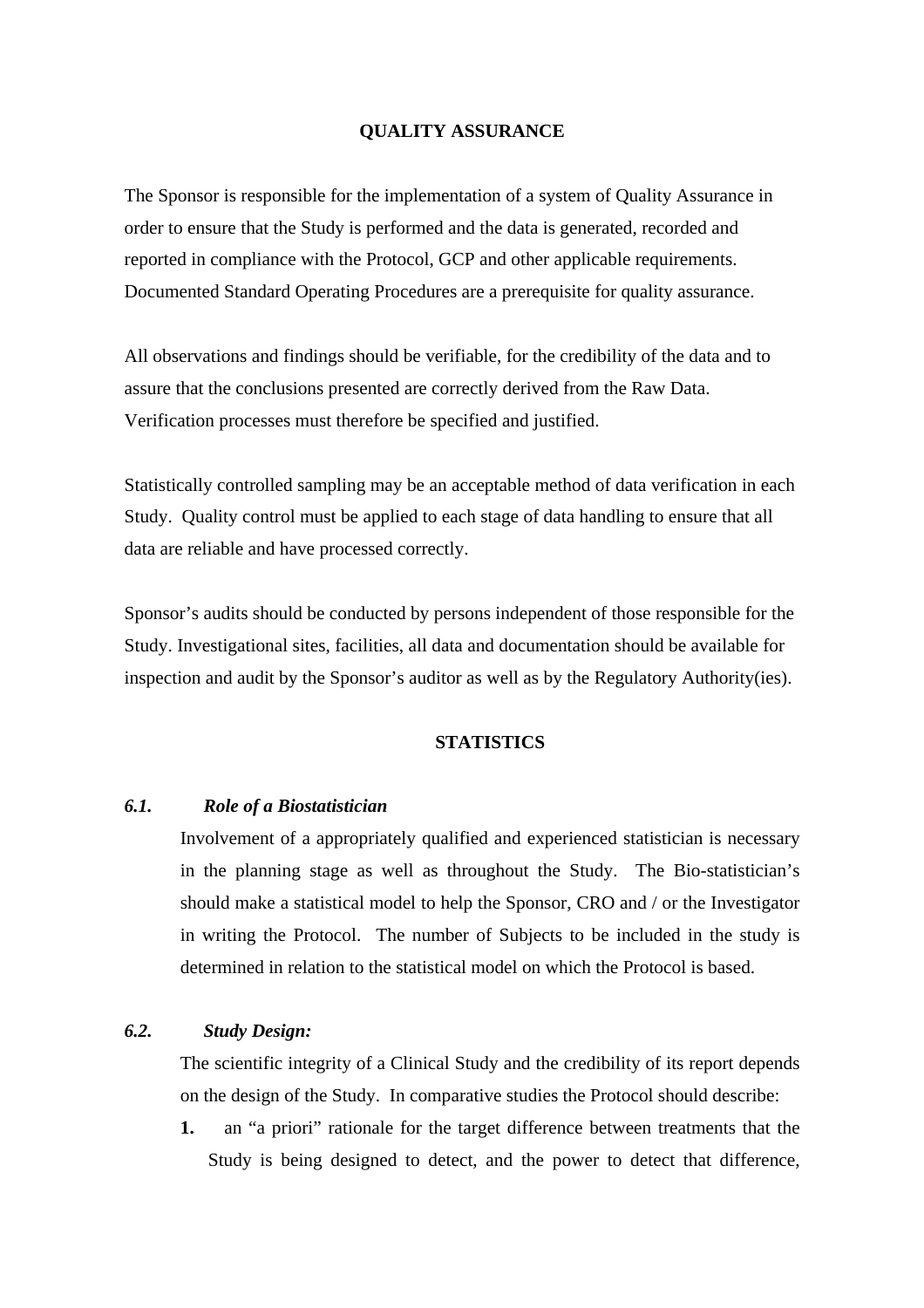## QUALITY ASSURANCE

The Sponsor is responsible for the implementation of a system of Quality Assurance in order to ensure that the Study is performed and the data is generated, recorded and reported in compliance with the Protocol, GCP and other applicable requirements. Documented Standard Operating Procedures are a prerequisite for quality assurance.

All observations and findings should be verifiable, for the credibility of the data and to assure that the conclusions presented are correctly derived from the Raw Data. Verification processes must therefore be specified and justified.

Statistically controlled sampling may be an acceptable method of data verification in each Study. Quality control must be applied to each stage of data handling to ensure that all data are reliable and have processed correctly.

Sponsor's audits should be conducted by persons independent of those responsible for the Study. Investigational sites, facilities, all data and documentation should be available for inspection and audit by the Sponsor's auditor as well as by the Regulatory Authority(ies).

## STATISTICS

### *6.1. Role of a Biostatistician*

Involvement of a appropriately qualified and experienced statistician is necessary in the planning stage as well as throughout the Study. The Bio-statistician's should make a statistical model to help the Sponsor, CRO and / or the Investigator in writing the Protocol. The number of Subjects to be included in the study is determined in relation to the statistical model on which the Protocol is based.

### *6.2. Study Design:*

The scientific integrity of a Clinical Study and the credibility of its report depends on the design of the Study. In comparative studies the Protocol should describe:

**1.** an "a priori" rationale for the target difference between treatments that the Study is being designed to detect, and the power to detect that difference,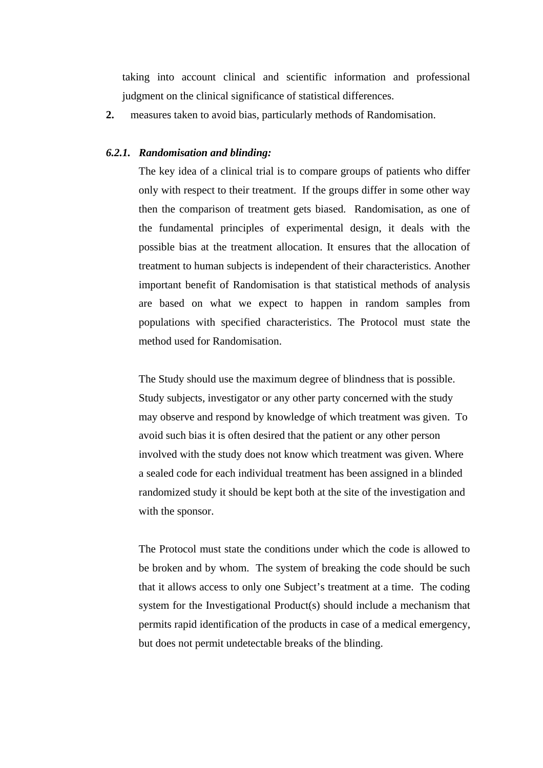taking into account clinical and scientific information and professional judgment on the clinical significance of statistical differences.

**2.** measures taken to avoid bias, particularly methods of Randomisation.

***6.2.1. Randomisation and blinding:***

The key idea of a clinical trial is to compare groups of patients who differ only with respect to their treatment. If the groups differ in some other way then the comparison of treatment gets biased. Randomisation, as one of the fundamental principles of experimental design, it deals with the possible bias at the treatment allocation. It ensures that the allocation of treatment to human subjects is independent of their characteristics. Another important benefit of Randomisation is that statistical methods of analysis are based on what we expect to happen in random samples from populations with specified characteristics. The Protocol must state the method used for Randomisation.

The Study should use the maximum degree of blindness that is possible. Study subjects, investigator or any other party concerned with the study may observe and respond by knowledge of which treatment was given. To avoid such bias it is often desired that the patient or any other person involved with the study does not know which treatment was given. Where a sealed code for each individual treatment has been assigned in a blinded randomized study it should be kept both at the site of the investigation and with the sponsor.

The Protocol must state the conditions under which the code is allowed to be broken and by whom. The system of breaking the code should be such that it allows access to only one Subject's treatment at a time. The coding system for the Investigational Product(s) should include a mechanism that permits rapid identification of the products in case of a medical emergency, but does not permit undetectable breaks of the blinding.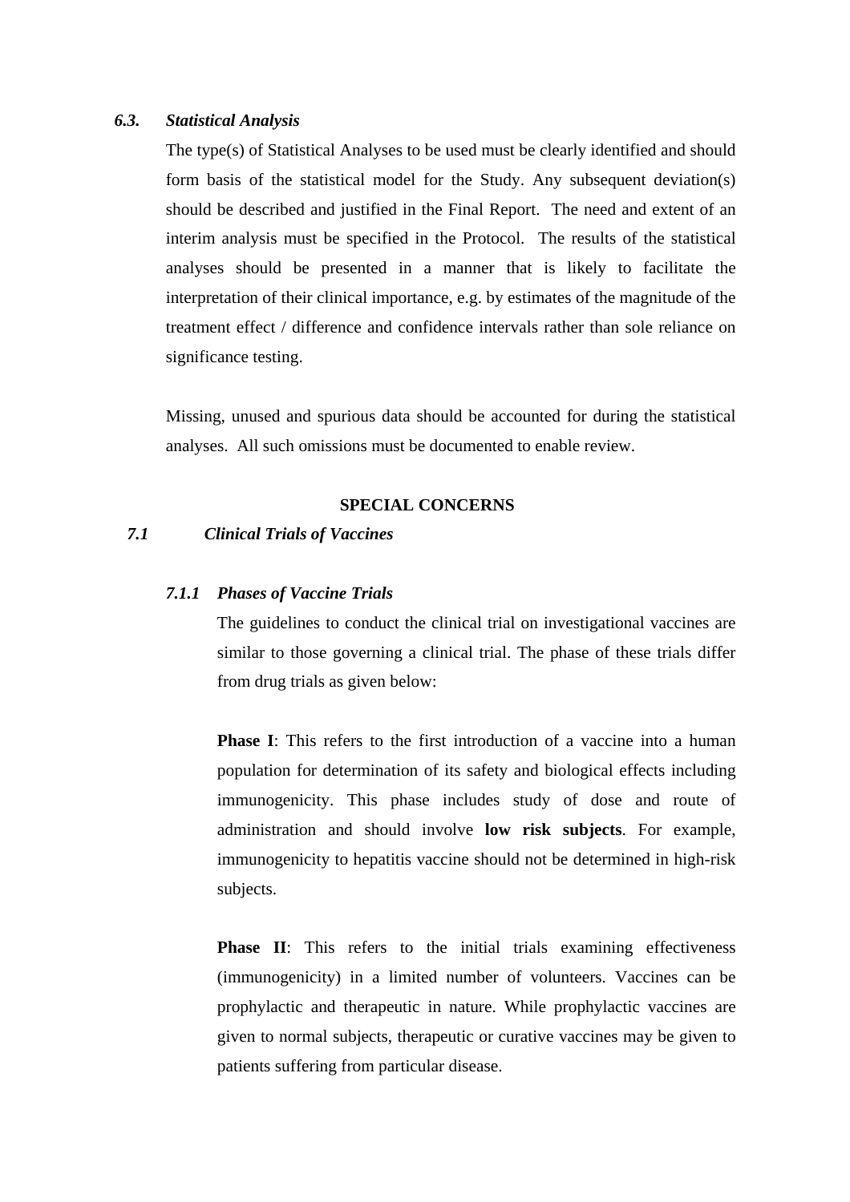### *6.3. Statistical Analysis*

The type(s) of Statistical Analyses to be used must be clearly identified and should form basis of the statistical model for the Study. Any subsequent deviation(s) should be described and justified in the Final Report. The need and extent of an interim analysis must be specified in the Protocol. The results of the statistical analyses should be presented in a manner that is likely to facilitate the interpretation of their clinical importance, e.g. by estimates of the magnitude of the treatment effect / difference and confidence intervals rather than sole reliance on significance testing.

Missing, unused and spurious data should be accounted for during the statistical analyses. All such omissions must be documented to enable review.

## SPECIAL CONCERNS

### *7.1 Clinical Trials of Vaccines*

#### *7.1.1 Phases of Vaccine Trials*

The guidelines to conduct the clinical trial on investigational vaccines are similar to those governing a clinical trial. The phase of these trials differ from drug trials as given below:

**Phase I**: This refers to the first introduction of a vaccine into a human population for determination of its safety and biological effects including immunogenicity. This phase includes study of dose and route of administration and should involve **low risk subjects**. For example, immunogenicity to hepatitis vaccine should not be determined in high-risk subjects.

**Phase II**: This refers to the initial trials examining effectiveness (immunogenicity) in a limited number of volunteers. Vaccines can be prophylactic and therapeutic in nature. While prophylactic vaccines are given to normal subjects, therapeutic or curative vaccines may be given to patients suffering from particular disease.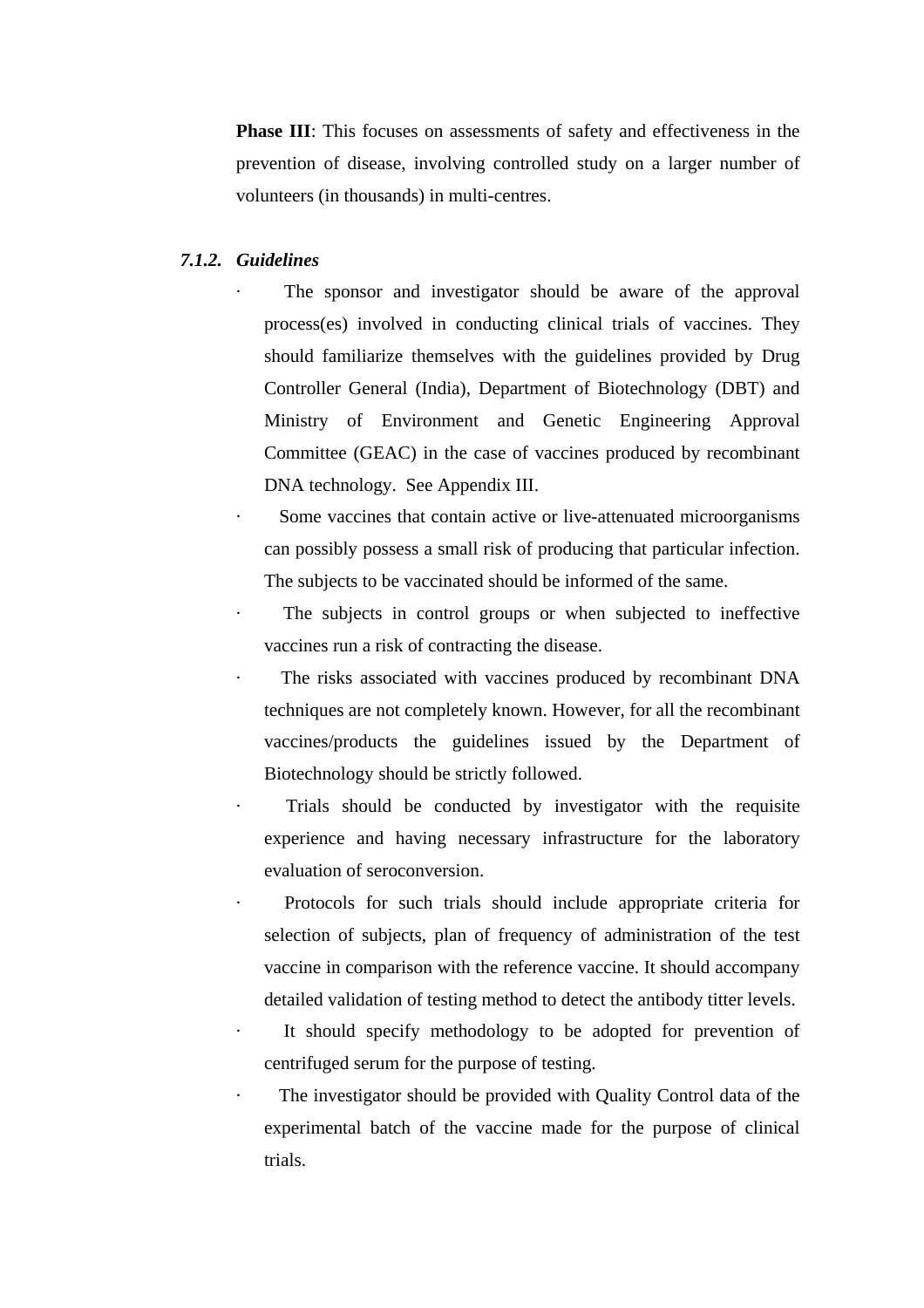**Phase III**: This focuses on assessments of safety and effectiveness in the prevention of disease, involving controlled study on a larger number of volunteers (in thousands) in multi-centres.

### *7.1.2. Guidelines*

- The sponsor and investigator should be aware of the approval process(es) involved in conducting clinical trials of vaccines. They should familiarize themselves with the guidelines provided by Drug Controller General (India), Department of Biotechnology (DBT) and Ministry of Environment and Genetic Engineering Approval Committee (GEAC) in the case of vaccines produced by recombinant DNA technology. See Appendix III.
- Some vaccines that contain active or live-attenuated microorganisms can possibly possess a small risk of producing that particular infection. The subjects to be vaccinated should be informed of the same.
- The subjects in control groups or when subjected to ineffective vaccines run a risk of contracting the disease.
- The risks associated with vaccines produced by recombinant DNA techniques are not completely known. However, for all the recombinant vaccines/products the guidelines issued by the Department of Biotechnology should be strictly followed.
- Trials should be conducted by investigator with the requisite experience and having necessary infrastructure for the laboratory evaluation of seroconversion.
- Protocols for such trials should include appropriate criteria for selection of subjects, plan of frequency of administration of the test vaccine in comparison with the reference vaccine. It should accompany detailed validation of testing method to detect the antibody titter levels.
- It should specify methodology to be adopted for prevention of centrifuged serum for the purpose of testing.
- The investigator should be provided with Quality Control data of the experimental batch of the vaccine made for the purpose of clinical trials.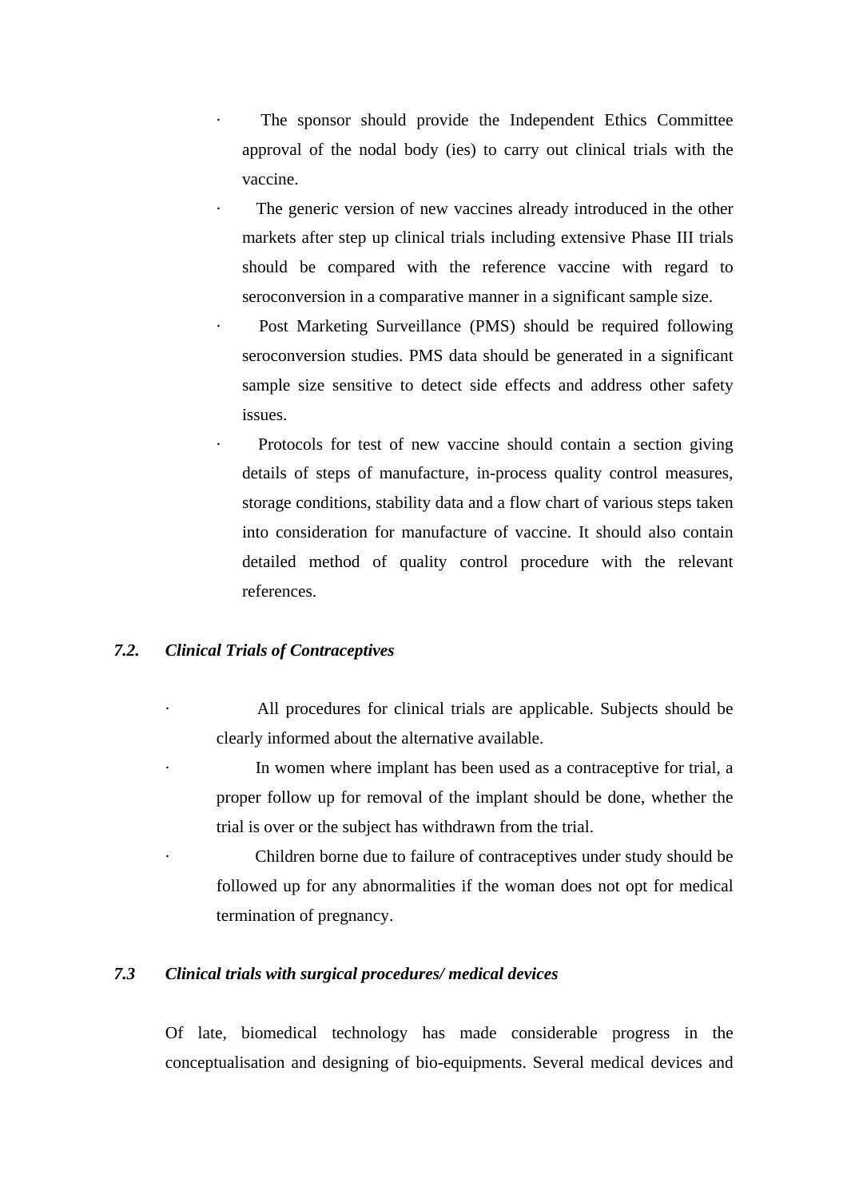- The sponsor should provide the Independent Ethics Committee approval of the nodal body (ies) to carry out clinical trials with the vaccine.
- The generic version of new vaccines already introduced in the other markets after step up clinical trials including extensive Phase III trials should be compared with the reference vaccine with regard to seroconversion in a comparative manner in a significant sample size.
- Post Marketing Surveillance (PMS) should be required following seroconversion studies. PMS data should be generated in a significant sample size sensitive to detect side effects and address other safety issues.
- Protocols for test of new vaccine should contain a section giving details of steps of manufacture, in-process quality control measures, storage conditions, stability data and a flow chart of various steps taken into consideration for manufacture of vaccine. It should also contain detailed method of quality control procedure with the relevant references.

### *7.2. Clinical Trials of Contraceptives*

- All procedures for clinical trials are applicable. Subjects should be clearly informed about the alternative available.
- In women where implant has been used as a contraceptive for trial, a proper follow up for removal of the implant should be done, whether the trial is over or the subject has withdrawn from the trial.
- Children borne due to failure of contraceptives under study should be followed up for any abnormalities if the woman does not opt for medical termination of pregnancy.

### *7.3 Clinical trials with surgical procedures/ medical devices*

Of late, biomedical technology has made considerable progress in the conceptualisation and designing of bio-equipments. Several medical devices and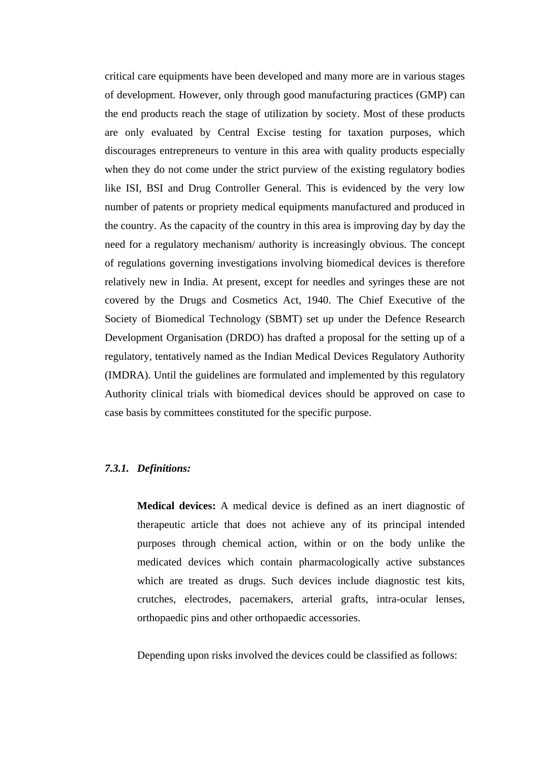critical care equipments have been developed and many more are in various stages of development. However, only through good manufacturing practices (GMP) can the end products reach the stage of utilization by society. Most of these products are only evaluated by Central Excise testing for taxation purposes, which discourages entrepreneurs to venture in this area with quality products especially when they do not come under the strict purview of the existing regulatory bodies like ISI, BSI and Drug Controller General. This is evidenced by the very low number of patents or propriety medical equipments manufactured and produced in the country. As the capacity of the country in this area is improving day by day the need for a regulatory mechanism/ authority is increasingly obvious. The concept of regulations governing investigations involving biomedical devices is therefore relatively new in India. At present, except for needles and syringes these are not covered by the Drugs and Cosmetics Act, 1940. The Chief Executive of the Society of Biomedical Technology (SBMT) set up under the Defence Research Development Organisation (DRDO) has drafted a proposal for the setting up of a regulatory, tentatively named as the Indian Medical Devices Regulatory Authority (IMDRA). Until the guidelines are formulated and implemented by this regulatory Authority clinical trials with biomedical devices should be approved on case to case basis by committees constituted for the specific purpose.

### *7.3.1. Definitions:*

**Medical devices:** A medical device is defined as an inert diagnostic of therapeutic article that does not achieve any of its principal intended purposes through chemical action, within or on the body unlike the medicated devices which contain pharmacologically active substances which are treated as drugs. Such devices include diagnostic test kits, crutches, electrodes, pacemakers, arterial grafts, intra-ocular lenses, orthopaedic pins and other orthopaedic accessories.

Depending upon risks involved the devices could be classified as follows: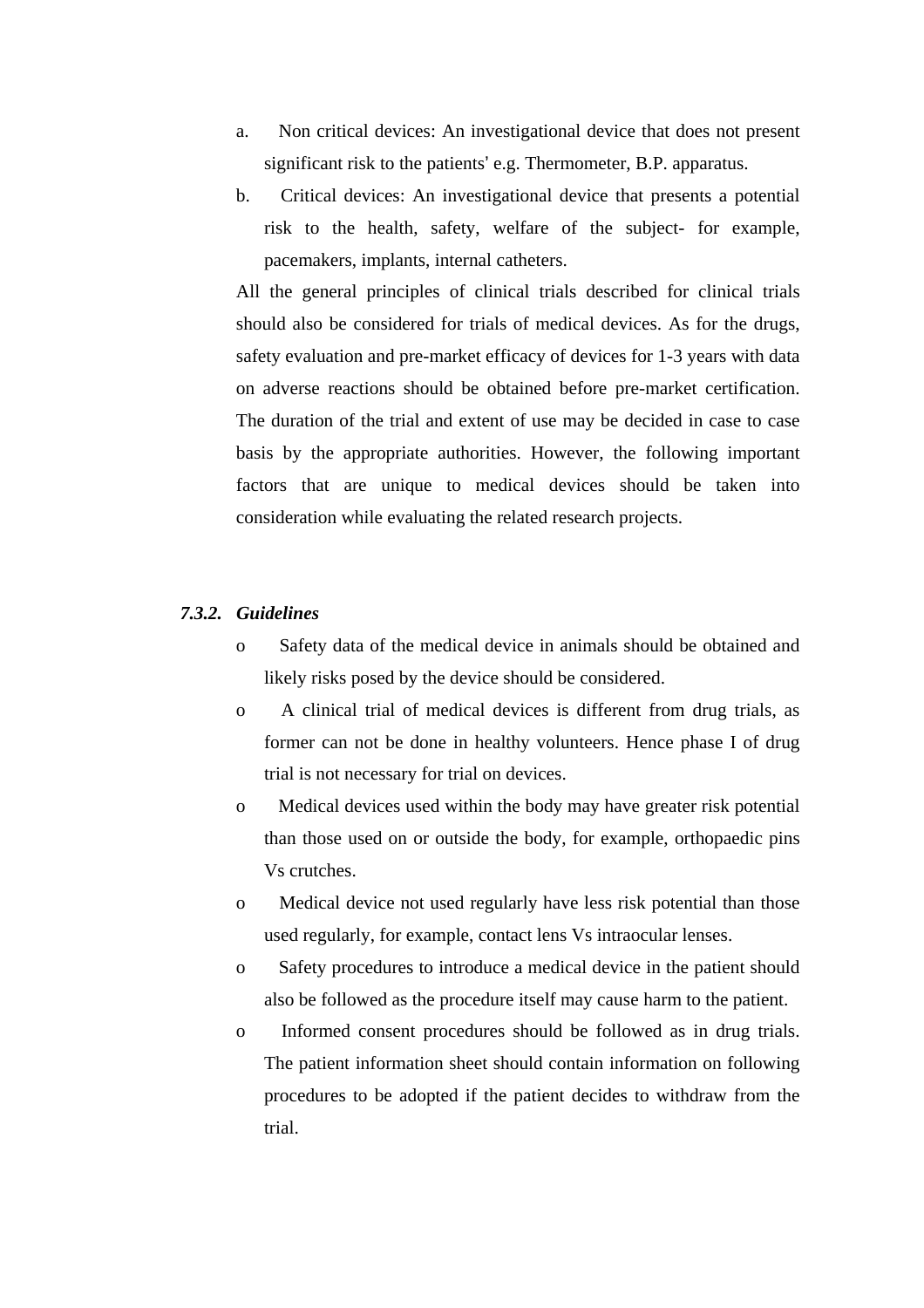a. Non critical devices: An investigational device that does not present significant risk to the patients' e.g. Thermometer, B.P. apparatus.

b. Critical devices: An investigational device that presents a potential risk to the health, safety, welfare of the subject- for example, pacemakers, implants, internal catheters.

All the general principles of clinical trials described for clinical trials should also be considered for trials of medical devices. As for the drugs, safety evaluation and pre-market efficacy of devices for 1-3 years with data on adverse reactions should be obtained before pre-market certification. The duration of the trial and extent of use may be decided in case to case basis by the appropriate authorities. However, the following important factors that are unique to medical devices should be taken into consideration while evaluating the related research projects.

### *7.3.2. Guidelines*

- Safety data of the medical device in animals should be obtained and likely risks posed by the device should be considered.
- A clinical trial of medical devices is different from drug trials, as former can not be done in healthy volunteers. Hence phase I of drug trial is not necessary for trial on devices.
- Medical devices used within the body may have greater risk potential than those used on or outside the body, for example, orthopaedic pins Vs crutches.
- Medical device not used regularly have less risk potential than those used regularly, for example, contact lens Vs intraocular lenses.
- Safety procedures to introduce a medical device in the patient should also be followed as the procedure itself may cause harm to the patient.
- Informed consent procedures should be followed as in drug trials. The patient information sheet should contain information on following procedures to be adopted if the patient decides to withdraw from the trial.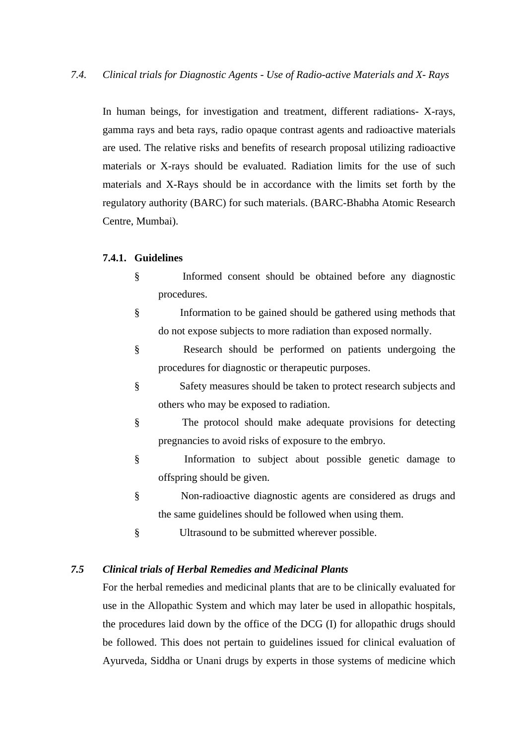### *7.4. Clinical trials for Diagnostic Agents - Use of Radio-active Materials and X- Rays*

In human beings, for investigation and treatment, different radiations- X-rays, gamma rays and beta rays, radio opaque contrast agents and radioactive materials are used. The relative risks and benefits of research proposal utilizing radioactive materials or X-rays should be evaluated. Radiation limits for the use of such materials and X-Rays should be in accordance with the limits set forth by the regulatory authority (BARC) for such materials. (BARC-Bhabha Atomic Research Centre, Mumbai).

#### 7.4.1. Guidelines

- Informed consent should be obtained before any diagnostic procedures.
- Information to be gained should be gathered using methods that do not expose subjects to more radiation than exposed normally.
- Research should be performed on patients undergoing the procedures for diagnostic or therapeutic purposes.
- Safety measures should be taken to protect research subjects and others who may be exposed to radiation.
- The protocol should make adequate provisions for detecting pregnancies to avoid risks of exposure to the embryo.
- Information to subject about possible genetic damage to offspring should be given.
- Non-radioactive diagnostic agents are considered as drugs and the same guidelines should be followed when using them.
- Ultrasound to be submitted wherever possible.

### *7.5 Clinical trials of Herbal Remedies and Medicinal Plants*

For the herbal remedies and medicinal plants that are to be clinically evaluated for use in the Allopathic System and which may later be used in allopathic hospitals, the procedures laid down by the office of the DCG (I) for allopathic drugs should be followed. This does not pertain to guidelines issued for clinical evaluation of Ayurveda, Siddha or Unani drugs by experts in those systems of medicine which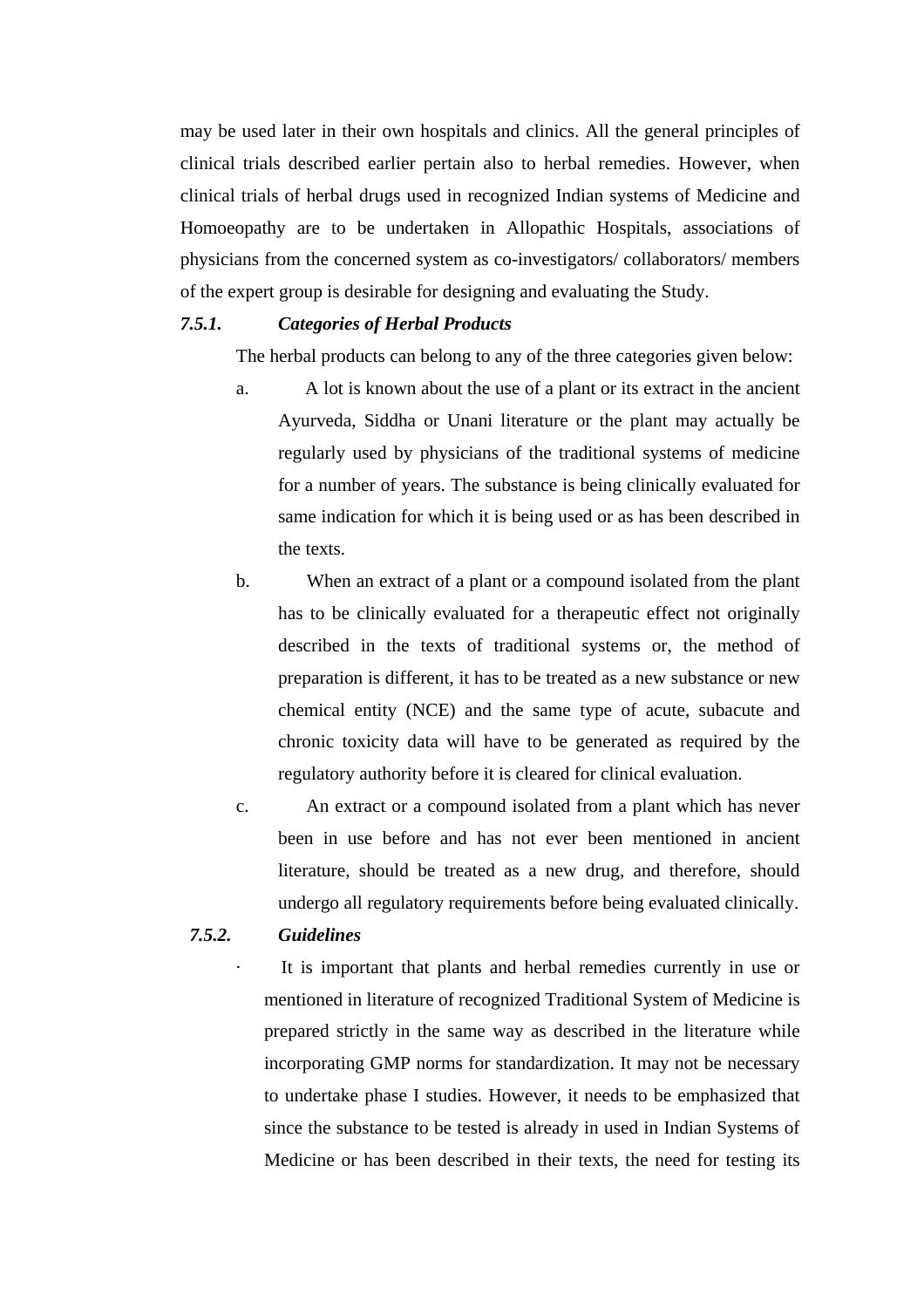may be used later in their own hospitals and clinics. All the general principles of clinical trials described earlier pertain also to herbal remedies. However, when clinical trials of herbal drugs used in recognized Indian systems of Medicine and Homoeopathy are to be undertaken in Allopathic Hospitals, associations of physicians from the concerned system as co-investigators/ collaborators/ members of the expert group is desirable for designing and evaluating the Study.

#### *7.5.1. Categories of Herbal Products*

The herbal products can belong to any of the three categories given below:

a. A lot is known about the use of a plant or its extract in the ancient Ayurveda, Siddha or Unani literature or the plant may actually be regularly used by physicians of the traditional systems of medicine for a number of years. The substance is being clinically evaluated for same indication for which it is being used or as has been described in the texts.

b. When an extract of a plant or a compound isolated from the plant has to be clinically evaluated for a therapeutic effect not originally described in the texts of traditional systems or, the method of preparation is different, it has to be treated as a new substance or new chemical entity (NCE) and the same type of acute, subacute and chronic toxicity data will have to be generated as required by the regulatory authority before it is cleared for clinical evaluation.

c. An extract or a compound isolated from a plant which has never been in use before and has not ever been mentioned in ancient literature, should be treated as a new drug, and therefore, should undergo all regulatory requirements before being evaluated clinically.

#### *7.5.2. Guidelines*

- It is important that plants and herbal remedies currently in use or mentioned in literature of recognized Traditional System of Medicine is prepared strictly in the same way as described in the literature while incorporating GMP norms for standardization. It may not be necessary to undertake phase I studies. However, it needs to be emphasized that since the substance to be tested is already in used in Indian Systems of Medicine or has been described in their texts, the need for testing its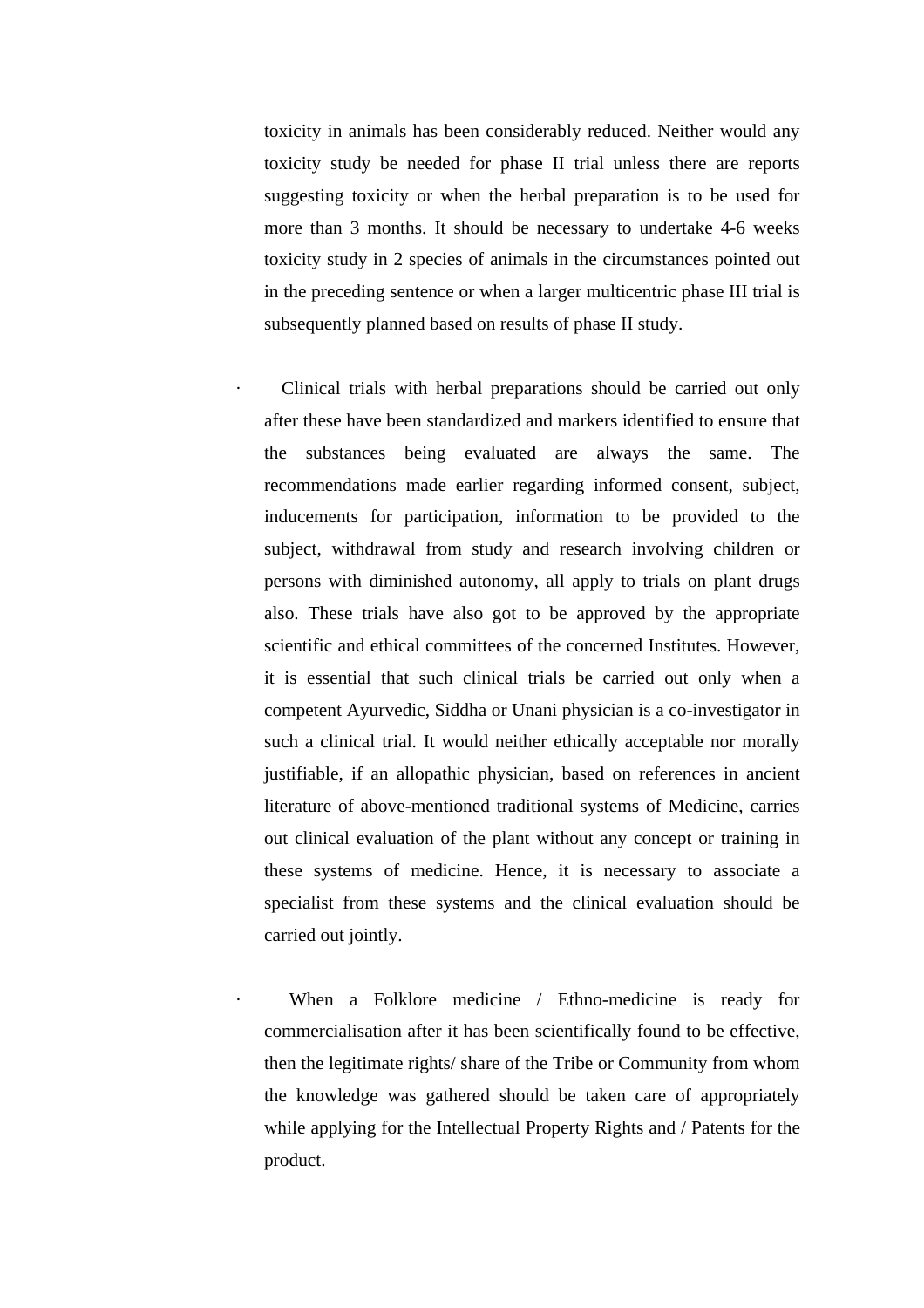toxicity in animals has been considerably reduced. Neither would any toxicity study be needed for phase II trial unless there are reports suggesting toxicity or when the herbal preparation is to be used for more than 3 months. It should be necessary to undertake 4-6 weeks toxicity study in 2 species of animals in the circumstances pointed out in the preceding sentence or when a larger multicentric phase III trial is subsequently planned based on results of phase II study.

- Clinical trials with herbal preparations should be carried out only after these have been standardized and markers identified to ensure that the substances being evaluated are always the same. The recommendations made earlier regarding informed consent, subject, inducements for participation, information to be provided to the subject, withdrawal from study and research involving children or persons with diminished autonomy, all apply to trials on plant drugs also. These trials have also got to be approved by the appropriate scientific and ethical committees of the concerned Institutes. However, it is essential that such clinical trials be carried out only when a competent Ayurvedic, Siddha or Unani physician is a co-investigator in such a clinical trial. It would neither ethically acceptable nor morally justifiable, if an allopathic physician, based on references in ancient literature of above-mentioned traditional systems of Medicine, carries out clinical evaluation of the plant without any concept or training in these systems of medicine. Hence, it is necessary to associate a specialist from these systems and the clinical evaluation should be carried out jointly.

- When a Folklore medicine / Ethno-medicine is ready for commercialisation after it has been scientifically found to be effective, then the legitimate rights/ share of the Tribe or Community from whom the knowledge was gathered should be taken care of appropriately while applying for the Intellectual Property Rights and / Patents for the product.